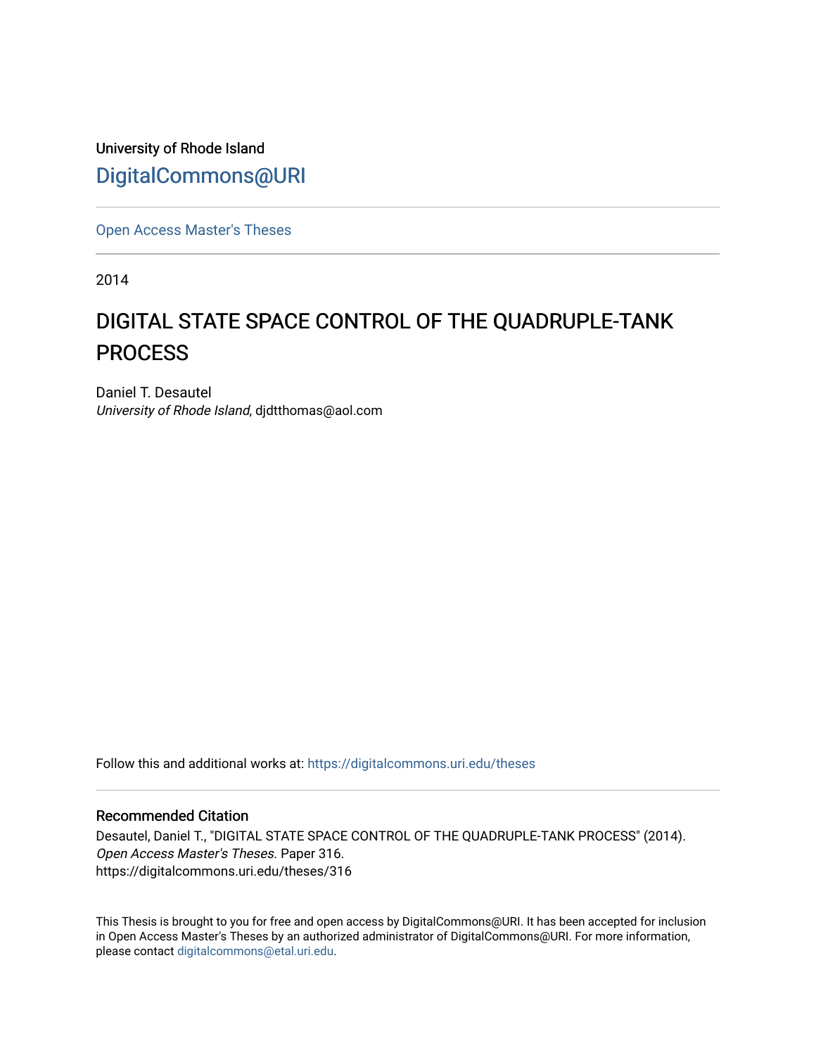University of Rhode Island

DigitalCommons@URI

Open Access Master's Theses

2014

# DIGITAL STATE SPACE CONTROL OF THE QUADRUPLE-TANK PROCESS

Daniel T. Desautel
*University of Rhode Island*, djdtthomas@aol.com

Follow this and additional works at: https://digitalcommons.uri.edu/theses

## Recommended Citation

Desautel, Daniel T., "DIGITAL STATE SPACE CONTROL OF THE QUADRUPLE-TANK PROCESS" (2014). *Open Access Master's Theses.* Paper 316.
https://digitalcommons.uri.edu/theses/316

This Thesis is brought to you for free and open access by DigitalCommons@URI. It has been accepted for inclusion in Open Access Master's Theses by an authorized administrator of DigitalCommons@URI. For more information, please contact digitalcommons@etal.uri.edu.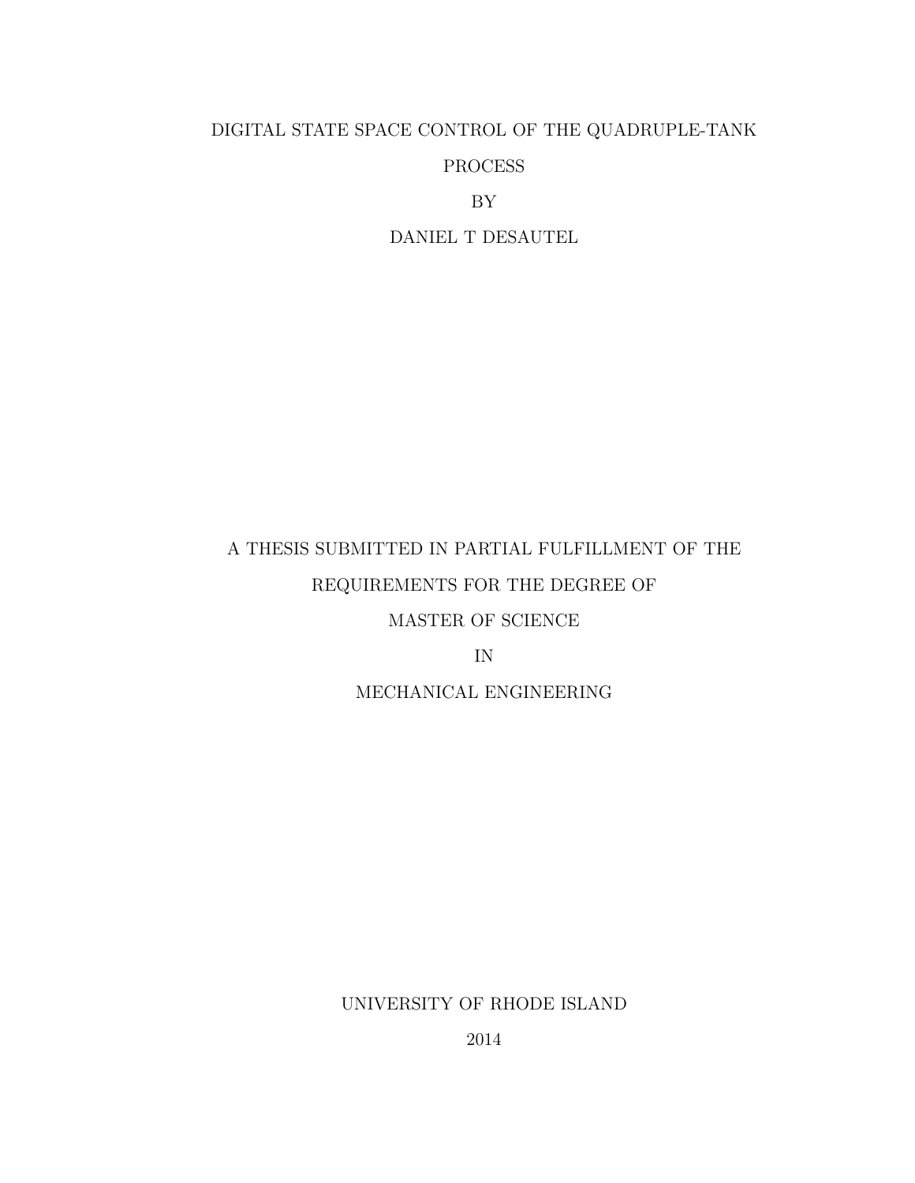DIGITAL STATE SPACE CONTROL OF THE QUADRUPLE-TANK PROCESS

BY

DANIEL T DESAUTEL

A THESIS SUBMITTED IN PARTIAL FULFILLMENT OF THE REQUIREMENTS FOR THE DEGREE OF

MASTER OF SCIENCE

IN

MECHANICAL ENGINEERING

UNIVERSITY OF RHODE ISLAND

2014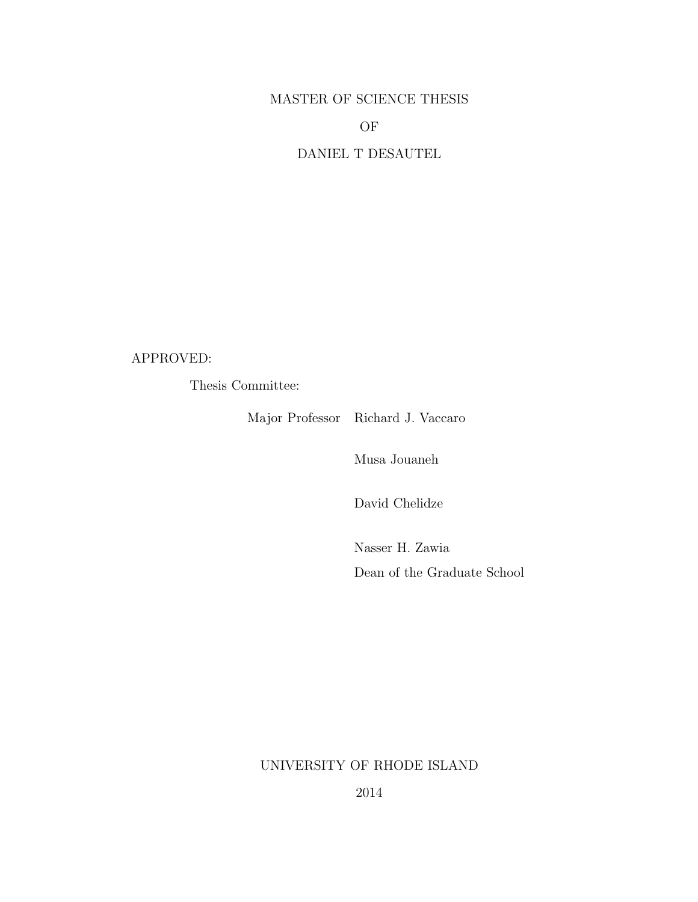MASTER OF SCIENCE THESIS

OF

DANIEL T DESAUTEL

APPROVED:

Thesis Committee:

Major Professor Richard J. Vaccaro

Musa Jouaneh

David Chelidze

Nasser H. Zawia
Dean of the Graduate School

UNIVERSITY OF RHODE ISLAND

2014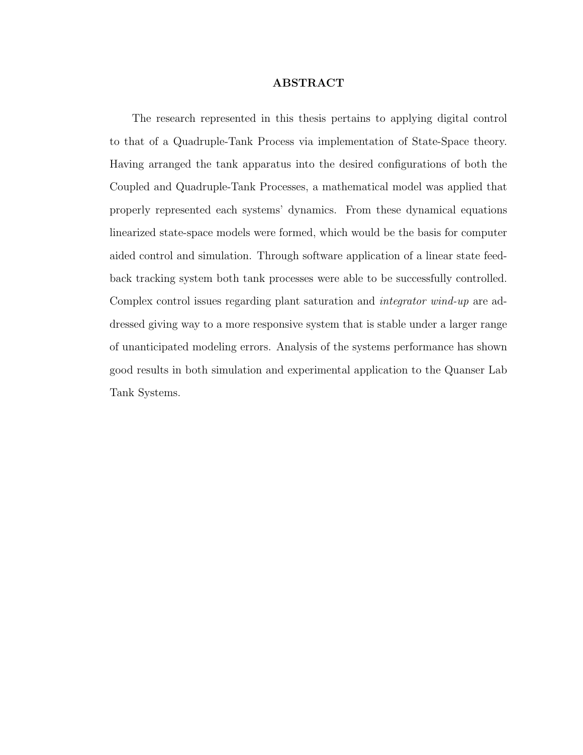# ABSTRACT

The research represented in this thesis pertains to applying digital control to that of a Quadruple-Tank Process via implementation of State-Space theory. Having arranged the tank apparatus into the desired configurations of both the Coupled and Quadruple-Tank Processes, a mathematical model was applied that properly represented each systems' dynamics. From these dynamical equations linearized state-space models were formed, which would be the basis for computer aided control and simulation. Through software application of a linear state feedback tracking system both tank processes were able to be successfully controlled. Complex control issues regarding plant saturation and *integrator wind-up* are addressed giving way to a more responsive system that is stable under a larger range of unanticipated modeling errors. Analysis of the systems performance has shown good results in both simulation and experimental application to the Quanser Lab Tank Systems.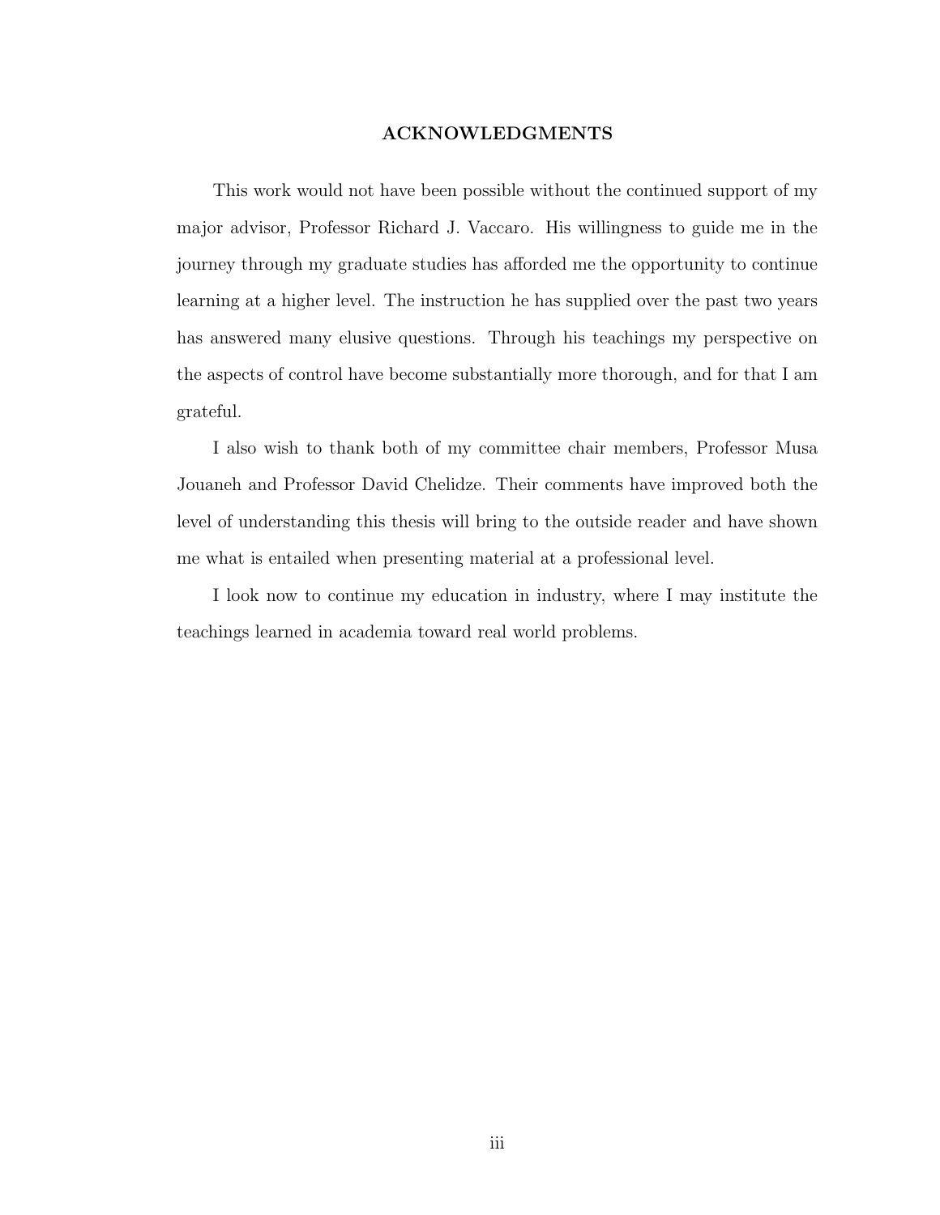## ACKNOWLEDGMENTS

This work would not have been possible without the continued support of my major advisor, Professor Richard J. Vaccaro. His willingness to guide me in the journey through my graduate studies has afforded me the opportunity to continue learning at a higher level. The instruction he has supplied over the past two years has answered many elusive questions. Through his teachings my perspective on the aspects of control have become substantially more thorough, and for that I am grateful.

I also wish to thank both of my committee chair members, Professor Musa Jouaneh and Professor David Chelidze. Their comments have improved both the level of understanding this thesis will bring to the outside reader and have shown me what is entailed when presenting material at a professional level.

I look now to continue my education in industry, where I may institute the teachings learned in academia toward real world problems.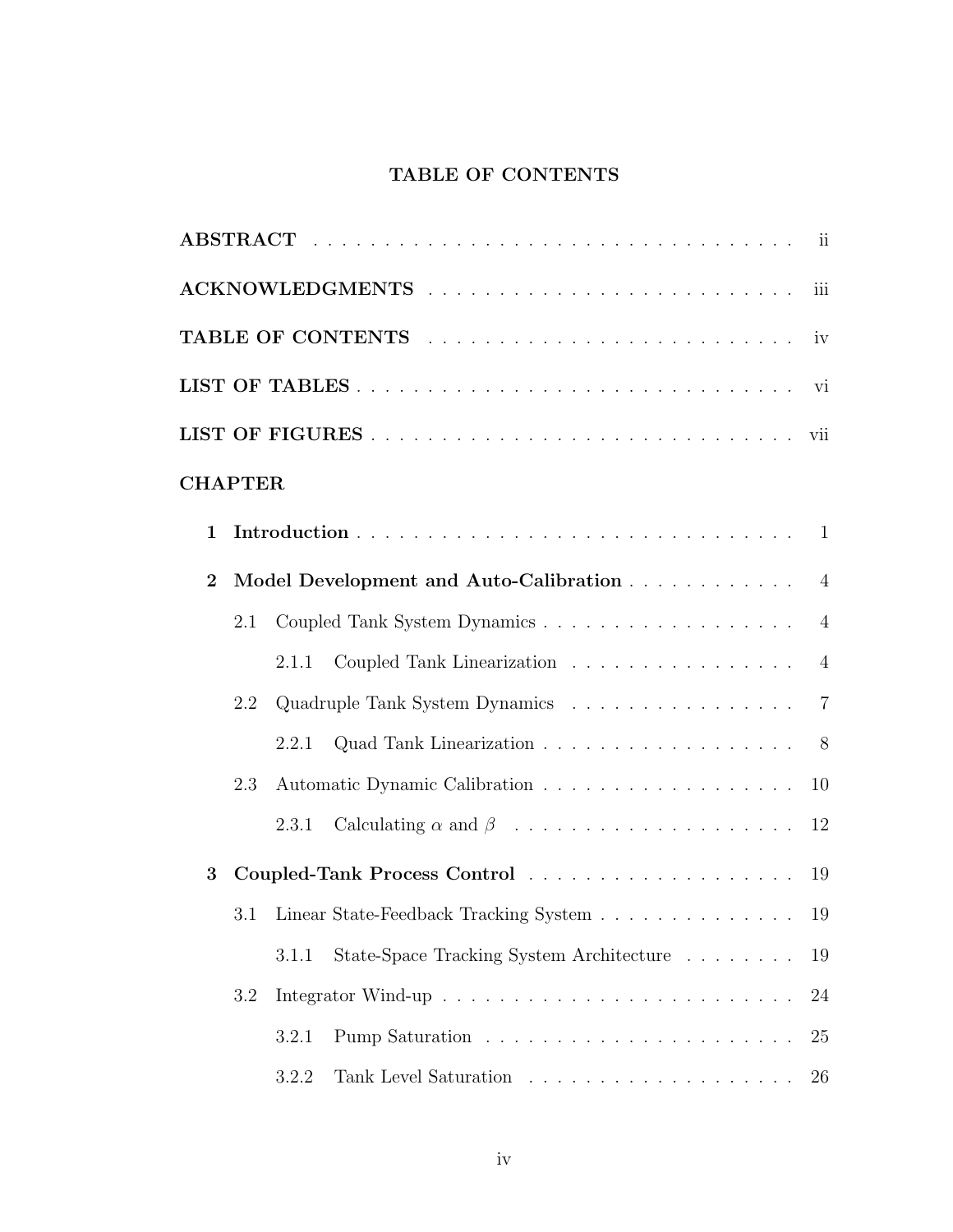# TABLE OF CONTENTS

**ABSTRACT** . . . . . . . . . . . . . . . . . . . . . . . . . . . . . . . . . . ii

**ACKNOWLEDGMENTS** . . . . . . . . . . . . . . . . . . . . . . . . . . . iii

**TABLE OF CONTENTS** . . . . . . . . . . . . . . . . . . . . . . . . . . iv

**LIST OF TABLES** . . . . . . . . . . . . . . . . . . . . . . . . . . . . . . vi

**LIST OF FIGURES** . . . . . . . . . . . . . . . . . . . . . . . . . . . . . vii

**CHAPTER**

**1 Introduction** . . . . . . . . . . . . . . . . . . . . . . . . . . . . . . . 1

**2 Model Development and Auto-Calibration** . . . . . . . . . . . . 4

2.1 Coupled Tank System Dynamics . . . . . . . . . . . . . . . . . . 4

2.1.1 Coupled Tank Linearization . . . . . . . . . . . . . . . . . 4

2.2 Quadruple Tank System Dynamics . . . . . . . . . . . . . . . . 7

2.2.1 Quad Tank Linearization . . . . . . . . . . . . . . . . . . . 8

2.3 Automatic Dynamic Calibration . . . . . . . . . . . . . . . . . . 10

2.3.1 Calculating $\alpha$ and $\beta$ . . . . . . . . . . . . . . . . . . . . 12

**3 Coupled-Tank Process Control** . . . . . . . . . . . . . . . . . . . 19

3.1 Linear State-Feedback Tracking System . . . . . . . . . . . . . . 19

3.1.1 State-Space Tracking System Architecture . . . . . . . . 19

3.2 Integrator Wind-up . . . . . . . . . . . . . . . . . . . . . . . . . 24

3.2.1 Pump Saturation . . . . . . . . . . . . . . . . . . . . . . . 25

3.2.2 Tank Level Saturation . . . . . . . . . . . . . . . . . . . . 26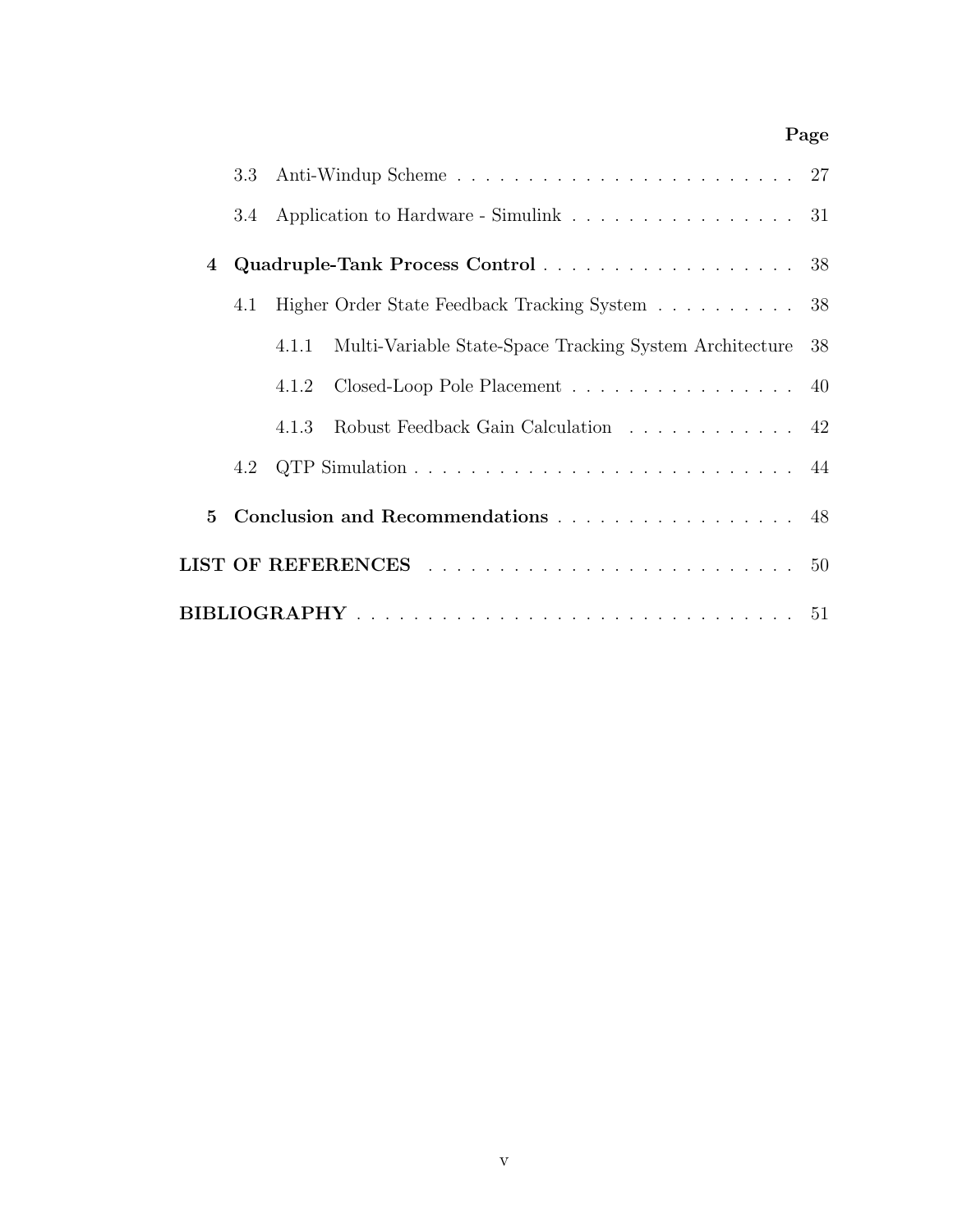| | Page |
|---|---|
| 3.3 Anti-Windup Scheme | 27 |
| 3.4 Application to Hardware - Simulink | 31 |
| **4 Quadruple-Tank Process Control** | 38 |
| 4.1 Higher Order State Feedback Tracking System | 38 |
| 4.1.1 Multi-Variable State-Space Tracking System Architecture | 38 |
| 4.1.2 Closed-Loop Pole Placement | 40 |
| 4.1.3 Robust Feedback Gain Calculation | 42 |
| 4.2 QTP Simulation | 44 |
| **5 Conclusion and Recommendations** | 48 |
| **LIST OF REFERENCES** | 50 |
| **BIBLIOGRAPHY** | 51 |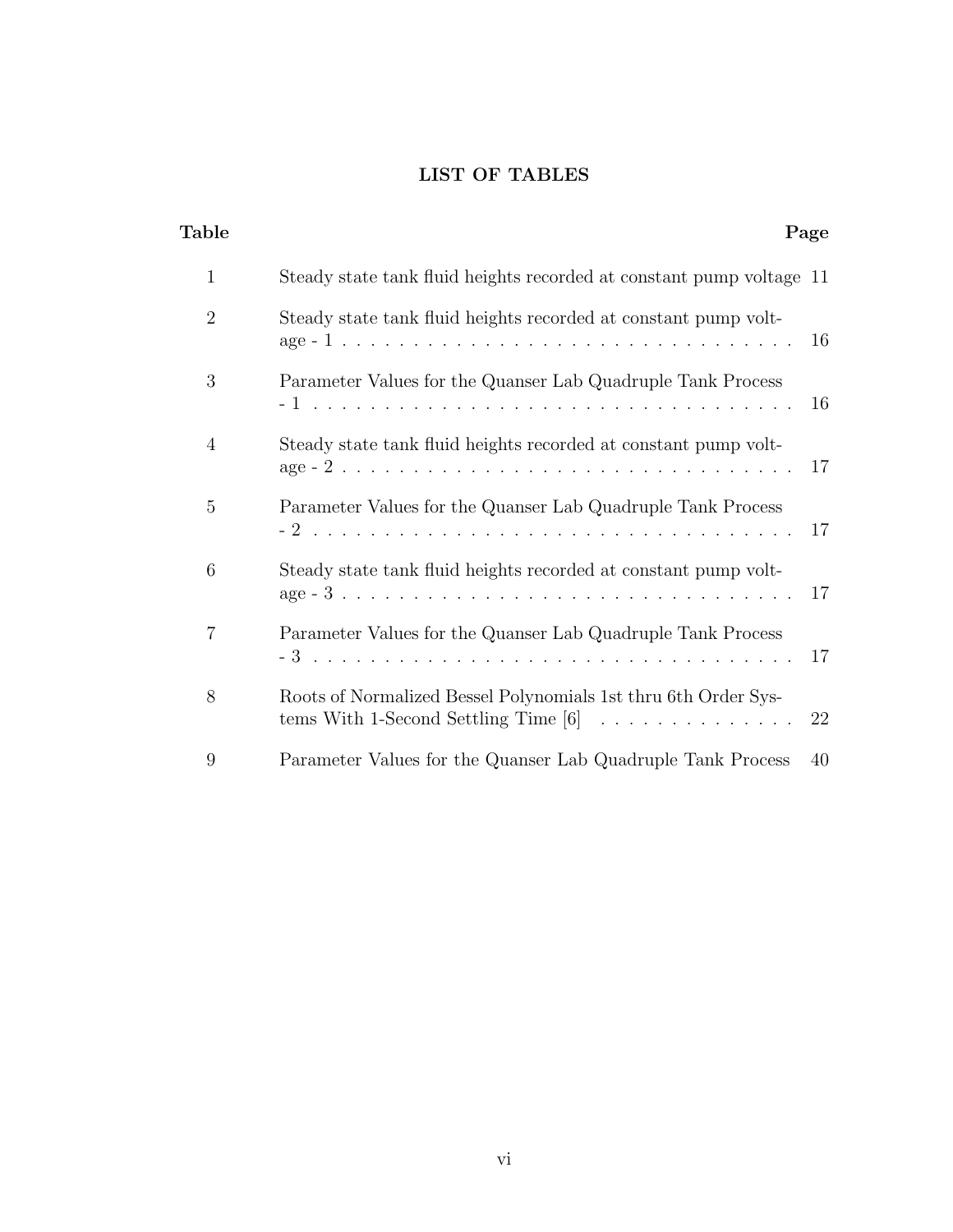## LIST OF TABLES

| Table | | Page |
|---|---|---|
| 1 | Steady state tank fluid heights recorded at constant pump voltage | 11 |
| 2 | Steady state tank fluid heights recorded at constant pump voltage - 1 | 16 |
| 3 | Parameter Values for the Quanser Lab Quadruple Tank Process - 1 | 16 |
| 4 | Steady state tank fluid heights recorded at constant pump voltage - 2 | 17 |
| 5 | Parameter Values for the Quanser Lab Quadruple Tank Process - 2 | 17 |
| 6 | Steady state tank fluid heights recorded at constant pump voltage - 3 | 17 |
| 7 | Parameter Values for the Quanser Lab Quadruple Tank Process - 3 | 17 |
| 8 | Roots of Normalized Bessel Polynomials 1st thru 6th Order Systems With 1-Second Settling Time [6] | 22 |
| 9 | Parameter Values for the Quanser Lab Quadruple Tank Process | 40 |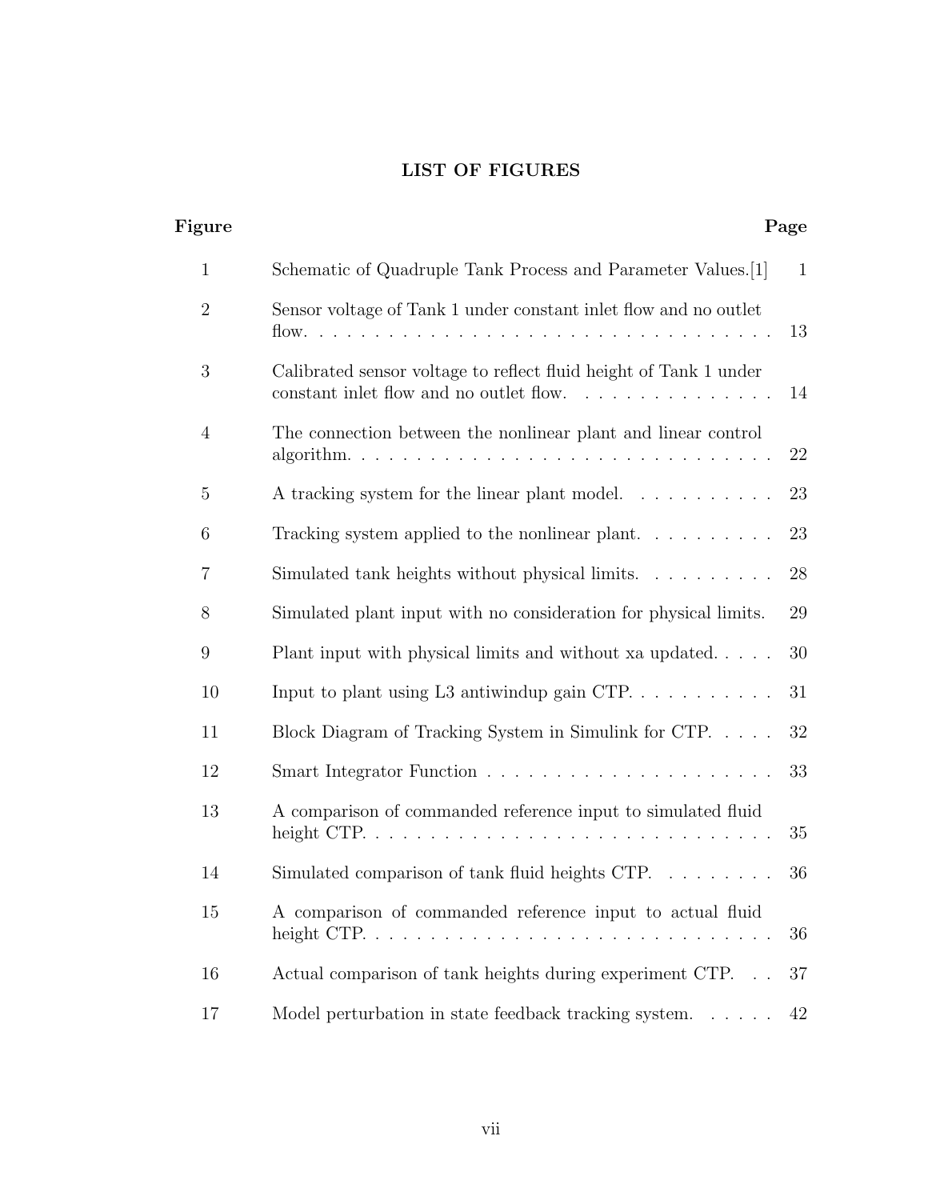## LIST OF FIGURES

| Figure | | Page |
|---|---|---|
| 1 | Schematic of Quadruple Tank Process and Parameter Values.[1] | 1 |
| 2 | Sensor voltage of Tank 1 under constant inlet flow and no outlet flow. | 13 |
| 3 | Calibrated sensor voltage to reflect fluid height of Tank 1 under constant inlet flow and no outlet flow. | 14 |
| 4 | The connection between the nonlinear plant and linear control algorithm. | 22 |
| 5 | A tracking system for the linear plant model. | 23 |
| 6 | Tracking system applied to the nonlinear plant. | 23 |
| 7 | Simulated tank heights without physical limits. | 28 |
| 8 | Simulated plant input with no consideration for physical limits. | 29 |
| 9 | Plant input with physical limits and without xa updated. | 30 |
| 10 | Input to plant using L3 antiwindup gain CTP. | 31 |
| 11 | Block Diagram of Tracking System in Simulink for CTP. | 32 |
| 12 | Smart Integrator Function | 33 |
| 13 | A comparison of commanded reference input to simulated fluid height CTP. | 35 |
| 14 | Simulated comparison of tank fluid heights CTP. | 36 |
| 15 | A comparison of commanded reference input to actual fluid height CTP. | 36 |
| 16 | Actual comparison of tank heights during experiment CTP. | 37 |
| 17 | Model perturbation in state feedback tracking system. | 42 |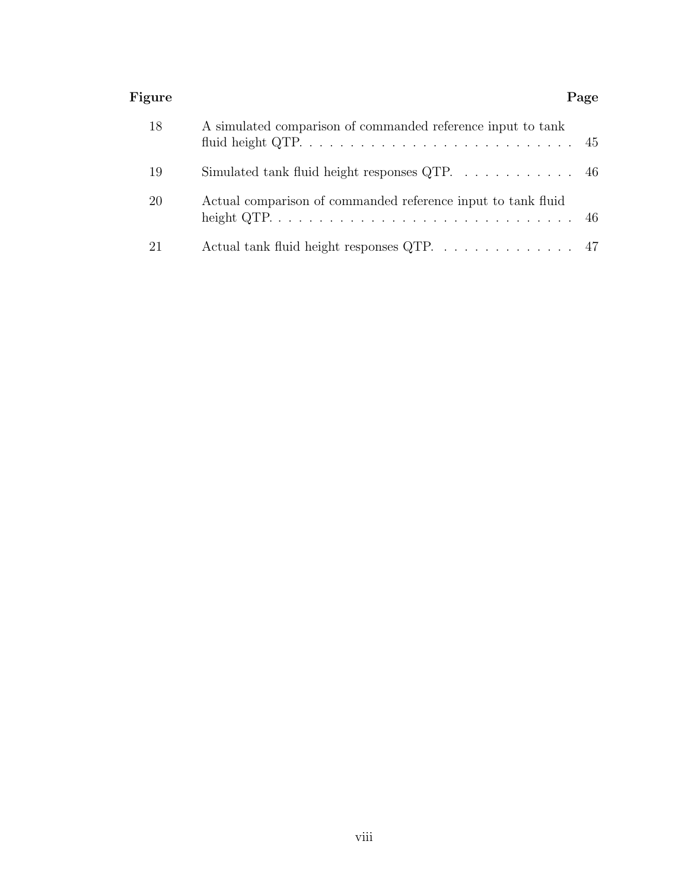| Figure | | Page |
| --- | --- | --- |
| 18 | A simulated comparison of commanded reference input to tank fluid height QTP. | 45 |
| 19 | Simulated tank fluid height responses QTP. | 46 |
| 20 | Actual comparison of commanded reference input to tank fluid height QTP. | 46 |
| 21 | Actual tank fluid height responses QTP. | 47 |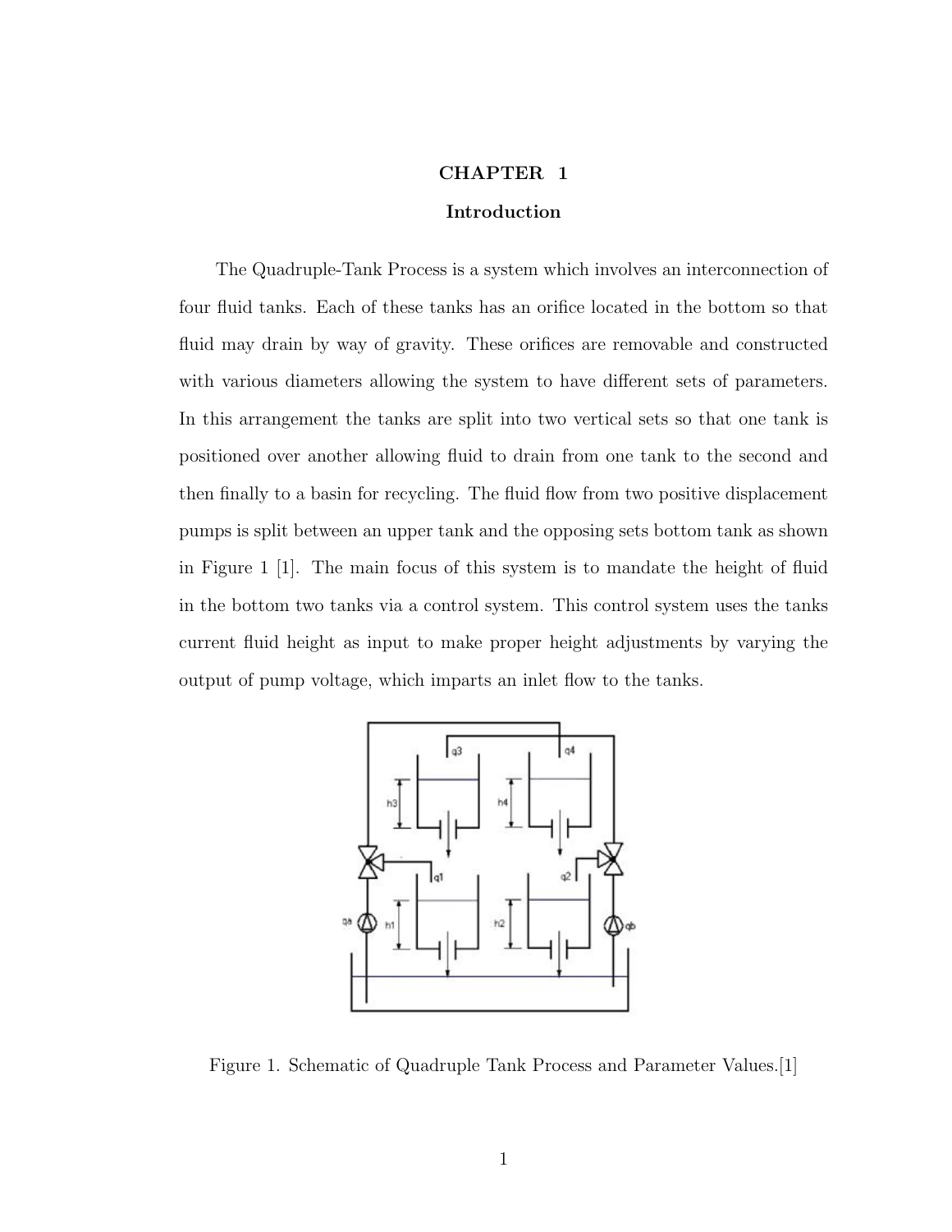# CHAPTER 1

## Introduction

The Quadruple-Tank Process is a system which involves an interconnection of four fluid tanks. Each of these tanks has an orifice located in the bottom so that fluid may drain by way of gravity. These orifices are removable and constructed with various diameters allowing the system to have different sets of parameters. In this arrangement the tanks are split into two vertical sets so that one tank is positioned over another allowing fluid to drain from one tank to the second and then finally to a basin for recycling. The fluid flow from two positive displacement pumps is split between an upper tank and the opposing sets bottom tank as shown in Figure 1 [1]. The main focus of this system is to mandate the height of fluid in the bottom two tanks via a control system. This control system uses the tanks current fluid height as input to make proper height adjustments by varying the output of pump voltage, which imparts an inlet flow to the tanks.

Figure 1. Schematic of Quadruple Tank Process and Parameter Values.[1]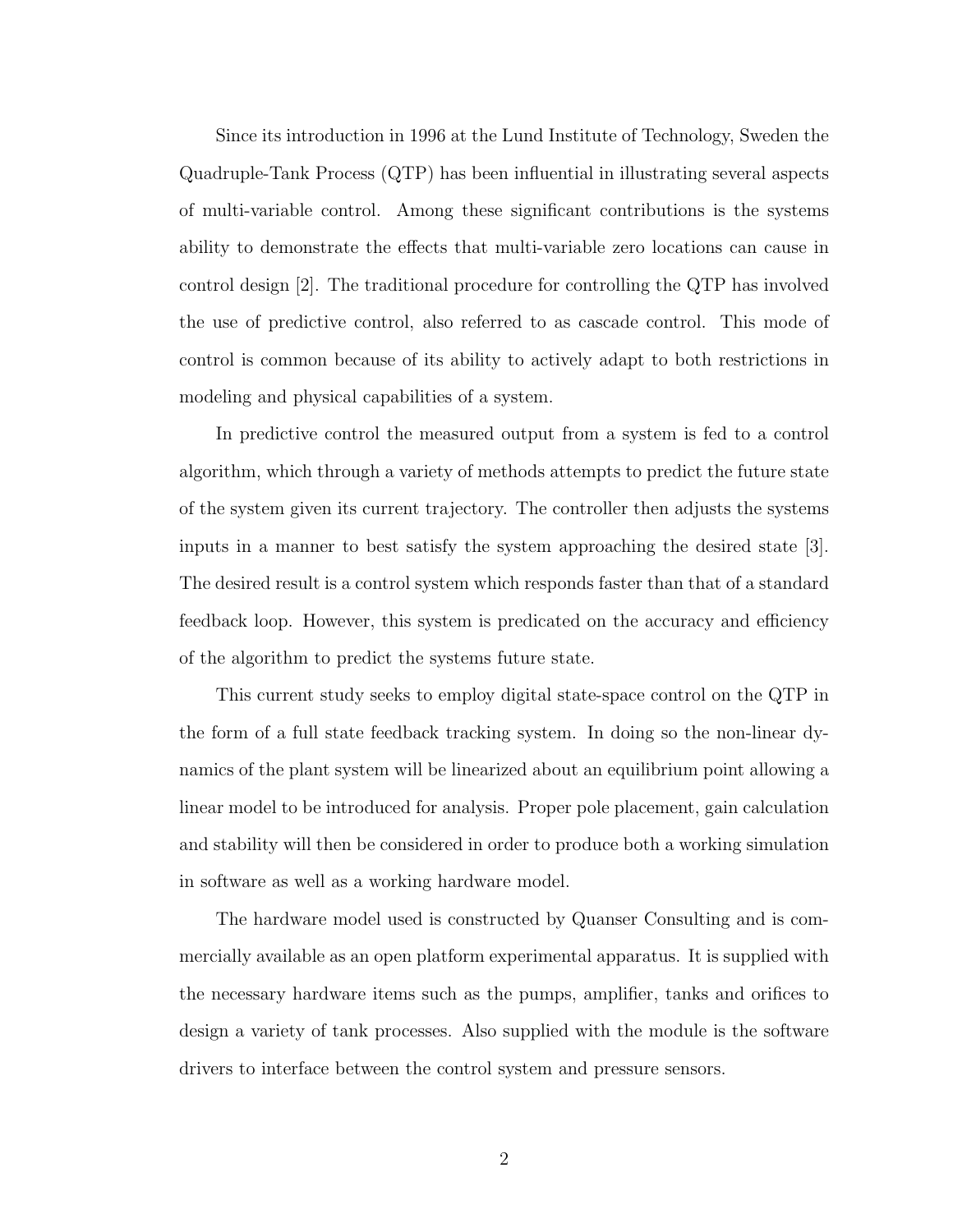Since its introduction in 1996 at the Lund Institute of Technology, Sweden the Quadruple-Tank Process (QTP) has been influential in illustrating several aspects of multi-variable control. Among these significant contributions is the systems ability to demonstrate the effects that multi-variable zero locations can cause in control design [2]. The traditional procedure for controlling the QTP has involved the use of predictive control, also referred to as cascade control. This mode of control is common because of its ability to actively adapt to both restrictions in modeling and physical capabilities of a system.

In predictive control the measured output from a system is fed to a control algorithm, which through a variety of methods attempts to predict the future state of the system given its current trajectory. The controller then adjusts the systems inputs in a manner to best satisfy the system approaching the desired state [3]. The desired result is a control system which responds faster than that of a standard feedback loop. However, this system is predicated on the accuracy and efficiency of the algorithm to predict the systems future state.

This current study seeks to employ digital state-space control on the QTP in the form of a full state feedback tracking system. In doing so the non-linear dynamics of the plant system will be linearized about an equilibrium point allowing a linear model to be introduced for analysis. Proper pole placement, gain calculation and stability will then be considered in order to produce both a working simulation in software as well as a working hardware model.

The hardware model used is constructed by Quanser Consulting and is commercially available as an open platform experimental apparatus. It is supplied with the necessary hardware items such as the pumps, amplifier, tanks and orifices to design a variety of tank processes. Also supplied with the module is the software drivers to interface between the control system and pressure sensors.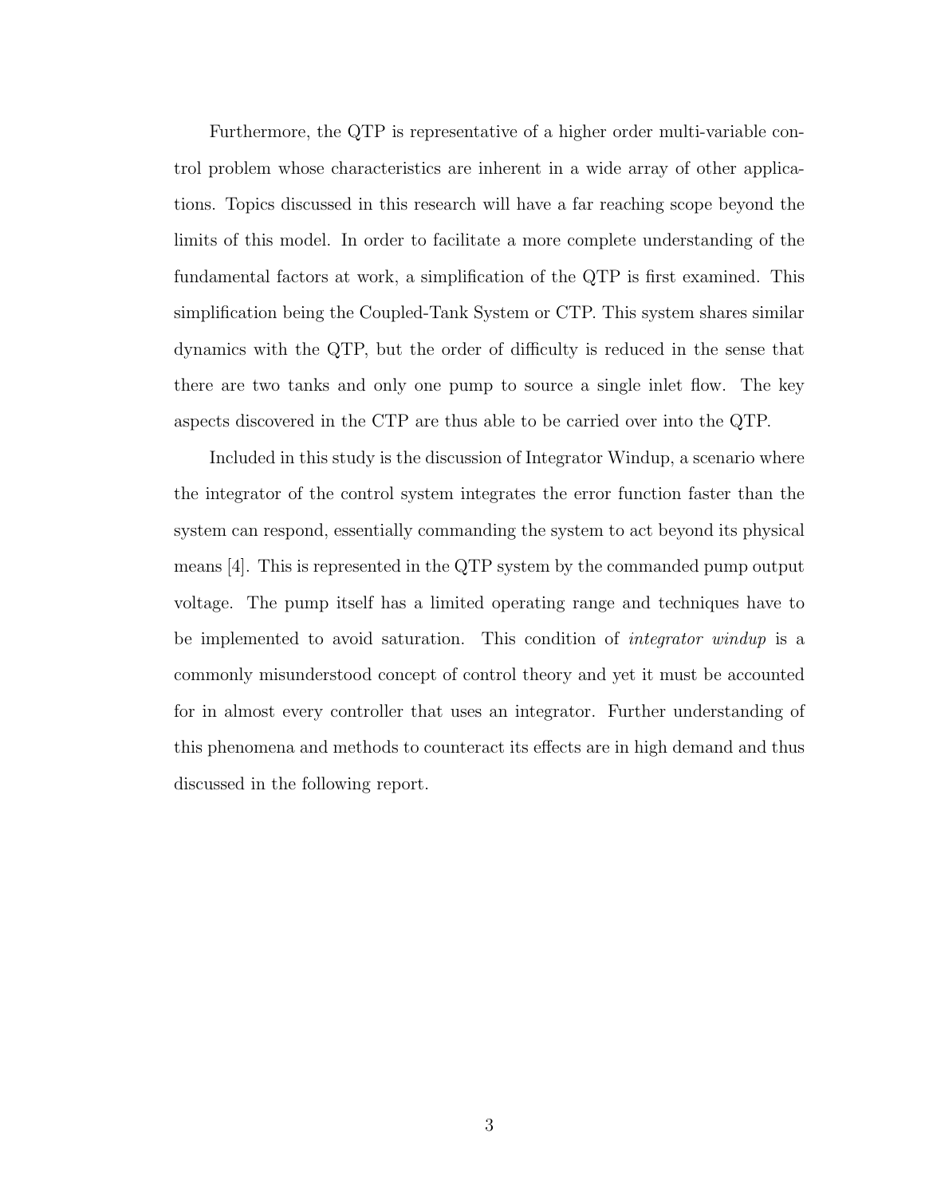Furthermore, the QTP is representative of a higher order multi-variable control problem whose characteristics are inherent in a wide array of other applications. Topics discussed in this research will have a far reaching scope beyond the limits of this model. In order to facilitate a more complete understanding of the fundamental factors at work, a simplification of the QTP is first examined. This simplification being the Coupled-Tank System or CTP. This system shares similar dynamics with the QTP, but the order of difficulty is reduced in the sense that there are two tanks and only one pump to source a single inlet flow. The key aspects discovered in the CTP are thus able to be carried over into the QTP.

Included in this study is the discussion of Integrator Windup, a scenario where the integrator of the control system integrates the error function faster than the system can respond, essentially commanding the system to act beyond its physical means [4]. This is represented in the QTP system by the commanded pump output voltage. The pump itself has a limited operating range and techniques have to be implemented to avoid saturation. This condition of *integrator windup* is a commonly misunderstood concept of control theory and yet it must be accounted for in almost every controller that uses an integrator. Further understanding of this phenomena and methods to counteract its effects are in high demand and thus discussed in the following report.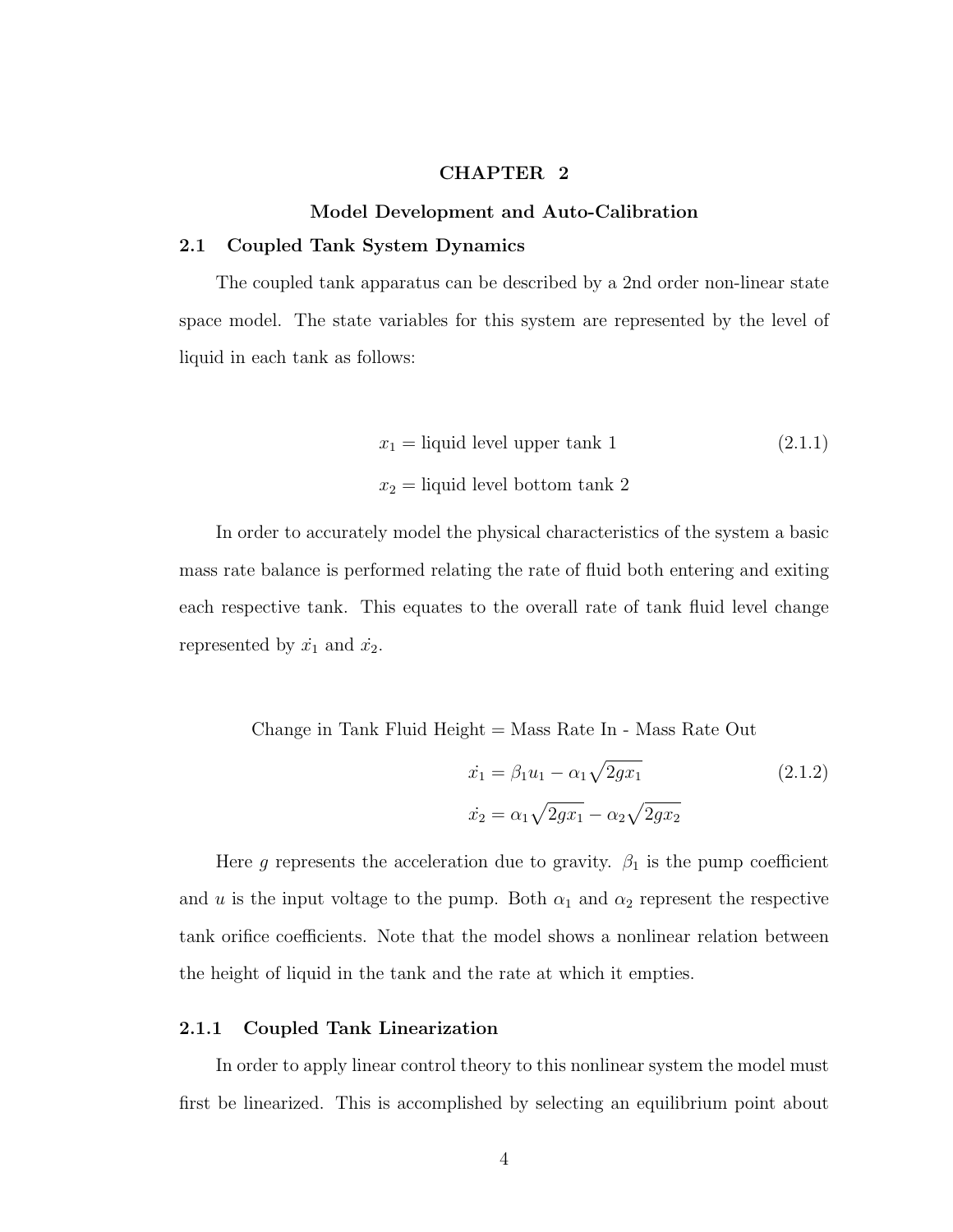# CHAPTER 2

## Model Development and Auto-Calibration

### 2.1 Coupled Tank System Dynamics

The coupled tank apparatus can be described by a 2nd order non-linear state space model. The state variables for this system are represented by the level of liquid in each tank as follows:

$$
\begin{aligned}
x_1 &= \text{liquid level upper tank 1} \\
x_2 &= \text{liquid level bottom tank 2}
\end{aligned}
\tag{2.1.1}
$$

In order to accurately model the physical characteristics of the system a basic mass rate balance is performed relating the rate of fluid both entering and exiting each respective tank. This equates to the overall rate of tank fluid level change represented by $\dot{x_1}$ and $\dot{x_2}$.

Change in Tank Fluid Height = Mass Rate In - Mass Rate Out

$$
\begin{aligned}
\dot{x_1} &= \beta_1 u_1 - \alpha_1 \sqrt{2 g x_1} \\
\dot{x_2} &= \alpha_1 \sqrt{2 g x_1} - \alpha_2 \sqrt{2 g x_2}
\end{aligned}
\tag{2.1.2}
$$

Here $g$ represents the acceleration due to gravity. $\beta_1$ is the pump coefficient and $u$ is the input voltage to the pump. Both $\alpha_1$ and $\alpha_2$ represent the respective tank orifice coefficients. Note that the model shows a nonlinear relation between the height of liquid in the tank and the rate at which it empties.

#### 2.1.1 Coupled Tank Linearization

In order to apply linear control theory to this nonlinear system the model must first be linearized. This is accomplished by selecting an equilibrium point about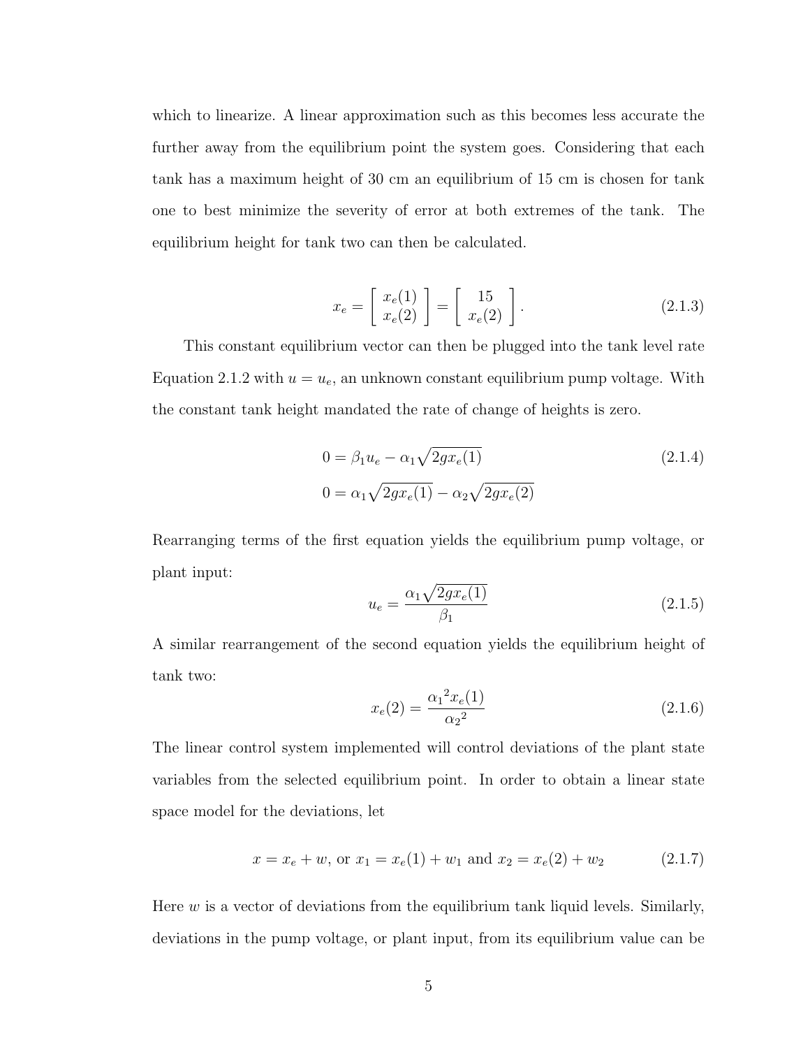which to linearize. A linear approximation such as this becomes less accurate the further away from the equilibrium point the system goes. Considering that each tank has a maximum height of 30 cm an equilibrium of 15 cm is chosen for tank one to best minimize the severity of error at both extremes of the tank. The equilibrium height for tank two can then be calculated.

$$x_e = \begin{bmatrix} x_e(1) \\ x_e(2) \end{bmatrix} = \begin{bmatrix} 15 \\ x_e(2) \end{bmatrix}. \tag{2.1.3}$$

This constant equilibrium vector can then be plugged into the tank level rate Equation 2.1.2 with $u = u_e$, an unknown constant equilibrium pump voltage. With the constant tank height mandated the rate of change of heights is zero.

$$\begin{aligned} 0 &= \beta_1 u_e - \alpha_1 \sqrt{2 g x_e(1)} \\ 0 &= \alpha_1 \sqrt{2 g x_e(1)} - \alpha_2 \sqrt{2 g x_e(2)} \end{aligned} \tag{2.1.4}$$

Rearranging terms of the first equation yields the equilibrium pump voltage, or plant input:

$$u_e = \frac{\alpha_1 \sqrt{2 g x_e(1)}}{\beta_1} \tag{2.1.5}$$

A similar rearrangement of the second equation yields the equilibrium height of tank two:

$$x_e(2) = \frac{{\alpha_1}^2 x_e(1)}{{\alpha_2}^2} \tag{2.1.6}$$

The linear control system implemented will control deviations of the plant state variables from the selected equilibrium point. In order to obtain a linear state space model for the deviations, let

$$x = x_e + w, \text{ or } x_1 = x_e(1) + w_1 \text{ and } x_2 = x_e(2) + w_2 \tag{2.1.7}$$

Here $w$ is a vector of deviations from the equilibrium tank liquid levels. Similarly, deviations in the pump voltage, or plant input, from its equilibrium value can be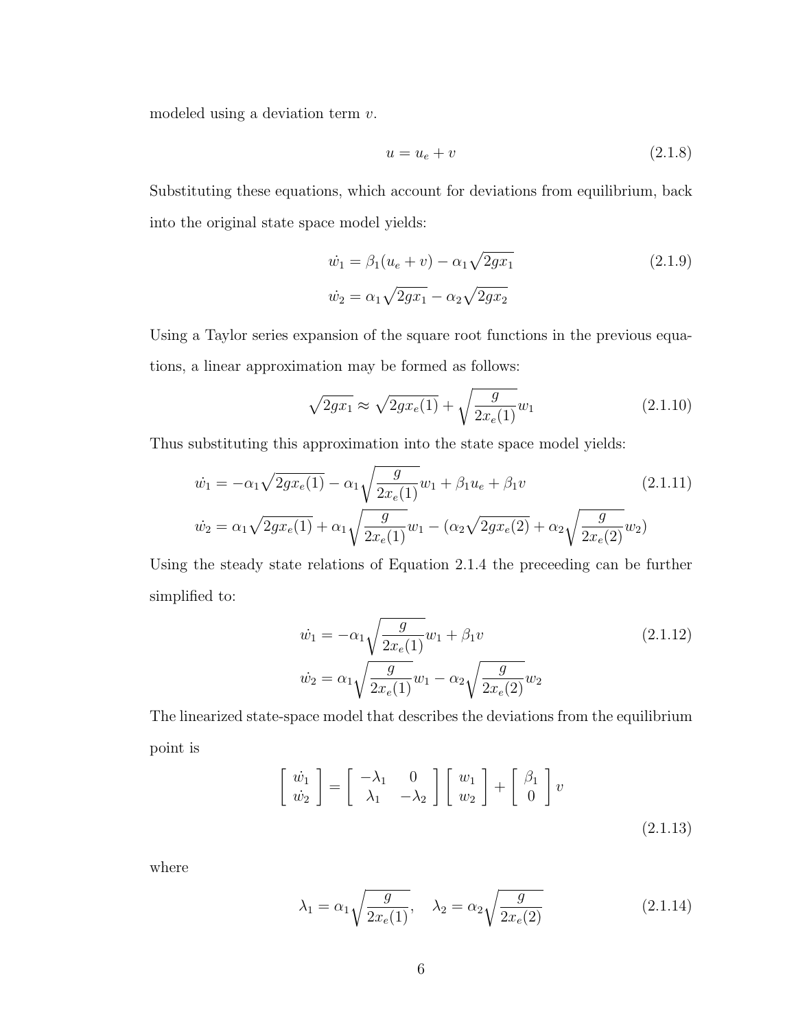modeled using a deviation term $v$.

$$u = u_e + v \tag{2.1.8}$$

Substituting these equations, which account for deviations from equilibrium, back into the original state space model yields:

$$\begin{aligned} \dot{w}_1 &= \beta_1(u_e + v) - \alpha_1\sqrt{2gx_1} \\ \dot{w}_2 &= \alpha_1\sqrt{2gx_1} - \alpha_2\sqrt{2gx_2} \end{aligned} \tag{2.1.9}$$

Using a Taylor series expansion of the square root functions in the previous equations, a linear approximation may be formed as follows:

$$\sqrt{2gx_1} \approx \sqrt{2gx_e(1)} + \sqrt{\frac{g}{2x_e(1)}}w_1 \tag{2.1.10}$$

Thus substituting this approximation into the state space model yields:

$$\begin{aligned} \dot{w}_1 &= -\alpha_1\sqrt{2gx_e(1)} - \alpha_1\sqrt{\frac{g}{2x_e(1)}}w_1 + \beta_1 u_e + \beta_1 v \\ \dot{w}_2 &= \alpha_1\sqrt{2gx_e(1)} + \alpha_1\sqrt{\frac{g}{2x_e(1)}}w_1 - (\alpha_2\sqrt{2gx_e(2)} + \alpha_2\sqrt{\frac{g}{2x_e(2)}}w_2) \end{aligned} \tag{2.1.11}$$

Using the steady state relations of Equation 2.1.4 the preceeding can be further simplified to:

$$\begin{aligned} \dot{w}_1 &= -\alpha_1\sqrt{\frac{g}{2x_e(1)}}w_1 + \beta_1 v \\ \dot{w}_2 &= \alpha_1\sqrt{\frac{g}{2x_e(1)}}w_1 - \alpha_2\sqrt{\frac{g}{2x_e(2)}}w_2 \end{aligned} \tag{2.1.12}$$

The linearized state-space model that describes the deviations from the equilibrium point is

$$\begin{bmatrix} \dot{w}_1 \\ \dot{w}_2 \end{bmatrix} = \begin{bmatrix} -\lambda_1 & 0 \\ \lambda_1 & -\lambda_2 \end{bmatrix} \begin{bmatrix} w_1 \\ w_2 \end{bmatrix} + \begin{bmatrix} \beta_1 \\ 0 \end{bmatrix} v \tag{2.1.13}$$

where

$$\lambda_1 = \alpha_1\sqrt{\frac{g}{2x_e(1)}}, \quad \lambda_2 = \alpha_2\sqrt{\frac{g}{2x_e(2)}} \tag{2.1.14}$$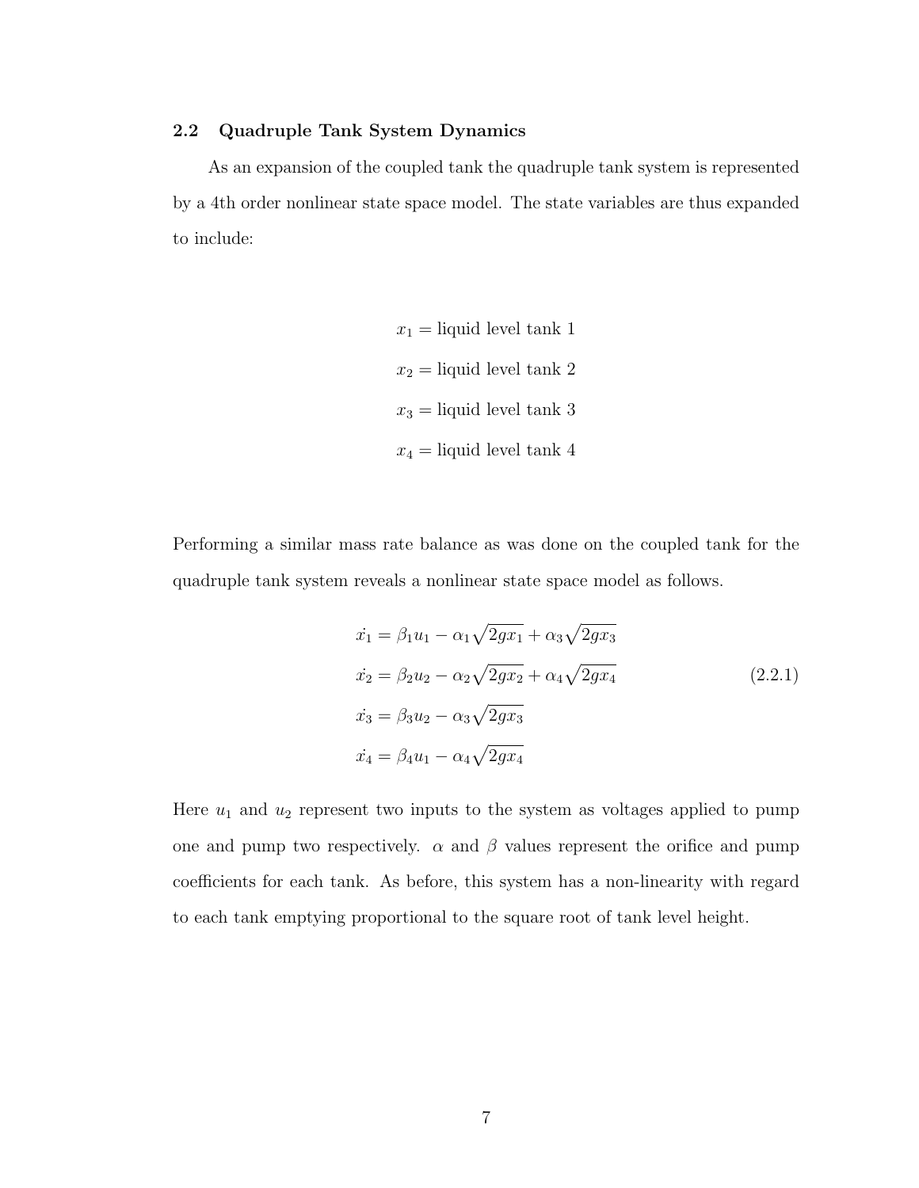## 2.2 Quadruple Tank System Dynamics

As an expansion of the coupled tank the quadruple tank system is represented by a 4th order nonlinear state space model. The state variables are thus expanded to include:

$$
\begin{aligned}
x_1 &= \text{liquid level tank 1} \\
x_2 &= \text{liquid level tank 2} \\
x_3 &= \text{liquid level tank 3} \\
x_4 &= \text{liquid level tank 4}
\end{aligned}
$$

Performing a similar mass rate balance as was done on the coupled tank for the quadruple tank system reveals a nonlinear state space model as follows.

$$
\begin{aligned}
\dot{x_1} &= \beta_1 u_1 - \alpha_1 \sqrt{2gx_1} + \alpha_3 \sqrt{2gx_3} \\
\dot{x_2} &= \beta_2 u_2 - \alpha_2 \sqrt{2gx_2} + \alpha_4 \sqrt{2gx_4} \\
\dot{x_3} &= \beta_3 u_2 - \alpha_3 \sqrt{2gx_3} \\
\dot{x_4} &= \beta_4 u_1 - \alpha_4 \sqrt{2gx_4}
\end{aligned}
\tag{2.2.1}
$$

Here $u_1$ and $u_2$ represent two inputs to the system as voltages applied to pump one and pump two respectively. $\alpha$ and $\beta$ values represent the orifice and pump coefficients for each tank. As before, this system has a non-linearity with regard to each tank emptying proportional to the square root of tank level height.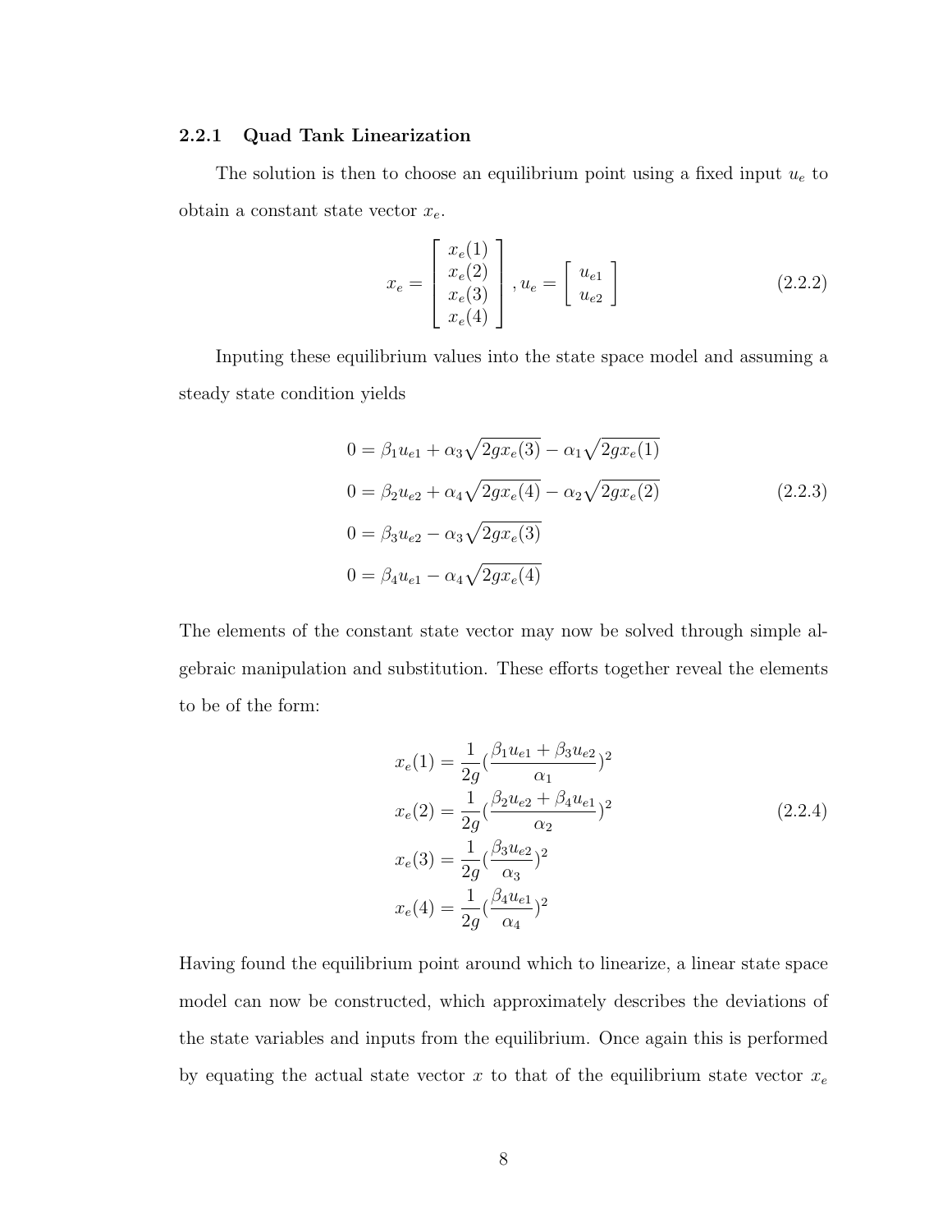### 2.2.1 Quad Tank Linearization

The solution is then to choose an equilibrium point using a fixed input $u_e$ to obtain a constant state vector $x_e$.

$$x_e = \begin{bmatrix} x_e(1) \\ x_e(2) \\ x_e(3) \\ x_e(4) \end{bmatrix}, u_e = \begin{bmatrix} u_{e1} \\ u_{e2} \end{bmatrix} \tag{2.2.2}$$

Inputing these equilibrium values into the state space model and assuming a steady state condition yields

$$\begin{aligned}
0 &= \beta_1 u_{e1} + \alpha_3\sqrt{2gx_e(3)} - \alpha_1\sqrt{2gx_e(1)} \\
0 &= \beta_2 u_{e2} + \alpha_4\sqrt{2gx_e(4)} - \alpha_2\sqrt{2gx_e(2)} \\
0 &= \beta_3 u_{e2} - \alpha_3\sqrt{2gx_e(3)} \\
0 &= \beta_4 u_{e1} - \alpha_4\sqrt{2gx_e(4)}
\end{aligned} \tag{2.2.3}$$

The elements of the constant state vector may now be solved through simple algebraic manipulation and substitution. These efforts together reveal the elements to be of the form:

$$\begin{aligned}
x_e(1) &= \frac{1}{2g}\left(\frac{\beta_1 u_{e1} + \beta_3 u_{e2}}{\alpha_1}\right)^2 \\
x_e(2) &= \frac{1}{2g}\left(\frac{\beta_2 u_{e2} + \beta_4 u_{e1}}{\alpha_2}\right)^2 \\
x_e(3) &= \frac{1}{2g}\left(\frac{\beta_3 u_{e2}}{\alpha_3}\right)^2 \\
x_e(4) &= \frac{1}{2g}\left(\frac{\beta_4 u_{e1}}{\alpha_4}\right)^2
\end{aligned} \tag{2.2.4}$$

Having found the equilibrium point around which to linearize, a linear state space model can now be constructed, which approximately describes the deviations of the state variables and inputs from the equilibrium. Once again this is performed by equating the actual state vector $x$ to that of the equilibrium state vector $x_e$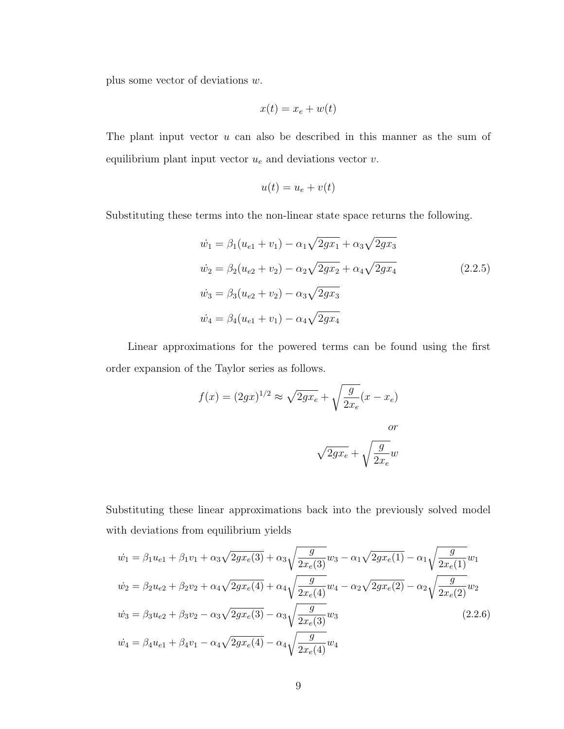plus some vector of deviations $w$.

$$x(t) = x_e + w(t)$$

The plant input vector $u$ can also be described in this manner as the sum of equilibrium plant input vector $u_e$ and deviations vector $v$.

$$u(t) = u_e + v(t)$$

Substituting these terms into the non-linear state space returns the following.

$$\begin{aligned}
\dot{w_1} &= \beta_1(u_{e1} + v_1) - \alpha_1\sqrt{2gx_1} + \alpha_3\sqrt{2gx_3} \\
\dot{w_2} &= \beta_2(u_{e2} + v_2) - \alpha_2\sqrt{2gx_2} + \alpha_4\sqrt{2gx_4} \\
\dot{w_3} &= \beta_3(u_{e2} + v_2) - \alpha_3\sqrt{2gx_3} \\
\dot{w_4} &= \beta_4(u_{e1} + v_1) - \alpha_4\sqrt{2gx_4}
\end{aligned} \tag{2.2.5}$$

Linear approximations for the powered terms can be found using the first order expansion of the Taylor series as follows.

$$f(x) = (2gx)^{1/2} \approx \sqrt{2gx_e} + \sqrt{\frac{g}{2x_e}}(x - x_e)$$

$$or$$

$$\sqrt{2gx_e} + \sqrt{\frac{g}{2x_e}}w$$

Substituting these linear approximations back into the previously solved model with deviations from equilibrium yields

$$\begin{aligned}
\dot{w_1} &= \beta_1 u_{e1} + \beta_1 v_1 + \alpha_3\sqrt{2gx_e(3)} + \alpha_3\sqrt{\frac{g}{2x_e(3)}}w_3 - \alpha_1\sqrt{2gx_e(1)} - \alpha_1\sqrt{\frac{g}{2x_e(1)}}w_1 \\
\dot{w_2} &= \beta_2 u_{e2} + \beta_2 v_2 + \alpha_4\sqrt{2gx_e(4)} + \alpha_4\sqrt{\frac{g}{2x_e(4)}}w_4 - \alpha_2\sqrt{2gx_e(2)} - \alpha_2\sqrt{\frac{g}{2x_e(2)}}w_2 \\
\dot{w_3} &= \beta_3 u_{e2} + \beta_3 v_2 - \alpha_3\sqrt{2gx_e(3)} - \alpha_3\sqrt{\frac{g}{2x_e(3)}}w_3 \\
\dot{w_4} &= \beta_4 u_{e1} + \beta_4 v_1 - \alpha_4\sqrt{2gx_e(4)} - \alpha_4\sqrt{\frac{g}{2x_e(4)}}w_4
\end{aligned} \tag{2.2.6}$$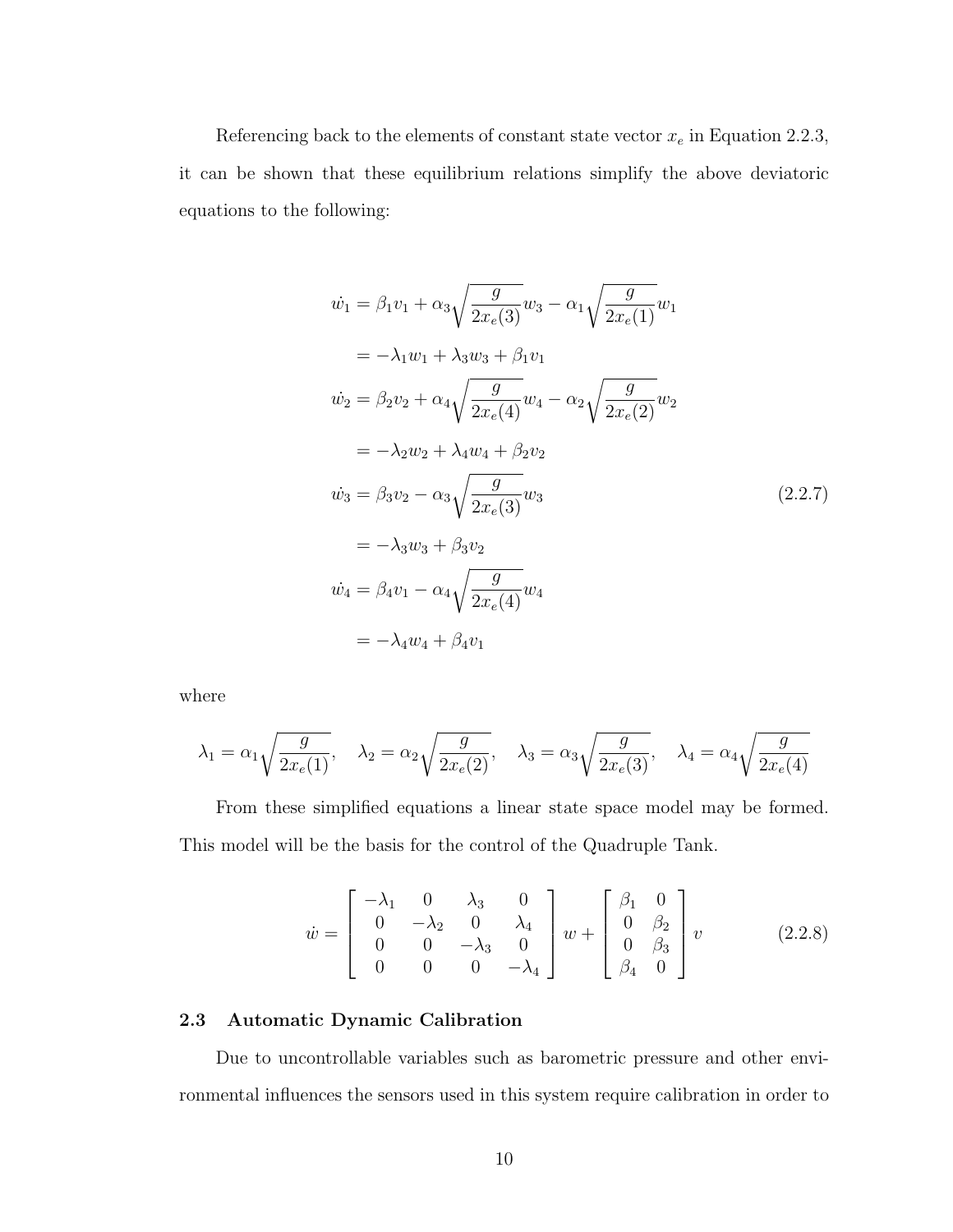Referencing back to the elements of constant state vector $x_e$ in Equation 2.2.3, it can be shown that these equilibrium relations simplify the above deviatoric equations to the following:

$$
\begin{aligned}
\dot{w}_1 &= \beta_1 v_1 + \alpha_3 \sqrt{\frac{g}{2x_e(3)}} w_3 - \alpha_1 \sqrt{\frac{g}{2x_e(1)}} w_1 \\
&= -\lambda_1 w_1 + \lambda_3 w_3 + \beta_1 v_1 \\
\dot{w}_2 &= \beta_2 v_2 + \alpha_4 \sqrt{\frac{g}{2x_e(4)}} w_4 - \alpha_2 \sqrt{\frac{g}{2x_e(2)}} w_2 \\
&= -\lambda_2 w_2 + \lambda_4 w_4 + \beta_2 v_2 \\
\dot{w}_3 &= \beta_3 v_2 - \alpha_3 \sqrt{\frac{g}{2x_e(3)}} w_3 \\
&= -\lambda_3 w_3 + \beta_3 v_2 \\
\dot{w}_4 &= \beta_4 v_1 - \alpha_4 \sqrt{\frac{g}{2x_e(4)}} w_4 \\
&= -\lambda_4 w_4 + \beta_4 v_1
\end{aligned}
\tag{2.2.7}
$$

where

$$
\lambda_1 = \alpha_1 \sqrt{\frac{g}{2x_e(1)}}, \quad \lambda_2 = \alpha_2 \sqrt{\frac{g}{2x_e(2)}}, \quad \lambda_3 = \alpha_3 \sqrt{\frac{g}{2x_e(3)}}, \quad \lambda_4 = \alpha_4 \sqrt{\frac{g}{2x_e(4)}}
$$

From these simplified equations a linear state space model may be formed. This model will be the basis for the control of the Quadruple Tank.

$$
\dot{w} = \begin{bmatrix} -\lambda_1 & 0 & \lambda_3 & 0 \\ 0 & -\lambda_2 & 0 & \lambda_4 \\ 0 & 0 & -\lambda_3 & 0 \\ 0 & 0 & 0 & -\lambda_4 \end{bmatrix} w + \begin{bmatrix} \beta_1 & 0 \\ 0 & \beta_2 \\ 0 & \beta_3 \\ \beta_4 & 0 \end{bmatrix} v \tag{2.2.8}
$$

### 2.3 Automatic Dynamic Calibration

Due to uncontrollable variables such as barometric pressure and other environmental influences the sensors used in this system require calibration in order to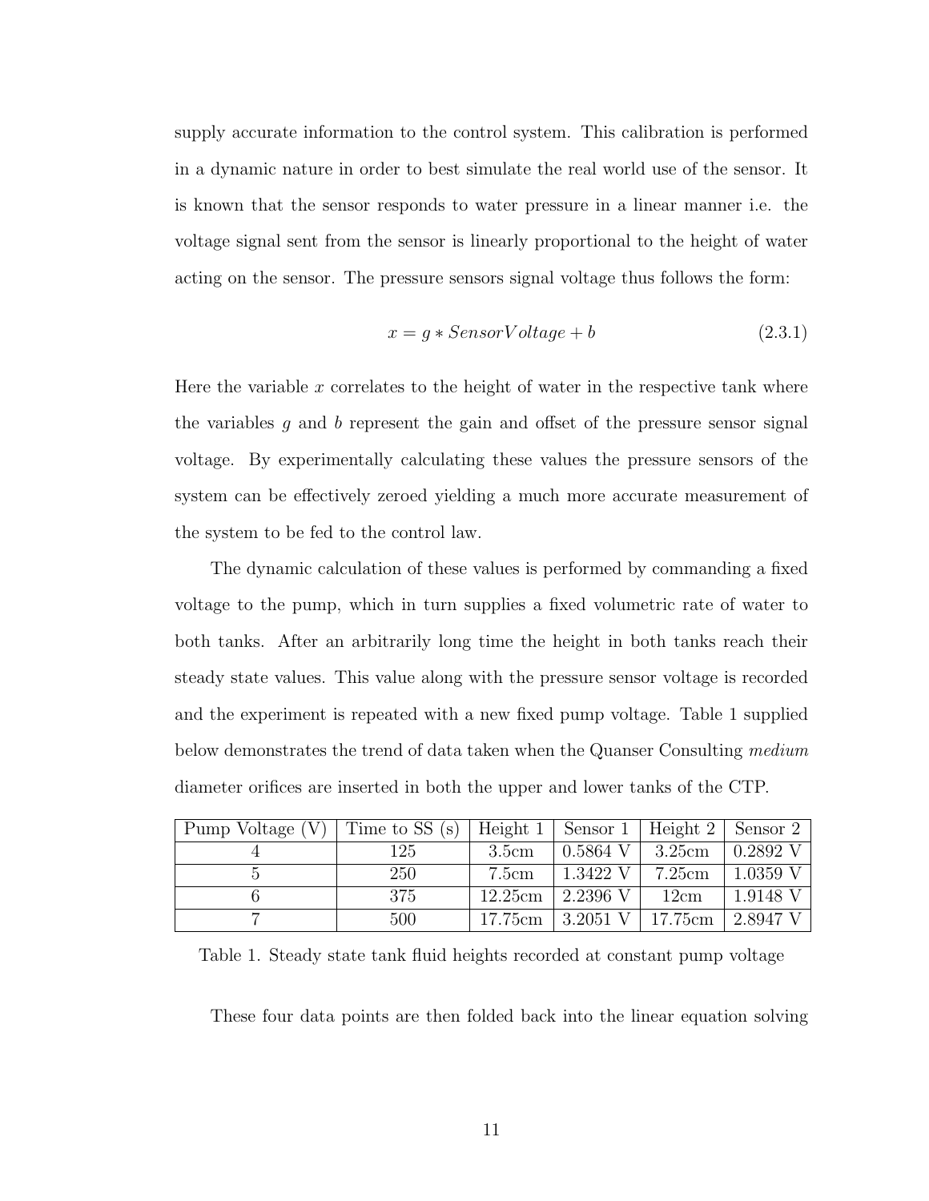supply accurate information to the control system. This calibration is performed in a dynamic nature in order to best simulate the real world use of the sensor. It is known that the sensor responds to water pressure in a linear manner i.e. the voltage signal sent from the sensor is linearly proportional to the height of water acting on the sensor. The pressure sensors signal voltage thus follows the form:

$$x = g * SensorVoltage + b \tag{2.3.1}$$

Here the variable $x$ correlates to the height of water in the respective tank where the variables $g$ and $b$ represent the gain and offset of the pressure sensor signal voltage. By experimentally calculating these values the pressure sensors of the system can be effectively zeroed yielding a much more accurate measurement of the system to be fed to the control law.

The dynamic calculation of these values is performed by commanding a fixed voltage to the pump, which in turn supplies a fixed volumetric rate of water to both tanks. After an arbitrarily long time the height in both tanks reach their steady state values. This value along with the pressure sensor voltage is recorded and the experiment is repeated with a new fixed pump voltage. Table 1 supplied below demonstrates the trend of data taken when the Quanser Consulting *medium* diameter orifices are inserted in both the upper and lower tanks of the CTP.

| Pump Voltage (V) | Time to SS (s) | Height 1 | Sensor 1 | Height 2 | Sensor 2 |
|---|---|---|---|---|---|
| 4 | 125 | 3.5cm | 0.5864 V | 3.25cm | 0.2892 V |
| 5 | 250 | 7.5cm | 1.3422 V | 7.25cm | 1.0359 V |
| 6 | 375 | 12.25cm | 2.2396 V | 12cm | 1.9148 V |
| 7 | 500 | 17.75cm | 3.2051 V | 17.75cm | 2.8947 V |

Table 1. Steady state tank fluid heights recorded at constant pump voltage

These four data points are then folded back into the linear equation solving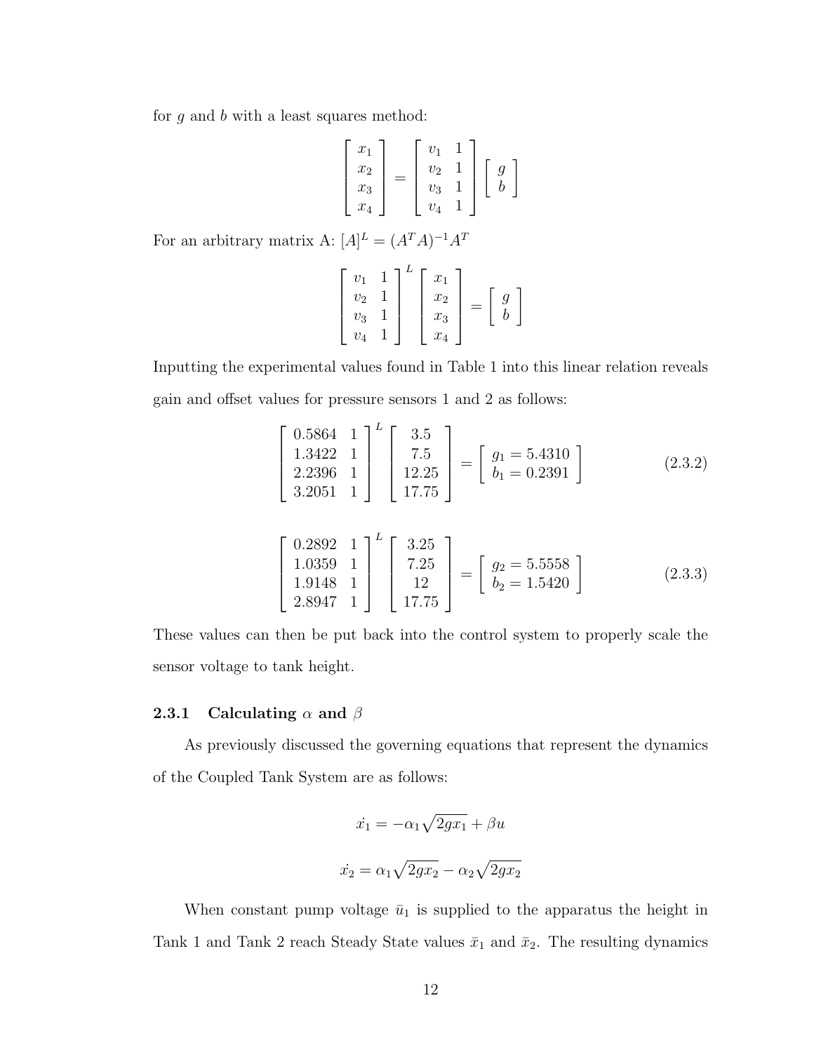for $g$ and $b$ with a least squares method:

$$\begin{bmatrix} x_1 \\ x_2 \\ x_3 \\ x_4 \end{bmatrix} = \begin{bmatrix} v_1 & 1 \\ v_2 & 1 \\ v_3 & 1 \\ v_4 & 1 \end{bmatrix} \begin{bmatrix} g \\ b \end{bmatrix}$$

For an arbitrary matrix A: $[A]^L = (A^T A)^{-1} A^T$

$$\begin{bmatrix} v_1 & 1 \\ v_2 & 1 \\ v_3 & 1 \\ v_4 & 1 \end{bmatrix}^L \begin{bmatrix} x_1 \\ x_2 \\ x_3 \\ x_4 \end{bmatrix} = \begin{bmatrix} g \\ b \end{bmatrix}$$

Inputting the experimental values found in Table 1 into this linear relation reveals gain and offset values for pressure sensors 1 and 2 as follows:

$$\begin{bmatrix} 0.5864 & 1 \\ 1.3422 & 1 \\ 2.2396 & 1 \\ 3.2051 & 1 \end{bmatrix}^L \begin{bmatrix} 3.5 \\ 7.5 \\ 12.25 \\ 17.75 \end{bmatrix} = \begin{bmatrix} g_1 = 5.4310 \\ b_1 = 0.2391 \end{bmatrix} \tag{2.3.2}$$

$$\begin{bmatrix} 0.2892 & 1 \\ 1.0359 & 1 \\ 1.9148 & 1 \\ 2.8947 & 1 \end{bmatrix}^L \begin{bmatrix} 3.25 \\ 7.25 \\ 12 \\ 17.75 \end{bmatrix} = \begin{bmatrix} g_2 = 5.5558 \\ b_2 = 1.5420 \end{bmatrix} \tag{2.3.3}$$

These values can then be put back into the control system to properly scale the sensor voltage to tank height.

### 2.3.1 Calculating $\alpha$ and $\beta$

As previously discussed the governing equations that represent the dynamics of the Coupled Tank System are as follows:

$$\dot{x_1} = -\alpha_1 \sqrt{2gx_1} + \beta u$$

$$\dot{x_2} = \alpha_1 \sqrt{2gx_2} - \alpha_2 \sqrt{2gx_2}$$

When constant pump voltage $\bar{u}_1$ is supplied to the apparatus the height in Tank 1 and Tank 2 reach Steady State values $\bar{x}_1$ and $\bar{x}_2$. The resulting dynamics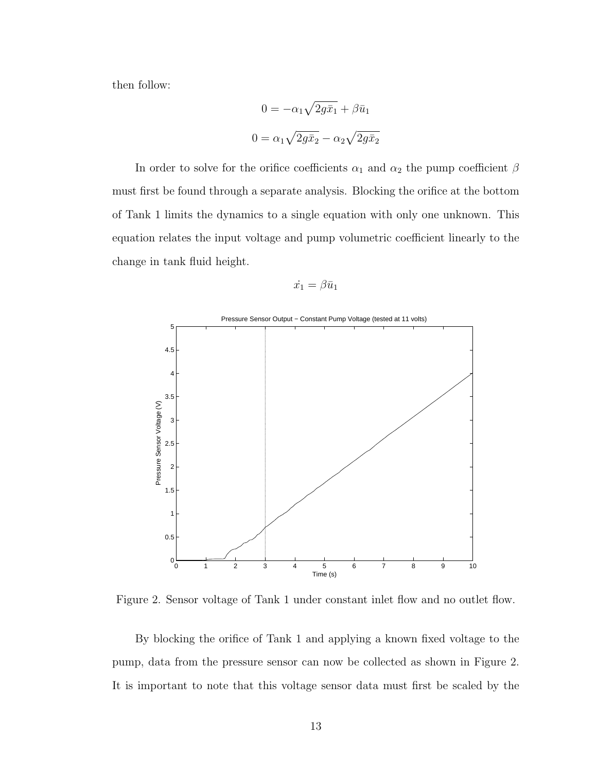then follow:

$$0 = -\alpha_1\sqrt{2g\bar{x}_1} + \beta\bar{u}_1$$

$$0 = \alpha_1\sqrt{2g\bar{x}_2} - \alpha_2\sqrt{2g\bar{x}_2}$$

In order to solve for the orifice coefficients $\alpha_1$ and $\alpha_2$ the pump coefficient $\beta$ must first be found through a separate analysis. Blocking the orifice at the bottom of Tank 1 limits the dynamics to a single equation with only one unknown. This equation relates the input voltage and pump volumetric coefficient linearly to the change in tank fluid height.

$$\dot{x_1} = \beta\bar{u}_1$$

Figure 2. Sensor voltage of Tank 1 under constant inlet flow and no outlet flow.

By blocking the orifice of Tank 1 and applying a known fixed voltage to the pump, data from the pressure sensor can now be collected as shown in Figure 2. It is important to note that this voltage sensor data must first be scaled by the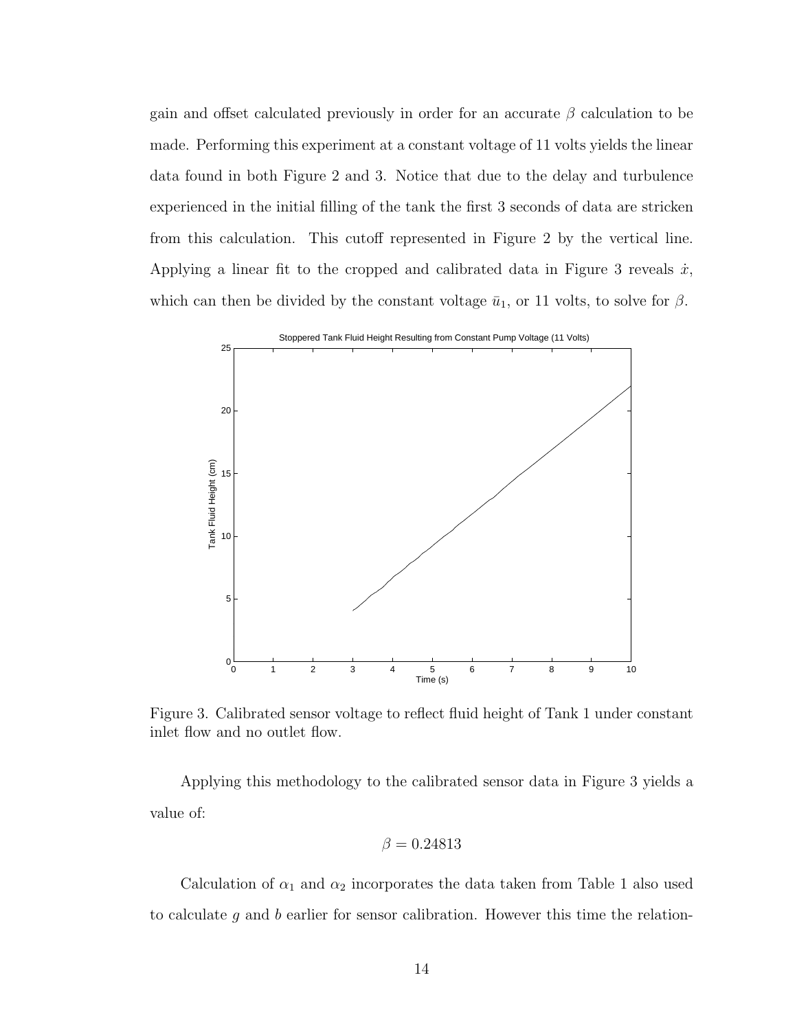gain and offset calculated previously in order for an accurate $\beta$ calculation to be made. Performing this experiment at a constant voltage of 11 volts yields the linear data found in both Figure 2 and 3. Notice that due to the delay and turbulence experienced in the initial filling of the tank the first 3 seconds of data are stricken from this calculation. This cutoff represented in Figure 2 by the vertical line. Applying a linear fit to the cropped and calibrated data in Figure 3 reveals $\dot{x}$, which can then be divided by the constant voltage $\bar{u}_1$, or 11 volts, to solve for $\beta$.

Figure 3. Calibrated sensor voltage to reflect fluid height of Tank 1 under constant inlet flow and no outlet flow.

Applying this methodology to the calibrated sensor data in Figure 3 yields a value of:

$$\beta = 0.24813$$

Calculation of $\alpha_1$ and $\alpha_2$ incorporates the data taken from Table 1 also used to calculate $g$ and $b$ earlier for sensor calibration. However this time the relation-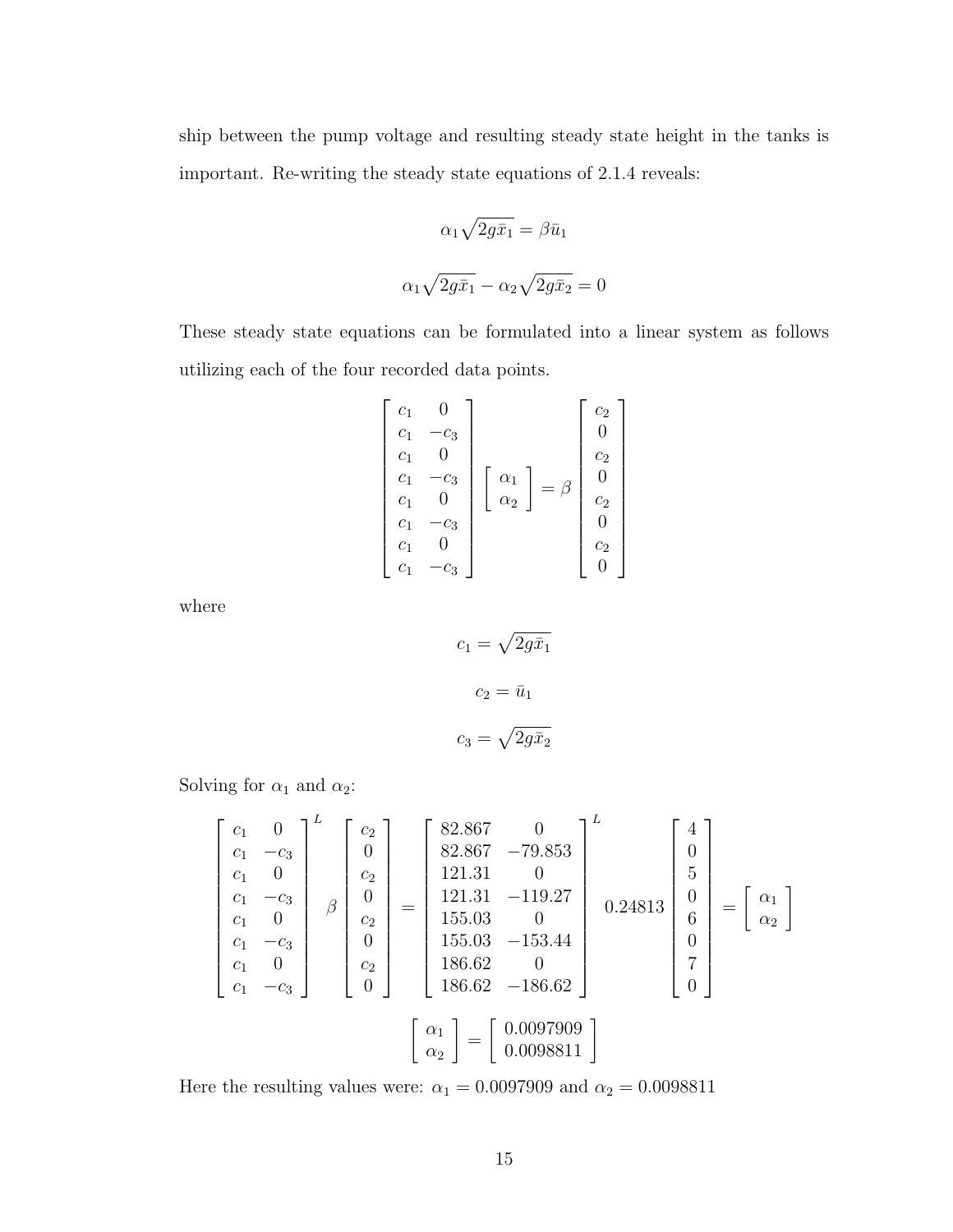ship between the pump voltage and resulting steady state height in the tanks is important. Re-writing the steady state equations of 2.1.4 reveals:

$$\alpha_1\sqrt{2g\bar{x}_1} = \beta\bar{u}_1$$

$$\alpha_1\sqrt{2g\bar{x}_1} - \alpha_2\sqrt{2g\bar{x}_2} = 0$$

These steady state equations can be formulated into a linear system as follows utilizing each of the four recorded data points.

$$\begin{bmatrix} c_1 & 0 \\ c_1 & -c_3 \\ c_1 & 0 \\ c_1 & -c_3 \\ c_1 & 0 \\ c_1 & -c_3 \\ c_1 & 0 \\ c_1 & -c_3 \end{bmatrix} \begin{bmatrix} \alpha_1 \\ \alpha_2 \end{bmatrix} = \beta \begin{bmatrix} c_2 \\ 0 \\ c_2 \\ 0 \\ c_2 \\ 0 \\ c_2 \\ 0 \end{bmatrix}$$

where

$$c_1 = \sqrt{2g\bar{x}_1}$$

$$c_2 = \bar{u}_1$$

$$c_3 = \sqrt{2g\bar{x}_2}$$

Solving for $\alpha_1$ and $\alpha_2$:

$$\begin{bmatrix} c_1 & 0 \\ c_1 & -c_3 \\ c_1 & 0 \\ c_1 & -c_3 \\ c_1 & 0 \\ c_1 & -c_3 \\ c_1 & 0 \\ c_1 & -c_3 \end{bmatrix}^L \beta \begin{bmatrix} c_2 \\ 0 \\ c_2 \\ 0 \\ c_2 \\ 0 \\ c_2 \\ 0 \end{bmatrix} = \begin{bmatrix} 82.867 & 0 \\ 82.867 & -79.853 \\ 121.31 & 0 \\ 121.31 & -119.27 \\ 155.03 & 0 \\ 155.03 & -153.44 \\ 186.62 & 0 \\ 186.62 & -186.62 \end{bmatrix}^L 0.24813 \begin{bmatrix} 4 \\ 0 \\ 5 \\ 0 \\ 6 \\ 0 \\ 7 \\ 0 \end{bmatrix} = \begin{bmatrix} \alpha_1 \\ \alpha_2 \end{bmatrix}$$

$$\begin{bmatrix} \alpha_1 \\ \alpha_2 \end{bmatrix} = \begin{bmatrix} 0.0097909 \\ 0.0098811 \end{bmatrix}$$

Here the resulting values were: $\alpha_1 = 0.0097909$ and $\alpha_2 = 0.0098811$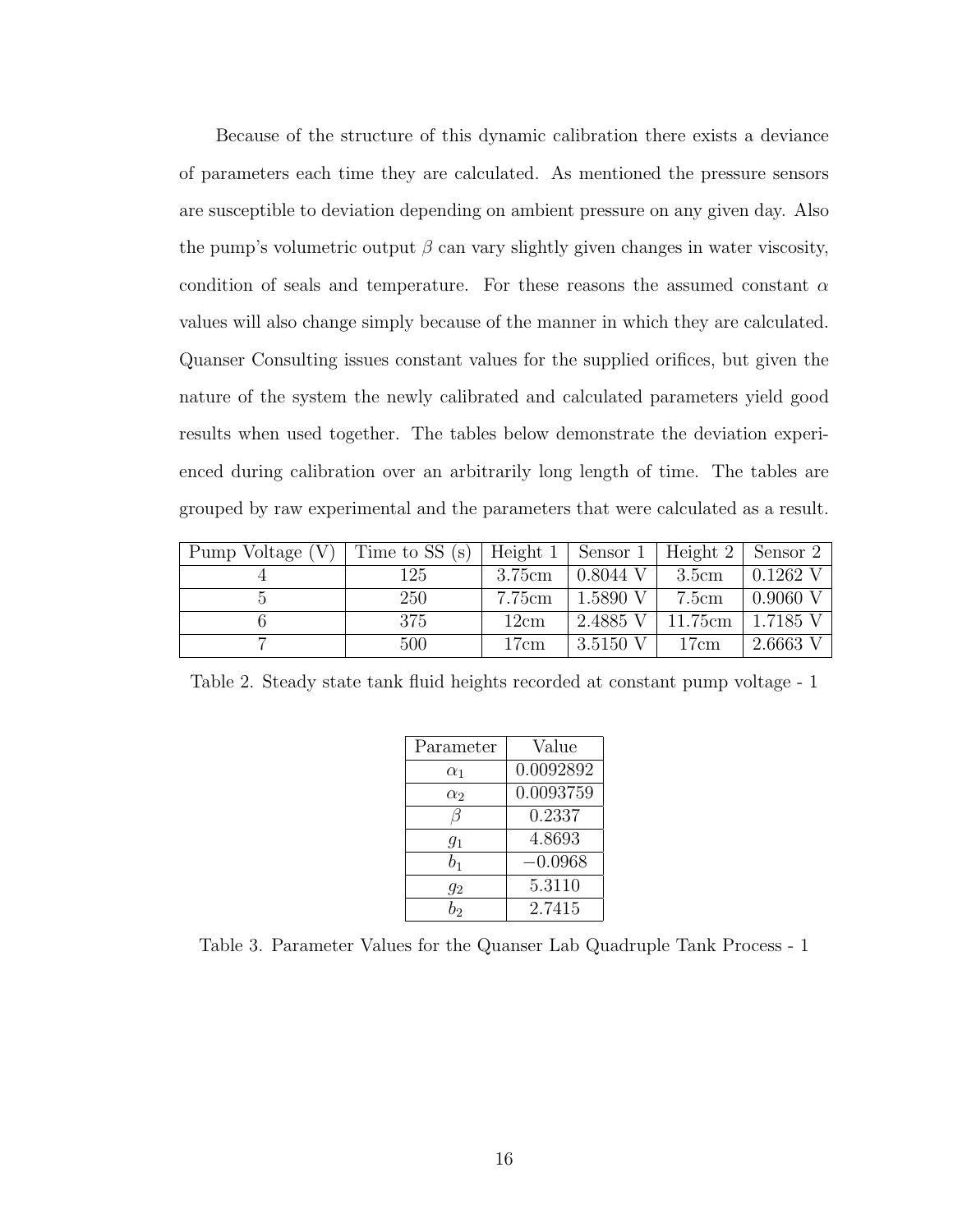Because of the structure of this dynamic calibration there exists a deviance of parameters each time they are calculated. As mentioned the pressure sensors are susceptible to deviation depending on ambient pressure on any given day. Also the pump's volumetric output $\beta$ can vary slightly given changes in water viscosity, condition of seals and temperature. For these reasons the assumed constant $\alpha$ values will also change simply because of the manner in which they are calculated. Quanser Consulting issues constant values for the supplied orifices, but given the nature of the system the newly calibrated and calculated parameters yield good results when used together. The tables below demonstrate the deviation experienced during calibration over an arbitrarily long length of time. The tables are grouped by raw experimental and the parameters that were calculated as a result.

| Pump Voltage (V) | Time to SS (s) | Height 1 | Sensor 1 | Height 2 | Sensor 2 |
|---|---|---|---|---|---|
| 4 | 125 | 3.75cm | 0.8044 V | 3.5cm | 0.1262 V |
| 5 | 250 | 7.75cm | 1.5890 V | 7.5cm | 0.9060 V |
| 6 | 375 | 12cm | 2.4885 V | 11.75cm | 1.7185 V |
| 7 | 500 | 17cm | 3.5150 V | 17cm | 2.6663 V |

Table 2. Steady state tank fluid heights recorded at constant pump voltage - 1

| Parameter | Value |
|---|---|
| $\alpha_1$ | 0.0092892 |
| $\alpha_2$ | 0.0093759 |
| $\beta$ | 0.2337 |
| $g_1$ | 4.8693 |
| $b_1$ | $-0.0968$ |
| $g_2$ | 5.3110 |
| $b_2$ | 2.7415 |

Table 3. Parameter Values for the Quanser Lab Quadruple Tank Process - 1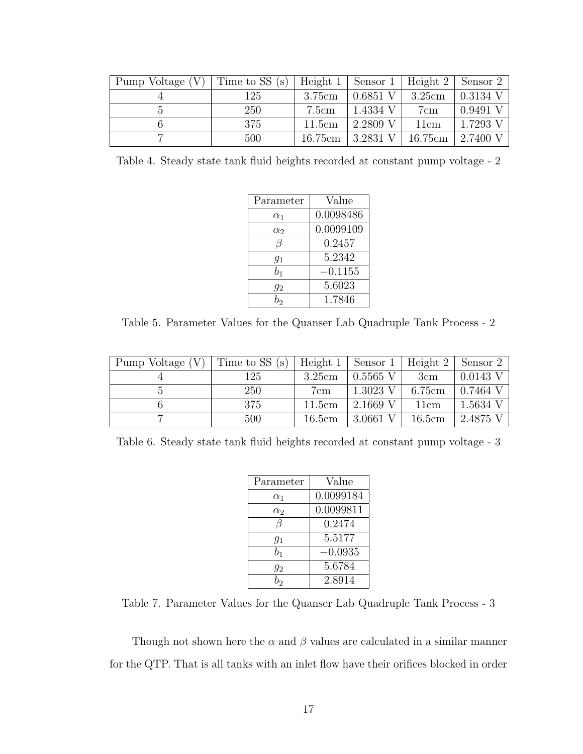| Pump Voltage (V) | Time to SS (s) | Height 1 | Sensor 1 | Height 2 | Sensor 2 |
| --- | --- | --- | --- | --- | --- |
| 4 | 125 | 3.75cm | 0.6851 V | 3.25cm | 0.3134 V |
| 5 | 250 | 7.5cm | 1.4334 V | 7cm | 0.9491 V |
| 6 | 375 | 11.5cm | 2.2809 V | 11cm | 1.7293 V |
| 7 | 500 | 16.75cm | 3.2831 V | 16.75cm | 2.7400 V |

Table 4. Steady state tank fluid heights recorded at constant pump voltage - 2

| Parameter | Value |
| --- | --- |
| $\alpha_1$ | 0.0098486 |
| $\alpha_2$ | 0.0099109 |
| $\beta$ | 0.2457 |
| $g_1$ | 5.2342 |
| $b_1$ | $-0.1155$ |
| $g_2$ | 5.6023 |
| $b_2$ | 1.7846 |

Table 5. Parameter Values for the Quanser Lab Quadruple Tank Process - 2

| Pump Voltage (V) | Time to SS (s) | Height 1 | Sensor 1 | Height 2 | Sensor 2 |
| --- | --- | --- | --- | --- | --- |
| 4 | 125 | 3.25cm | 0.5565 V | 3cm | 0.0143 V |
| 5 | 250 | 7cm | 1.3023 V | 6.75cm | 0.7464 V |
| 6 | 375 | 11.5cm | 2.1669 V | 11cm | 1.5634 V |
| 7 | 500 | 16.5cm | 3.0661 V | 16.5cm | 2.4875 V |

Table 6. Steady state tank fluid heights recorded at constant pump voltage - 3

| Parameter | Value |
| --- | --- |
| $\alpha_1$ | 0.0099184 |
| $\alpha_2$ | 0.0099811 |
| $\beta$ | 0.2474 |
| $g_1$ | 5.5177 |
| $b_1$ | $-0.0935$ |
| $g_2$ | 5.6784 |
| $b_2$ | 2.8914 |

Table 7. Parameter Values for the Quanser Lab Quadruple Tank Process - 3

Though not shown here the $\alpha$ and $\beta$ values are calculated in a similar manner for the QTP. That is all tanks with an inlet flow have their orifices blocked in order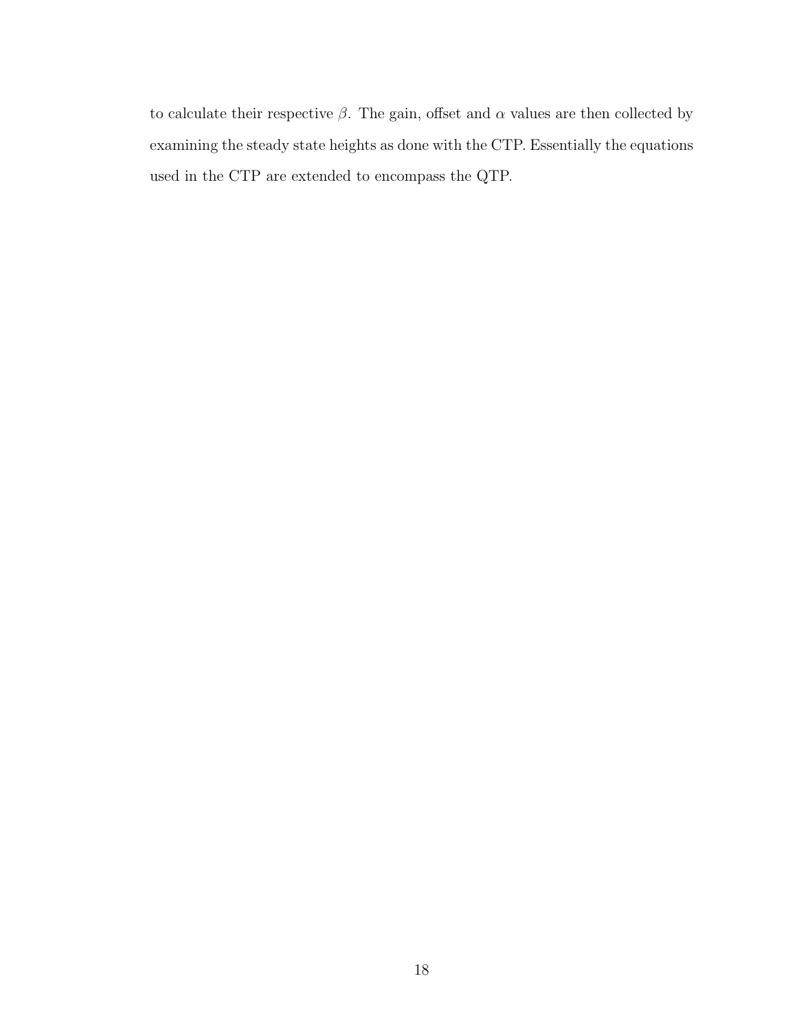to calculate their respective $\beta$. The gain, offset and $\alpha$ values are then collected by examining the steady state heights as done with the CTP. Essentially the equations used in the CTP are extended to encompass the QTP.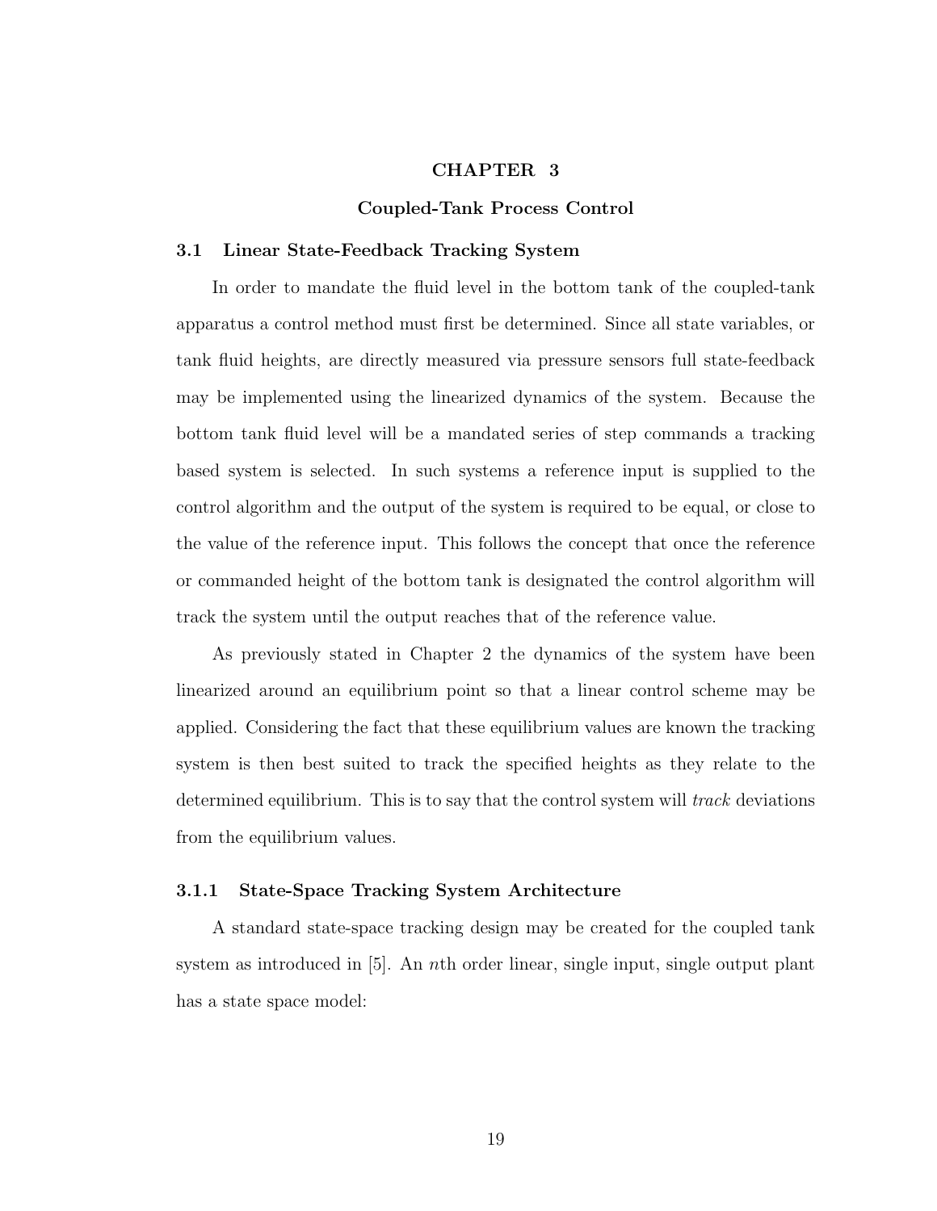# CHAPTER 3

# Coupled-Tank Process Control

## 3.1 Linear State-Feedback Tracking System

In order to mandate the fluid level in the bottom tank of the coupled-tank apparatus a control method must first be determined. Since all state variables, or tank fluid heights, are directly measured via pressure sensors full state-feedback may be implemented using the linearized dynamics of the system. Because the bottom tank fluid level will be a mandated series of step commands a tracking based system is selected. In such systems a reference input is supplied to the control algorithm and the output of the system is required to be equal, or close to the value of the reference input. This follows the concept that once the reference or commanded height of the bottom tank is designated the control algorithm will track the system until the output reaches that of the reference value.

As previously stated in Chapter 2 the dynamics of the system have been linearized around an equilibrium point so that a linear control scheme may be applied. Considering the fact that these equilibrium values are known the tracking system is then best suited to track the specified heights as they relate to the determined equilibrium. This is to say that the control system will *track* deviations from the equilibrium values.

### 3.1.1 State-Space Tracking System Architecture

A standard state-space tracking design may be created for the coupled tank system as introduced in [5]. An $n$th order linear, single input, single output plant has a state space model: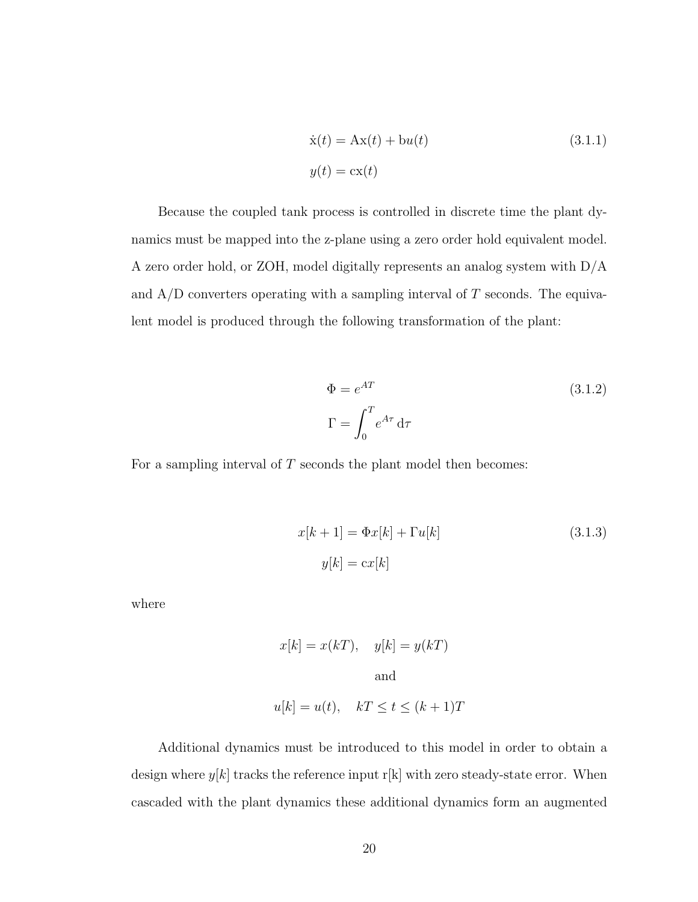$$
\begin{aligned}
\dot{\mathrm{x}}(t) &= \mathrm{Ax}(t) + \mathrm{b}u(t) \\
y(t) &= \mathrm{cx}(t)
\end{aligned}
\tag{3.1.1}
$$

Because the coupled tank process is controlled in discrete time the plant dynamics must be mapped into the z-plane using a zero order hold equivalent model. A zero order hold, or ZOH, model digitally represents an analog system with D/A and A/D converters operating with a sampling interval of $T$ seconds. The equivalent model is produced through the following transformation of the plant:

$$
\begin{aligned}
\Phi &= e^{AT} \\
\Gamma &= \int_0^T e^{A\tau}\,\mathrm{d}\tau
\end{aligned}
\tag{3.1.2}
$$

For a sampling interval of $T$ seconds the plant model then becomes:

$$
\begin{aligned}
x[k+1] &= \Phi x[k] + \Gamma u[k] \\
y[k] &= \mathrm{c}x[k]
\end{aligned}
\tag{3.1.3}
$$

where

$$
x[k] = x(kT), \quad y[k] = y(kT)
$$

and

$$
u[k] = u(t), \quad kT \leq t \leq (k+1)T
$$

Additional dynamics must be introduced to this model in order to obtain a design where $y[k]$ tracks the reference input r[k] with zero steady-state error. When cascaded with the plant dynamics these additional dynamics form an augmented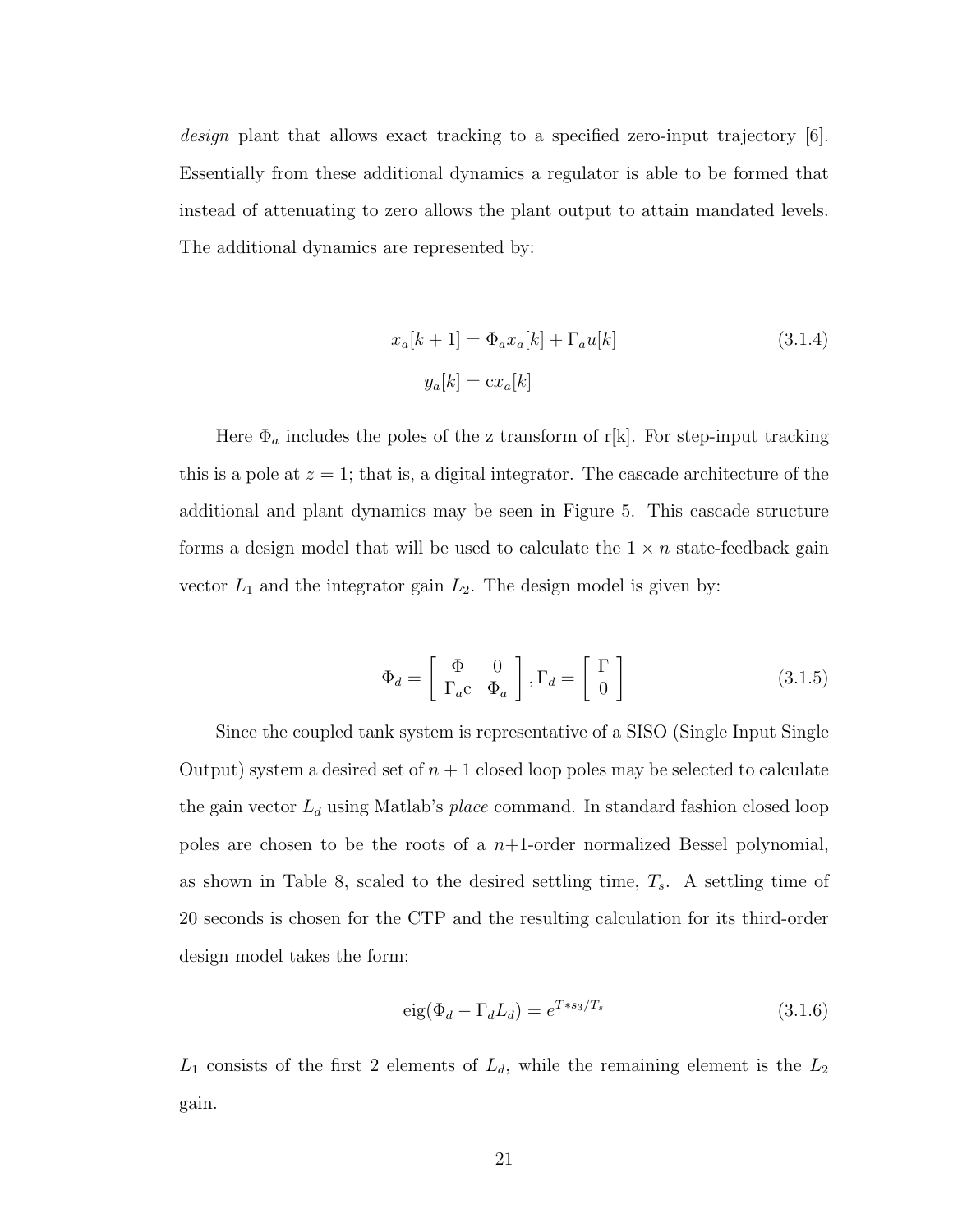*design* plant that allows exact tracking to a specified zero-input trajectory [6]. Essentially from these additional dynamics a regulator is able to be formed that instead of attenuating to zero allows the plant output to attain mandated levels. The additional dynamics are represented by:

$$
\begin{aligned}
x_a[k+1] &= \Phi_a x_a[k] + \Gamma_a u[k] \\
y_a[k] &= \mathrm{c} x_a[k]
\end{aligned}
\tag{3.1.4}
$$

Here $\Phi_a$ includes the poles of the z transform of r[k]. For step-input tracking this is a pole at $z = 1$; that is, a digital integrator. The cascade architecture of the additional and plant dynamics may be seen in Figure 5. This cascade structure forms a design model that will be used to calculate the $1 \times n$ state-feedback gain vector $L_1$ and the integrator gain $L_2$. The design model is given by:

$$
\Phi_d = \begin{bmatrix} \Phi & 0 \\ \Gamma_a \mathrm{c} & \Phi_a \end{bmatrix}, \Gamma_d = \begin{bmatrix} \Gamma \\ 0 \end{bmatrix}
\tag{3.1.5}
$$

Since the coupled tank system is representative of a SISO (Single Input Single Output) system a desired set of $n+1$ closed loop poles may be selected to calculate the gain vector $L_d$ using Matlab's *place* command. In standard fashion closed loop poles are chosen to be the roots of a $n$+1-order normalized Bessel polynomial, as shown in Table 8, scaled to the desired settling time, $T_s$. A settling time of 20 seconds is chosen for the CTP and the resulting calculation for its third-order design model takes the form:

$$
\mathrm{eig}(\Phi_d - \Gamma_d L_d) = e^{T * s_3 / T_s}
\tag{3.1.6}
$$

$L_1$ consists of the first 2 elements of $L_d$, while the remaining element is the $L_2$ gain.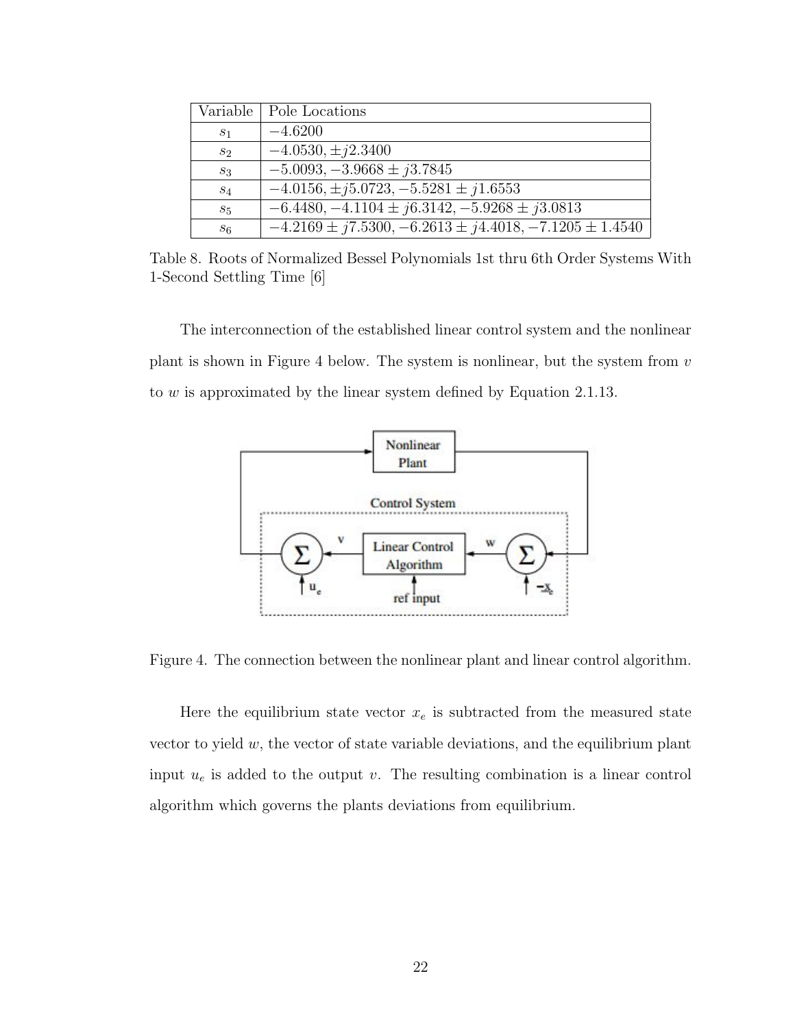| Variable | Pole Locations |
|---|---|
| $s_1$ | $-4.6200$ |
| $s_2$ | $-4.0530, \pm j2.3400$ |
| $s_3$ | $-5.0093, -3.9668 \pm j3.7845$ |
| $s_4$ | $-4.0156, \pm j5.0723, -5.5281 \pm j1.6553$ |
| $s_5$ | $-6.4480, -4.1104 \pm j6.3142, -5.9268 \pm j3.0813$ |
| $s_6$ | $-4.2169 \pm j7.5300, -6.2613 \pm j4.4018, -7.1205 \pm 1.4540$ |

Table 8. Roots of Normalized Bessel Polynomials 1st thru 6th Order Systems With 1-Second Settling Time [6]

The interconnection of the established linear control system and the nonlinear plant is shown in Figure 4 below. The system is nonlinear, but the system from $v$ to $w$ is approximated by the linear system defined by Equation 2.1.13.

Figure 4. The connection between the nonlinear plant and linear control algorithm.

Here the equilibrium state vector $x_e$ is subtracted from the measured state vector to yield $w$, the vector of state variable deviations, and the equilibrium plant input $u_e$ is added to the output $v$. The resulting combination is a linear control algorithm which governs the plants deviations from equilibrium.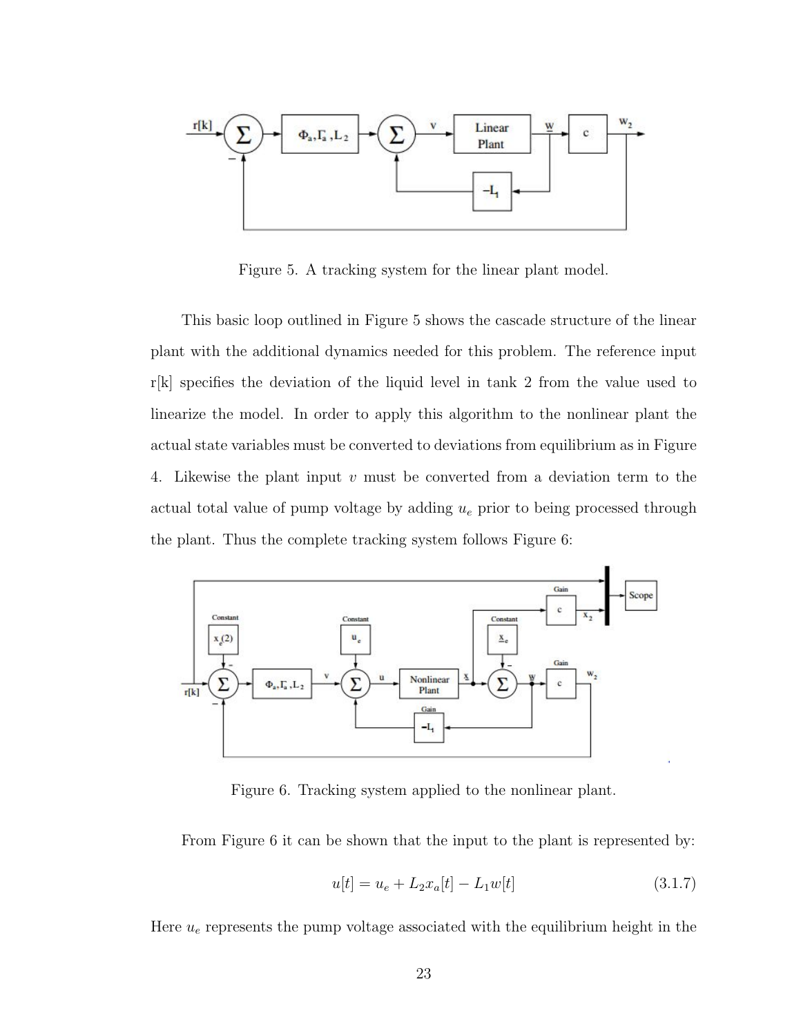Figure 5. A tracking system for the linear plant model.

This basic loop outlined in Figure 5 shows the cascade structure of the linear plant with the additional dynamics needed for this problem. The reference input r[k] specifies the deviation of the liquid level in tank 2 from the value used to linearize the model. In order to apply this algorithm to the nonlinear plant the actual state variables must be converted to deviations from equilibrium as in Figure 4. Likewise the plant input $v$ must be converted from a deviation term to the actual total value of pump voltage by adding $u_e$ prior to being processed through the plant. Thus the complete tracking system follows Figure 6:

Figure 6. Tracking system applied to the nonlinear plant.

From Figure 6 it can be shown that the input to the plant is represented by:

$$u[t] = u_e + L_2 x_a[t] - L_1 w[t] \tag{3.1.7}$$

Here $u_e$ represents the pump voltage associated with the equilibrium height in the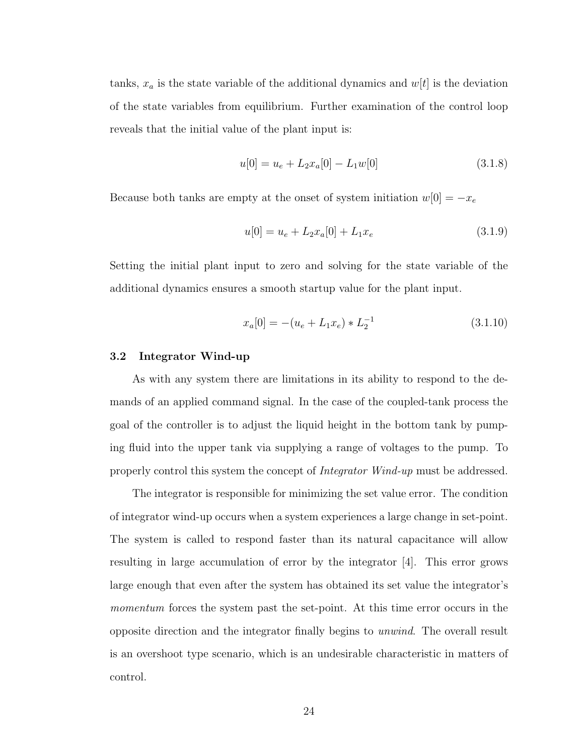tanks, $x_a$ is the state variable of the additional dynamics and $w[t]$ is the deviation of the state variables from equilibrium. Further examination of the control loop reveals that the initial value of the plant input is:

$$u[0] = u_e + L_2 x_a[0] - L_1 w[0] \tag{3.1.8}$$

Because both tanks are empty at the onset of system initiation $w[0] = -x_e$

$$u[0] = u_e + L_2 x_a[0] + L_1 x_e \tag{3.1.9}$$

Setting the initial plant input to zero and solving for the state variable of the additional dynamics ensures a smooth startup value for the plant input.

$$x_a[0] = -(u_e + L_1 x_e) * L_2^{-1} \tag{3.1.10}$$

### 3.2 Integrator Wind-up

As with any system there are limitations in its ability to respond to the demands of an applied command signal. In the case of the coupled-tank process the goal of the controller is to adjust the liquid height in the bottom tank by pumping fluid into the upper tank via supplying a range of voltages to the pump. To properly control this system the concept of *Integrator Wind-up* must be addressed.

The integrator is responsible for minimizing the set value error. The condition of integrator wind-up occurs when a system experiences a large change in set-point. The system is called to respond faster than its natural capacitance will allow resulting in large accumulation of error by the integrator [4]. This error grows large enough that even after the system has obtained its set value the integrator's *momentum* forces the system past the set-point. At this time error occurs in the opposite direction and the integrator finally begins to *unwind*. The overall result is an overshoot type scenario, which is an undesirable characteristic in matters of control.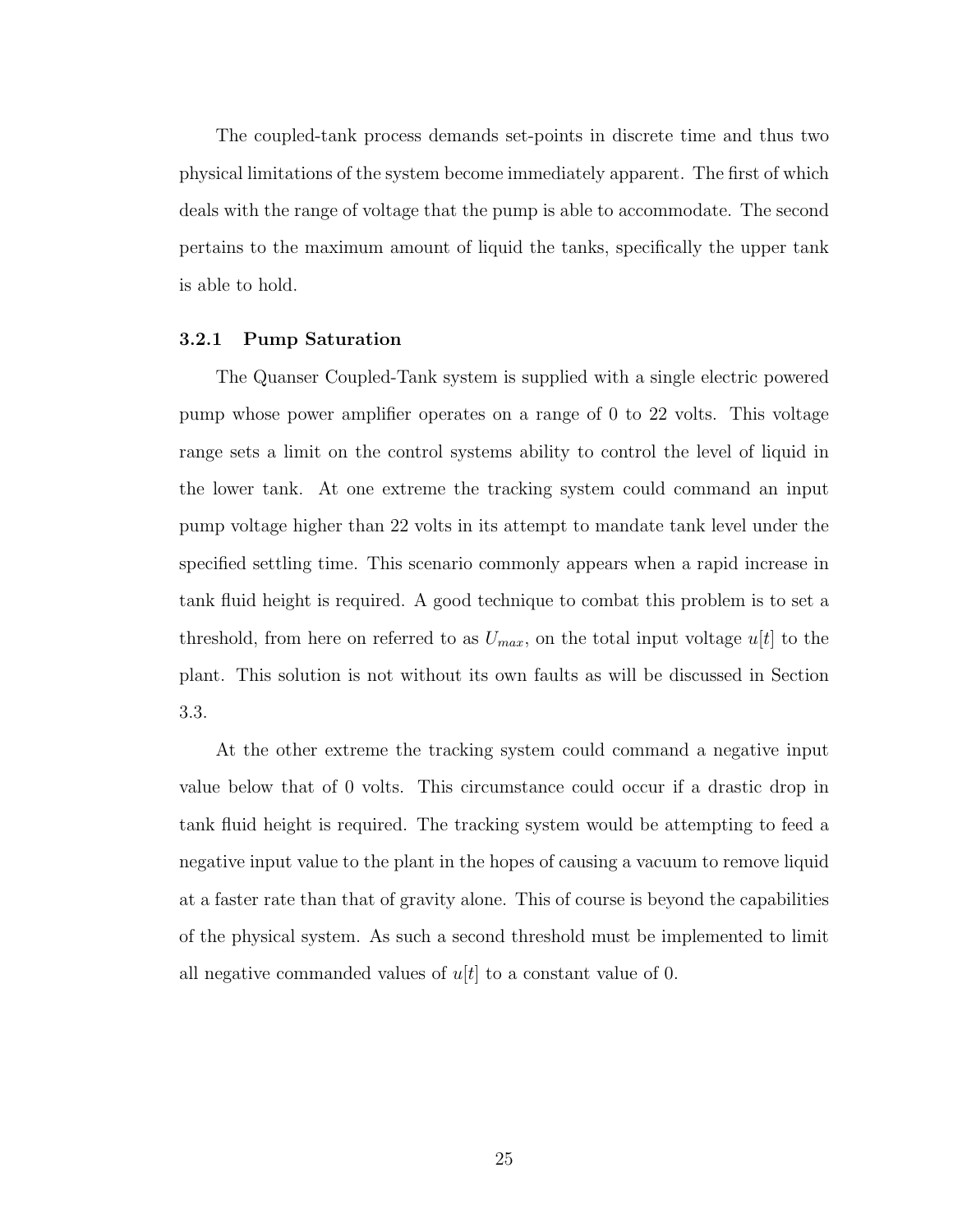The coupled-tank process demands set-points in discrete time and thus two physical limitations of the system become immediately apparent. The first of which deals with the range of voltage that the pump is able to accommodate. The second pertains to the maximum amount of liquid the tanks, specifically the upper tank is able to hold.

### 3.2.1 Pump Saturation

The Quanser Coupled-Tank system is supplied with a single electric powered pump whose power amplifier operates on a range of 0 to 22 volts. This voltage range sets a limit on the control systems ability to control the level of liquid in the lower tank. At one extreme the tracking system could command an input pump voltage higher than 22 volts in its attempt to mandate tank level under the specified settling time. This scenario commonly appears when a rapid increase in tank fluid height is required. A good technique to combat this problem is to set a threshold, from here on referred to as $U_{max}$, on the total input voltage $u[t]$ to the plant. This solution is not without its own faults as will be discussed in Section 3.3.

At the other extreme the tracking system could command a negative input value below that of 0 volts. This circumstance could occur if a drastic drop in tank fluid height is required. The tracking system would be attempting to feed a negative input value to the plant in the hopes of causing a vacuum to remove liquid at a faster rate than that of gravity alone. This of course is beyond the capabilities of the physical system. As such a second threshold must be implemented to limit all negative commanded values of $u[t]$ to a constant value of 0.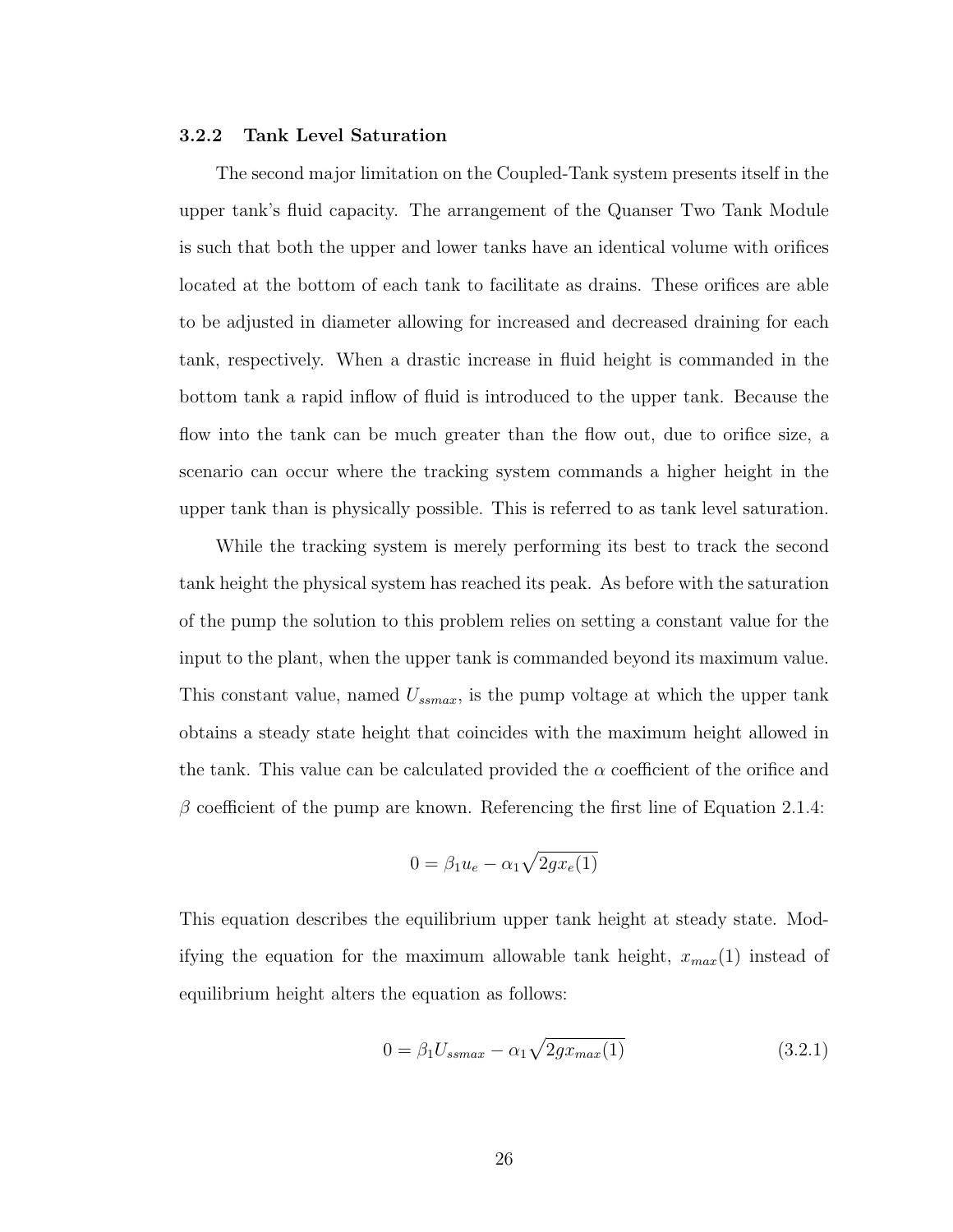### 3.2.2 Tank Level Saturation

The second major limitation on the Coupled-Tank system presents itself in the upper tank's fluid capacity. The arrangement of the Quanser Two Tank Module is such that both the upper and lower tanks have an identical volume with orifices located at the bottom of each tank to facilitate as drains. These orifices are able to be adjusted in diameter allowing for increased and decreased draining for each tank, respectively. When a drastic increase in fluid height is commanded in the bottom tank a rapid inflow of fluid is introduced to the upper tank. Because the flow into the tank can be much greater than the flow out, due to orifice size, a scenario can occur where the tracking system commands a higher height in the upper tank than is physically possible. This is referred to as tank level saturation.

While the tracking system is merely performing its best to track the second tank height the physical system has reached its peak. As before with the saturation of the pump the solution to this problem relies on setting a constant value for the input to the plant, when the upper tank is commanded beyond its maximum value. This constant value, named $U_{ssmax}$, is the pump voltage at which the upper tank obtains a steady state height that coincides with the maximum height allowed in the tank. This value can be calculated provided the $\alpha$ coefficient of the orifice and $\beta$ coefficient of the pump are known. Referencing the first line of Equation 2.1.4:

$$0 = \beta_1 u_e - \alpha_1 \sqrt{2gx_e(1)}$$

This equation describes the equilibrium upper tank height at steady state. Modifying the equation for the maximum allowable tank height, $x_{max}(1)$ instead of equilibrium height alters the equation as follows:

$$0 = \beta_1 U_{ssmax} - \alpha_1 \sqrt{2gx_{max}(1)} \tag{3.2.1}$$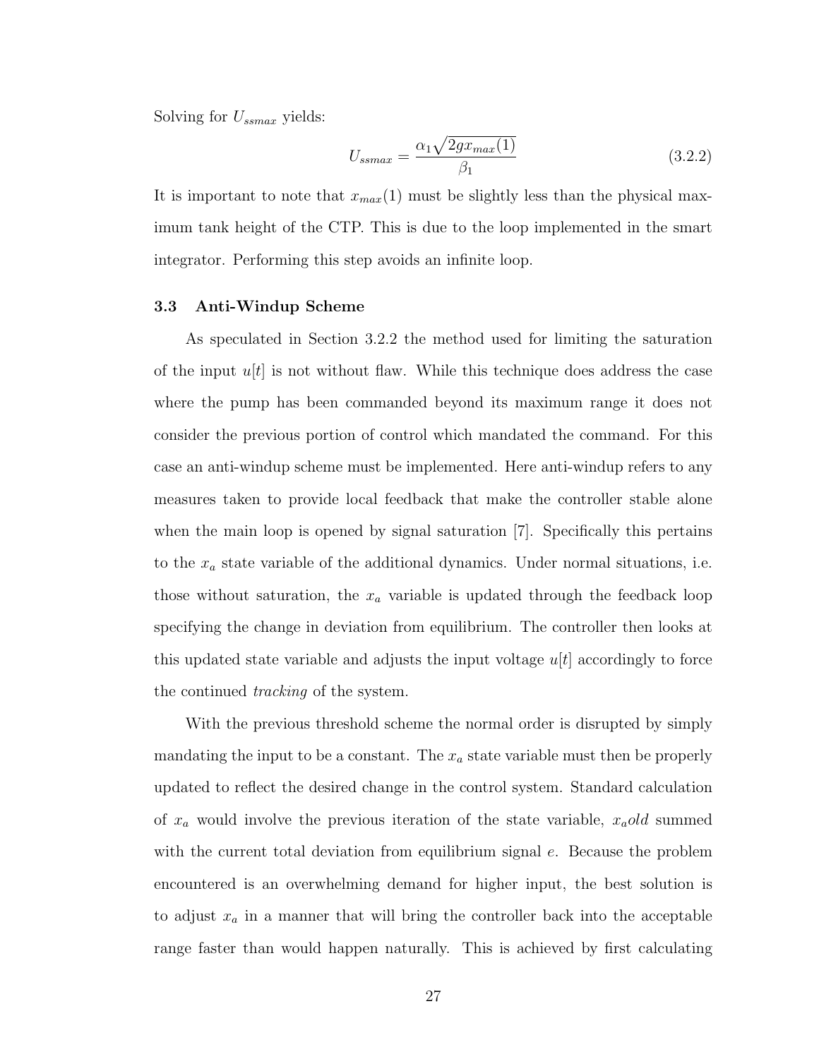Solving for $U_{ssmax}$ yields:

$$U_{ssmax} = \frac{\alpha_1 \sqrt{2 g x_{max}(1)}}{\beta_1} \tag{3.2.2}$$

It is important to note that $x_{max}(1)$ must be slightly less than the physical maximum tank height of the CTP. This is due to the loop implemented in the smart integrator. Performing this step avoids an infinite loop.

### 3.3 Anti-Windup Scheme

As speculated in Section 3.2.2 the method used for limiting the saturation of the input $u[t]$ is not without flaw. While this technique does address the case where the pump has been commanded beyond its maximum range it does not consider the previous portion of control which mandated the command. For this case an anti-windup scheme must be implemented. Here anti-windup refers to any measures taken to provide local feedback that make the controller stable alone when the main loop is opened by signal saturation [7]. Specifically this pertains to the $x_a$ state variable of the additional dynamics. Under normal situations, i.e. those without saturation, the $x_a$ variable is updated through the feedback loop specifying the change in deviation from equilibrium. The controller then looks at this updated state variable and adjusts the input voltage $u[t]$ accordingly to force the continued *tracking* of the system.

With the previous threshold scheme the normal order is disrupted by simply mandating the input to be a constant. The $x_a$ state variable must then be properly updated to reflect the desired change in the control system. Standard calculation of $x_a$ would involve the previous iteration of the state variable, $x_a old$ summed with the current total deviation from equilibrium signal $e$. Because the problem encountered is an overwhelming demand for higher input, the best solution is to adjust $x_a$ in a manner that will bring the controller back into the acceptable range faster than would happen naturally. This is achieved by first calculating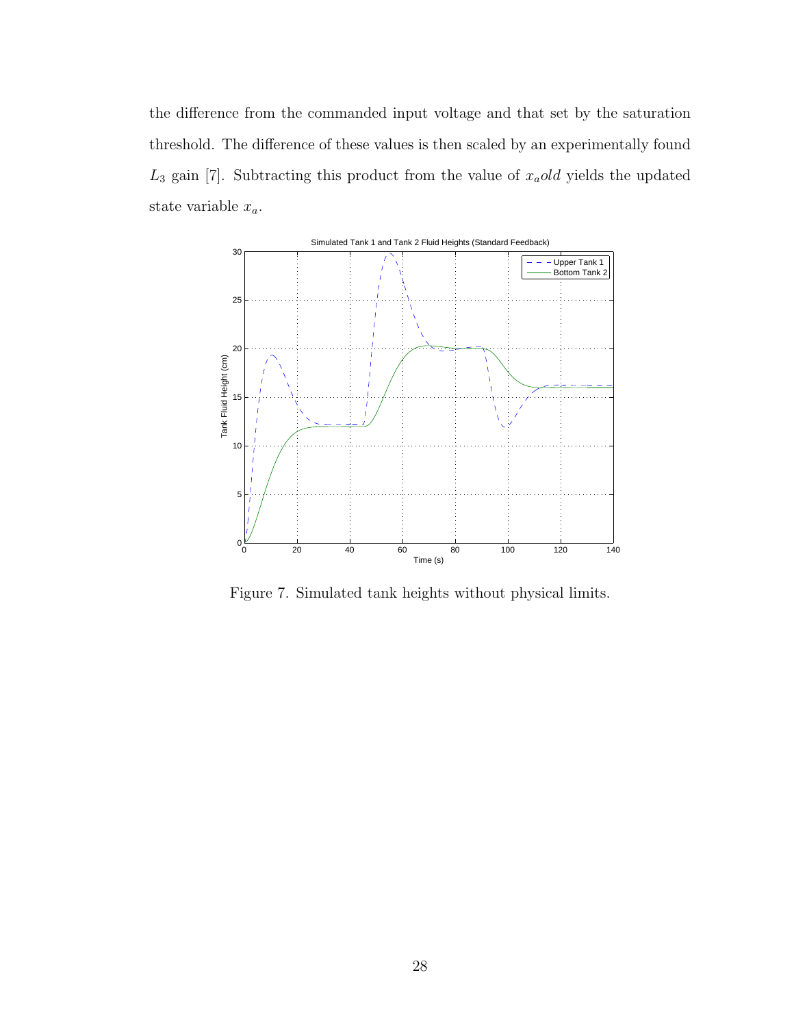the difference from the commanded input voltage and that set by the saturation threshold. The difference of these values is then scaled by an experimentally found $L_3$ gain [7]. Subtracting this product from the value of $x_aold$ yields the updated state variable $x_a$.

Figure 7. Simulated tank heights without physical limits.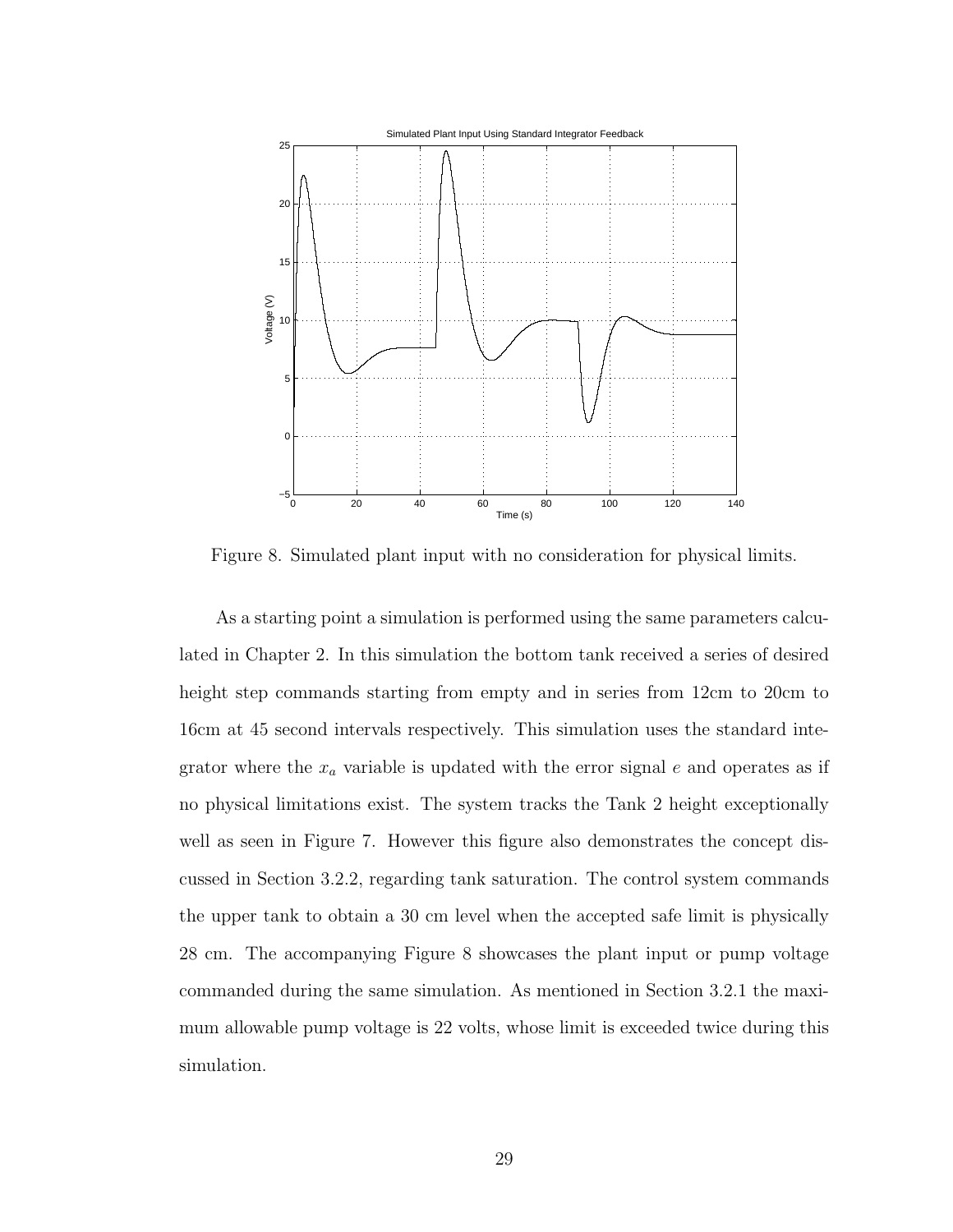Figure 8. Simulated plant input with no consideration for physical limits.

As a starting point a simulation is performed using the same parameters calculated in Chapter 2. In this simulation the bottom tank received a series of desired height step commands starting from empty and in series from 12cm to 20cm to 16cm at 45 second intervals respectively. This simulation uses the standard integrator where the $x_a$ variable is updated with the error signal $e$ and operates as if no physical limitations exist. The system tracks the Tank 2 height exceptionally well as seen in Figure 7. However this figure also demonstrates the concept discussed in Section 3.2.2, regarding tank saturation. The control system commands the upper tank to obtain a 30 cm level when the accepted safe limit is physically 28 cm. The accompanying Figure 8 showcases the plant input or pump voltage commanded during the same simulation. As mentioned in Section 3.2.1 the maximum allowable pump voltage is 22 volts, whose limit is exceeded twice during this simulation.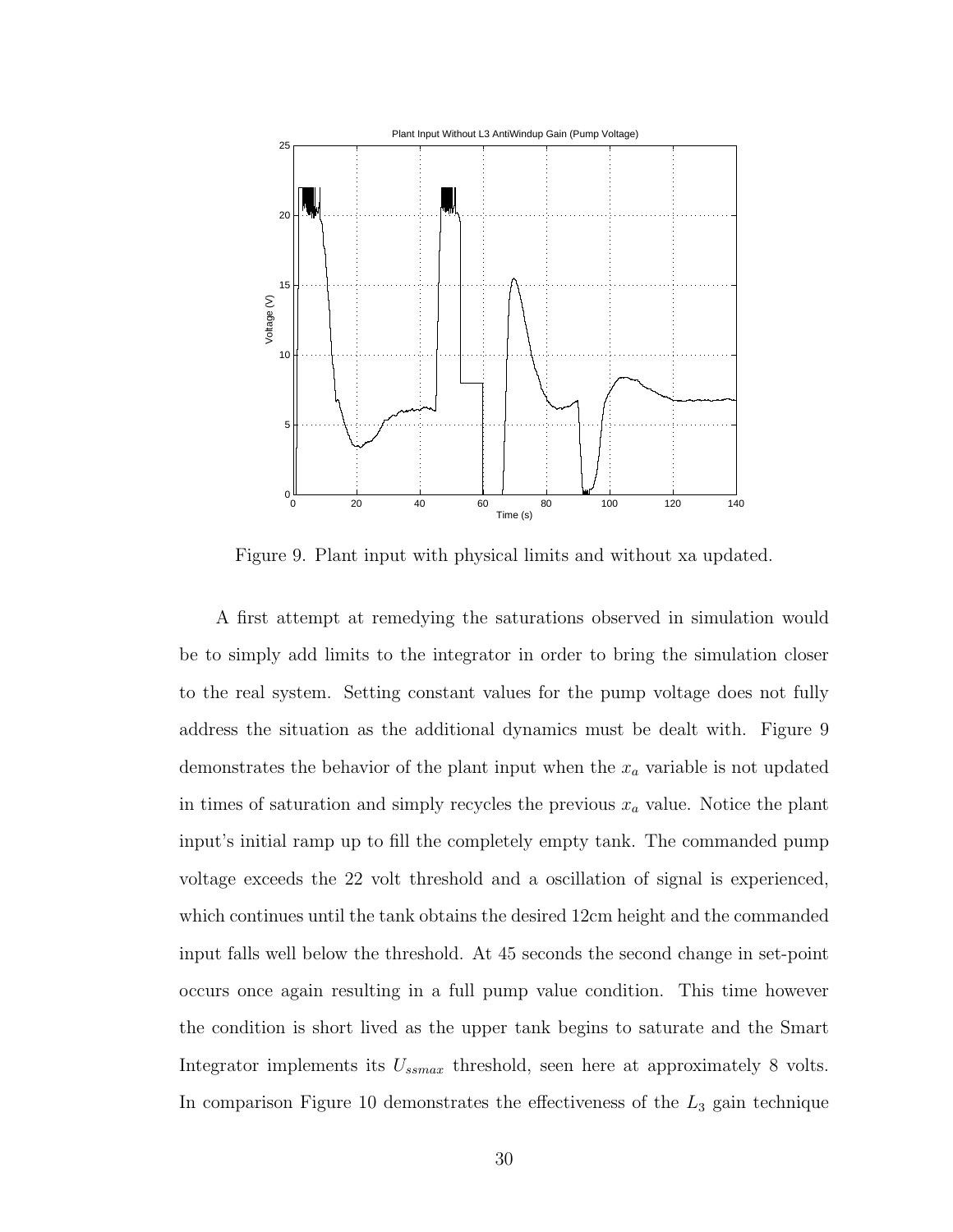Figure 9. Plant input with physical limits and without xa updated.

A first attempt at remedying the saturations observed in simulation would be to simply add limits to the integrator in order to bring the simulation closer to the real system. Setting constant values for the pump voltage does not fully address the situation as the additional dynamics must be dealt with. Figure 9 demonstrates the behavior of the plant input when the $x_a$ variable is not updated in times of saturation and simply recycles the previous $x_a$ value. Notice the plant input's initial ramp up to fill the completely empty tank. The commanded pump voltage exceeds the 22 volt threshold and a oscillation of signal is experienced, which continues until the tank obtains the desired 12cm height and the commanded input falls well below the threshold. At 45 seconds the second change in set-point occurs once again resulting in a full pump value condition. This time however the condition is short lived as the upper tank begins to saturate and the Smart Integrator implements its $U_{ssmax}$ threshold, seen here at approximately 8 volts. In comparison Figure 10 demonstrates the effectiveness of the $L_3$ gain technique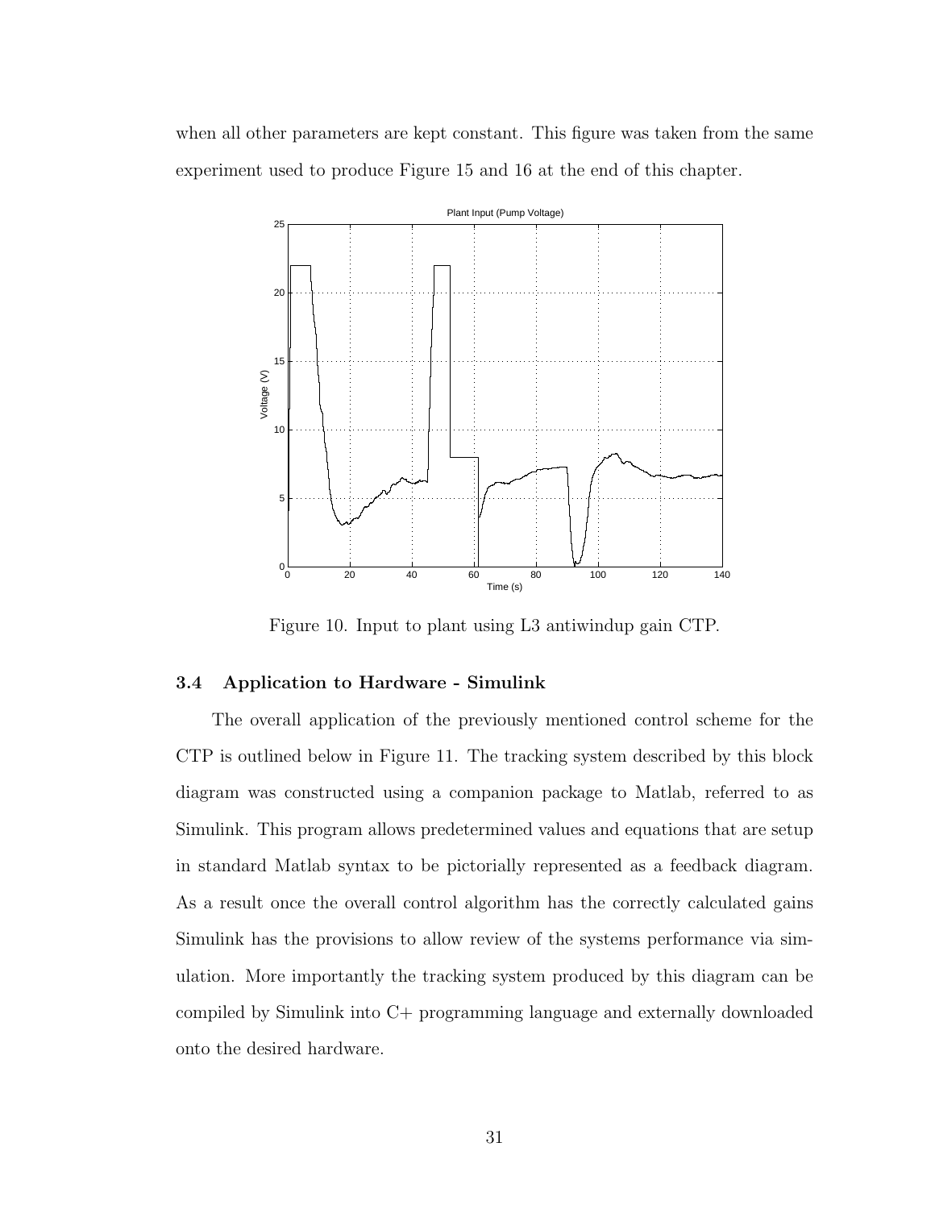when all other parameters are kept constant. This figure was taken from the same experiment used to produce Figure 15 and 16 at the end of this chapter.

Figure 10. Input to plant using L3 antiwindup gain CTP.

### 3.4 Application to Hardware - Simulink

The overall application of the previously mentioned control scheme for the CTP is outlined below in Figure 11. The tracking system described by this block diagram was constructed using a companion package to Matlab, referred to as Simulink. This program allows predetermined values and equations that are setup in standard Matlab syntax to be pictorially represented as a feedback diagram. As a result once the overall control algorithm has the correctly calculated gains Simulink has the provisions to allow review of the systems performance via simulation. More importantly the tracking system produced by this diagram can be compiled by Simulink into C+ programming language and externally downloaded onto the desired hardware.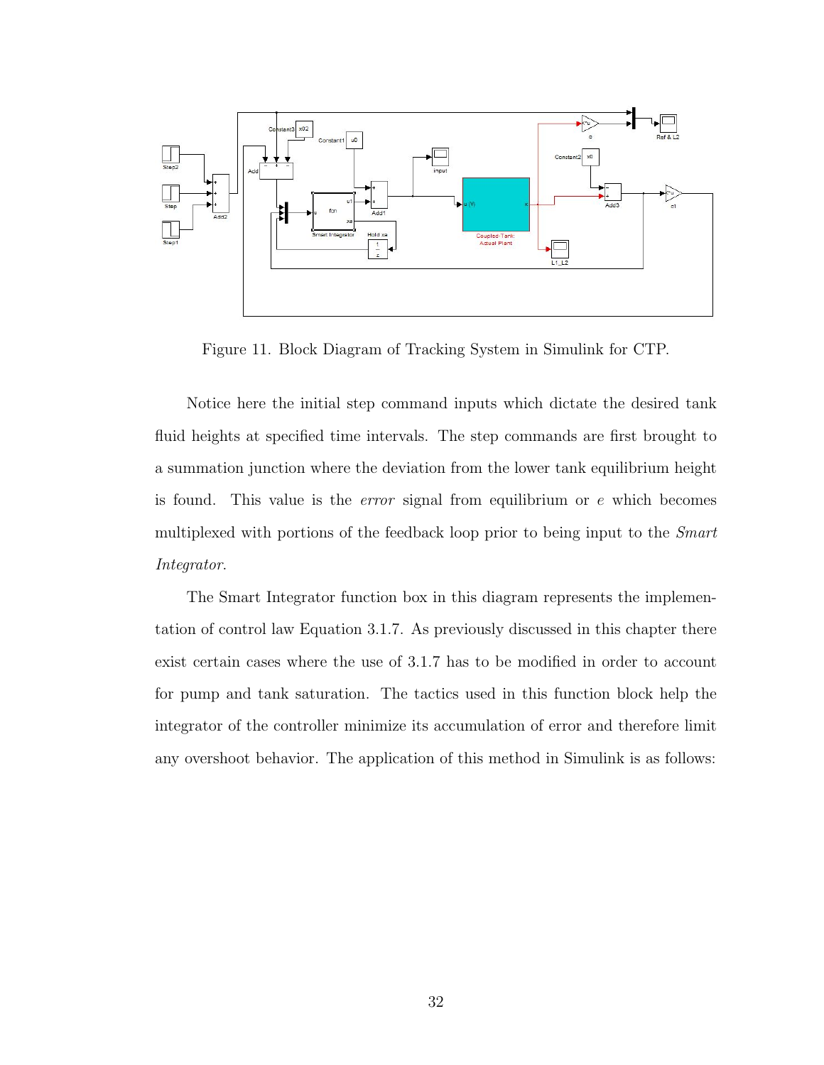Figure 11. Block Diagram of Tracking System in Simulink for CTP.

Notice here the initial step command inputs which dictate the desired tank fluid heights at specified time intervals. The step commands are first brought to a summation junction where the deviation from the lower tank equilibrium height is found. This value is the *error* signal from equilibrium or $e$ which becomes multiplexed with portions of the feedback loop prior to being input to the *Smart Integrator*.

The Smart Integrator function box in this diagram represents the implementation of control law Equation 3.1.7. As previously discussed in this chapter there exist certain cases where the use of 3.1.7 has to be modified in order to account for pump and tank saturation. The tactics used in this function block help the integrator of the controller minimize its accumulation of error and therefore limit any overshoot behavior. The application of this method in Simulink is as follows: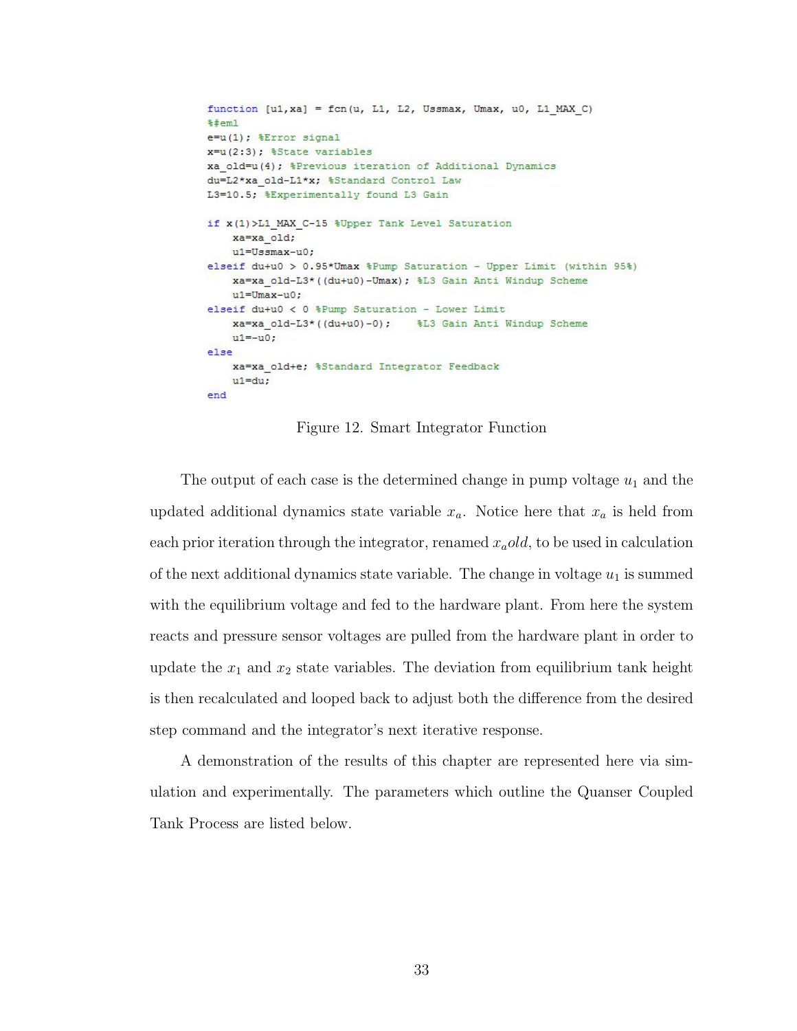```
function [u1,xa] = fcn(u, L1, L2, Ussmax, Umax, u0, L1_MAX_C)
%#eml
e=u(1); %Error signal
x=u(2:3); %State variables
xa_old=u(4); %Previous iteration of Additional Dynamics
du=L2*xa_old-L1*x; %Standard Control Law
L3=10.5; %Experimentally found L3 Gain

if x(1)>L1_MAX_C-15 %Upper Tank Level Saturation
    xa=xa_old;
    u1=Ussmax-u0;
elseif du+u0 > 0.95*Umax %Pump Saturation - Upper Limit (within 95%)
    xa=xa_old-L3*((du+u0)-Umax); %L3 Gain Anti Windup Scheme
    u1=Umax-u0;
elseif du+u0 < 0 %Pump Saturation - Lower Limit
    xa=xa_old-L3*((du+u0)-0);    %L3 Gain Anti Windup Scheme
    u1=-u0;
else
    xa=xa_old+e; %Standard Integrator Feedback
    u1=du;
end
```

Figure 12. Smart Integrator Function

The output of each case is the determined change in pump voltage $u_1$ and the updated additional dynamics state variable $x_a$. Notice here that $x_a$ is held from each prior iteration through the integrator, renamed $x_a old$, to be used in calculation of the next additional dynamics state variable. The change in voltage $u_1$ is summed with the equilibrium voltage and fed to the hardware plant. From here the system reacts and pressure sensor voltages are pulled from the hardware plant in order to update the $x_1$ and $x_2$ state variables. The deviation from equilibrium tank height is then recalculated and looped back to adjust both the difference from the desired step command and the integrator's next iterative response.

A demonstration of the results of this chapter are represented here via simulation and experimentally. The parameters which outline the Quanser Coupled Tank Process are listed below.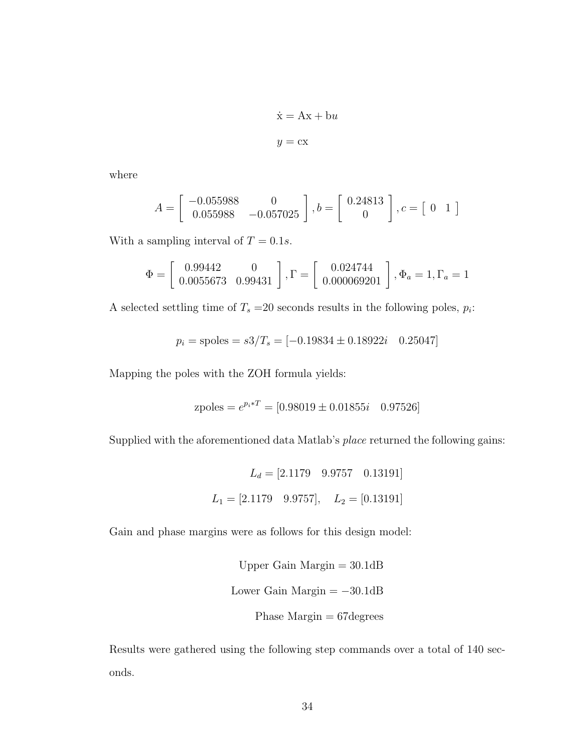$$\dot{\mathrm{x}} = \mathrm{A}\mathrm{x} + \mathrm{b}u$$

$$y = \mathrm{c}\mathrm{x}$$

where

$$A = \begin{bmatrix} -0.055988 & 0 \\ 0.055988 & -0.057025 \end{bmatrix}, b = \begin{bmatrix} 0.24813 \\ 0 \end{bmatrix}, c = \begin{bmatrix} 0 & 1 \end{bmatrix}$$

With a sampling interval of $T = 0.1s$.

$$\Phi = \begin{bmatrix} 0.99442 & 0 \\ 0.0055673 & 0.99431 \end{bmatrix}, \Gamma = \begin{bmatrix} 0.024744 \\ 0.000069201 \end{bmatrix}, \Phi_a = 1, \Gamma_a = 1$$

A selected settling time of $T_s$ =20 seconds results in the following poles, $p_i$:

$$p_i = \text{spoles} = s3/T_s = [-0.19834 \pm 0.18922i \quad 0.25047]$$

Mapping the poles with the ZOH formula yields:

$$\text{zpoles} = e^{p_i * T} = [0.98019 \pm 0.01855i \quad 0.97526]$$

Supplied with the aforementioned data Matlab's *place* returned the following gains:

$$L_d = [2.1179 \quad 9.9757 \quad 0.13191]$$

$$L_1 = [2.1179 \quad 9.9757], \quad L_2 = [0.13191]$$

Gain and phase margins were as follows for this design model:

$$\text{Upper Gain Margin} = 30.1\text{dB}$$

$$\text{Lower Gain Margin} = -30.1\text{dB}$$

$$\text{Phase Margin} = 67\text{degrees}$$

Results were gathered using the following step commands over a total of 140 seconds.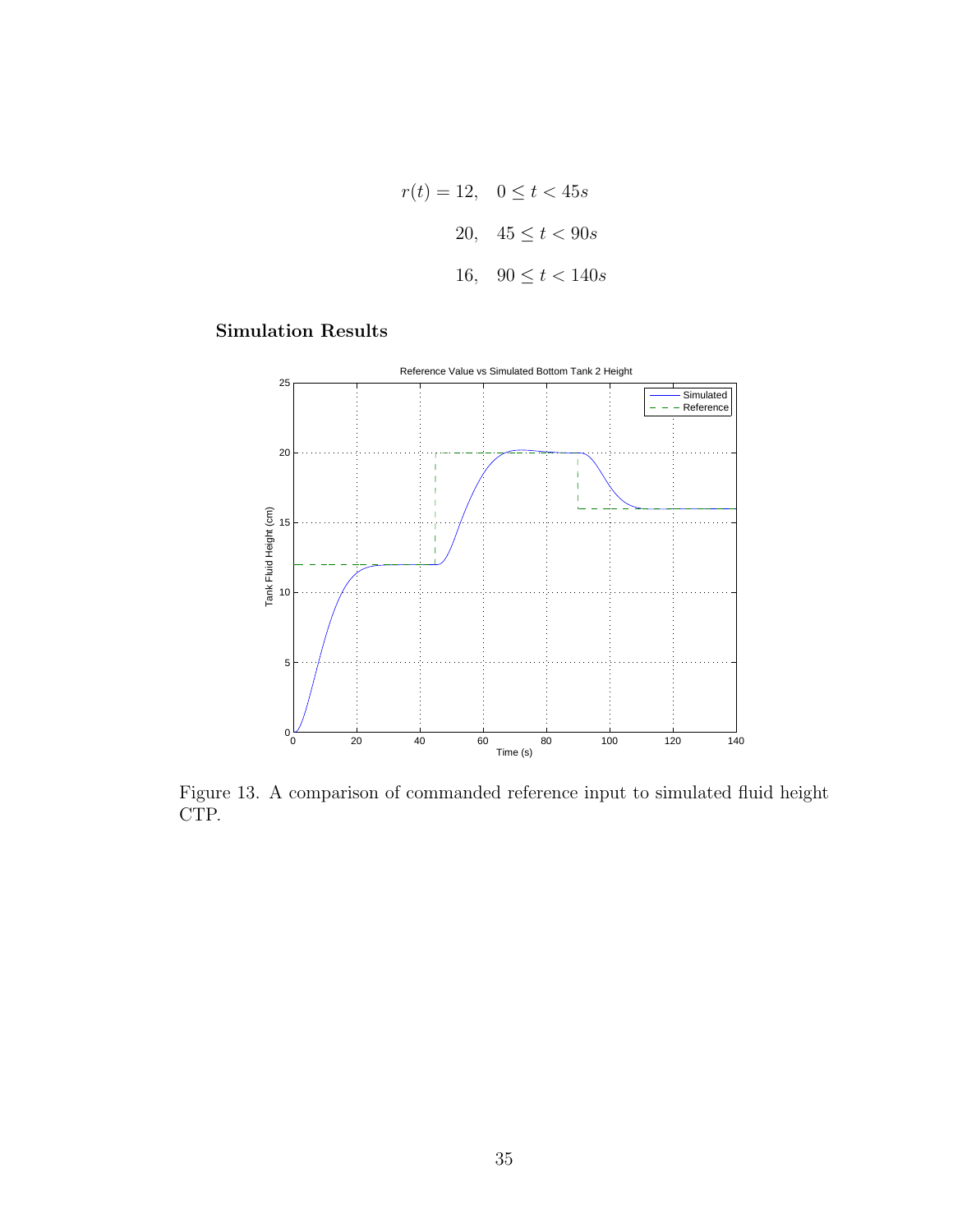$$
\begin{aligned}
r(t) = 12&, \quad 0 \leq t < 45s \\
20&, \quad 45 \leq t < 90s \\
16&, \quad 90 \leq t < 140s
\end{aligned}
$$

**Simulation Results**

Figure 13. A comparison of commanded reference input to simulated fluid height CTP.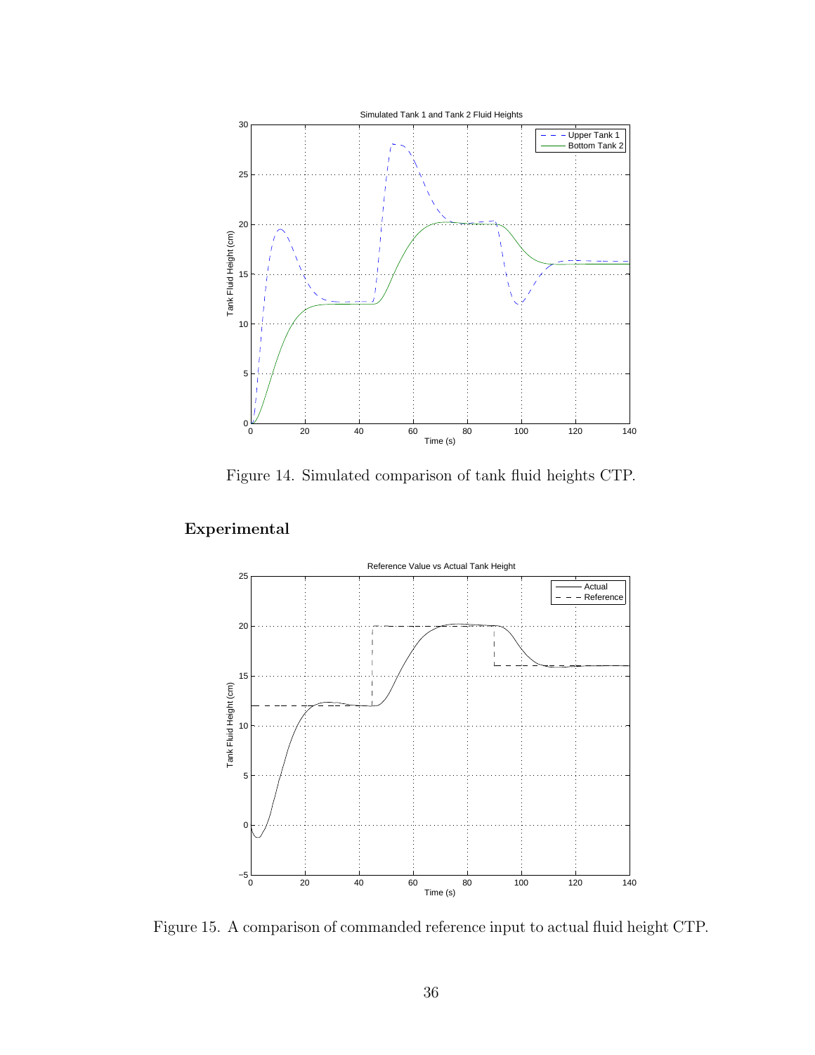Figure 14. Simulated comparison of tank fluid heights CTP.

### Experimental

Figure 15. A comparison of commanded reference input to actual fluid height CTP.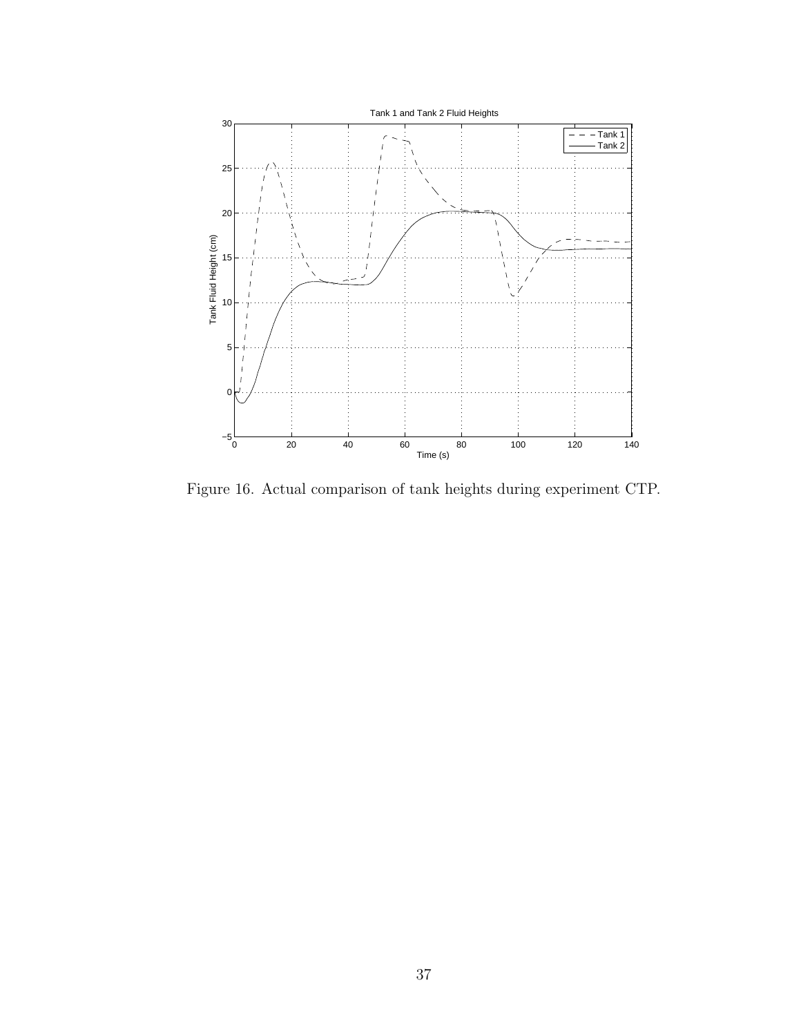Figure 16. Actual comparison of tank heights during experiment CTP.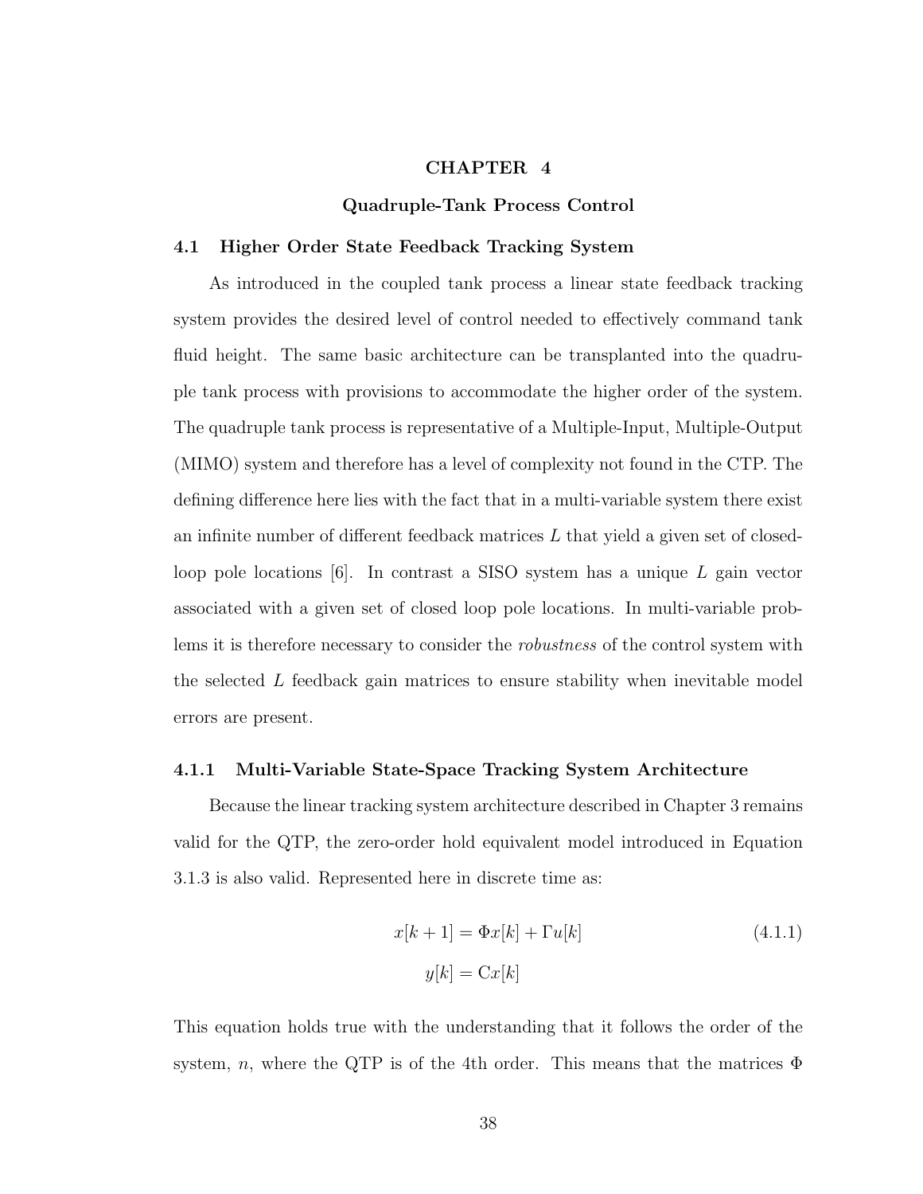# CHAPTER 4

# Quadruple-Tank Process Control

## 4.1 Higher Order State Feedback Tracking System

As introduced in the coupled tank process a linear state feedback tracking system provides the desired level of control needed to effectively command tank fluid height. The same basic architecture can be transplanted into the quadruple tank process with provisions to accommodate the higher order of the system. The quadruple tank process is representative of a Multiple-Input, Multiple-Output (MIMO) system and therefore has a level of complexity not found in the CTP. The defining difference here lies with the fact that in a multi-variable system there exist an infinite number of different feedback matrices $L$ that yield a given set of closed-loop pole locations [6]. In contrast a SISO system has a unique $L$ gain vector associated with a given set of closed loop pole locations. In multi-variable problems it is therefore necessary to consider the *robustness* of the control system with the selected $L$ feedback gain matrices to ensure stability when inevitable model errors are present.

### 4.1.1 Multi-Variable State-Space Tracking System Architecture

Because the linear tracking system architecture described in Chapter 3 remains valid for the QTP, the zero-order hold equivalent model introduced in Equation 3.1.3 is also valid. Represented here in discrete time as:

$$
\begin{aligned}
x[k+1] &= \Phi x[k] + \Gamma u[k] \\
y[k] &= \mathrm{C}x[k]
\end{aligned}
\tag{4.1.1}
$$

This equation holds true with the understanding that it follows the order of the system, $n$, where the QTP is of the 4th order. This means that the matrices $\Phi$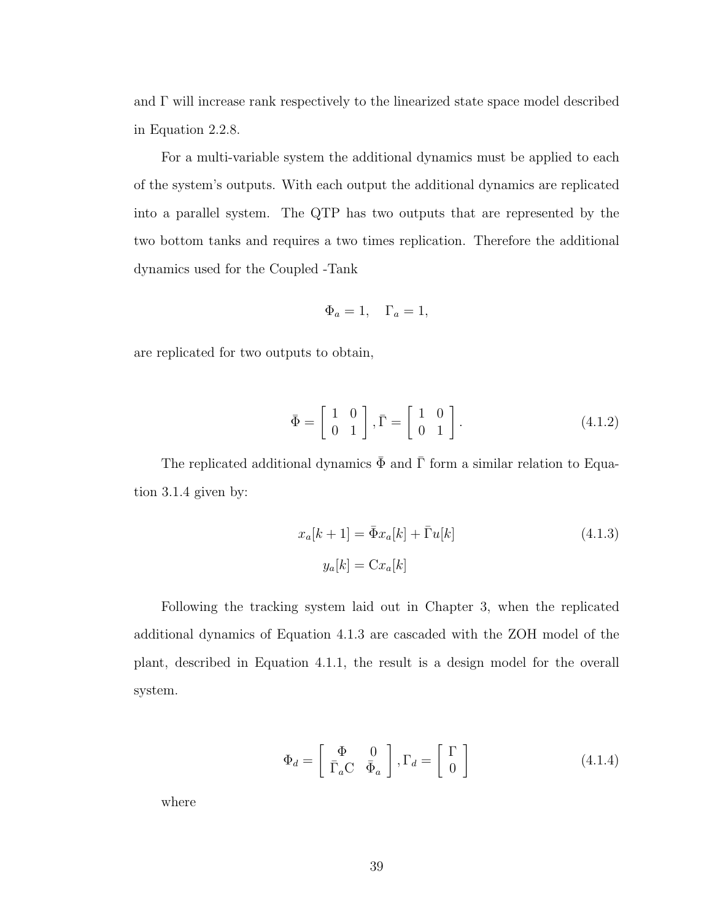and $\Gamma$ will increase rank respectively to the linearized state space model described in Equation 2.2.8.

For a multi-variable system the additional dynamics must be applied to each of the system's outputs. With each output the additional dynamics are replicated into a parallel system. The QTP has two outputs that are represented by the two bottom tanks and requires a two times replication. Therefore the additional dynamics used for the Coupled -Tank

$$\Phi_a = 1, \quad \Gamma_a = 1,$$

are replicated for two outputs to obtain,

$$\bar{\Phi} = \begin{bmatrix} 1 & 0 \\ 0 & 1 \end{bmatrix}, \bar{\Gamma} = \begin{bmatrix} 1 & 0 \\ 0 & 1 \end{bmatrix}. \tag{4.1.2}$$

The replicated additional dynamics $\bar{\Phi}$ and $\bar{\Gamma}$ form a similar relation to Equation 3.1.4 given by:

$$\begin{aligned} x_a[k+1] &= \bar{\Phi} x_a[k] + \bar{\Gamma} u[k] \\ y_a[k] &= \mathrm{C} x_a[k] \end{aligned} \tag{4.1.3}$$

Following the tracking system laid out in Chapter 3, when the replicated additional dynamics of Equation 4.1.3 are cascaded with the ZOH model of the plant, described in Equation 4.1.1, the result is a design model for the overall system.

$$\Phi_d = \begin{bmatrix} \Phi & 0 \\ \bar{\Gamma}_a \mathrm{C} & \bar{\Phi}_a \end{bmatrix}, \Gamma_d = \begin{bmatrix} \Gamma \\ 0 \end{bmatrix} \tag{4.1.4}$$

where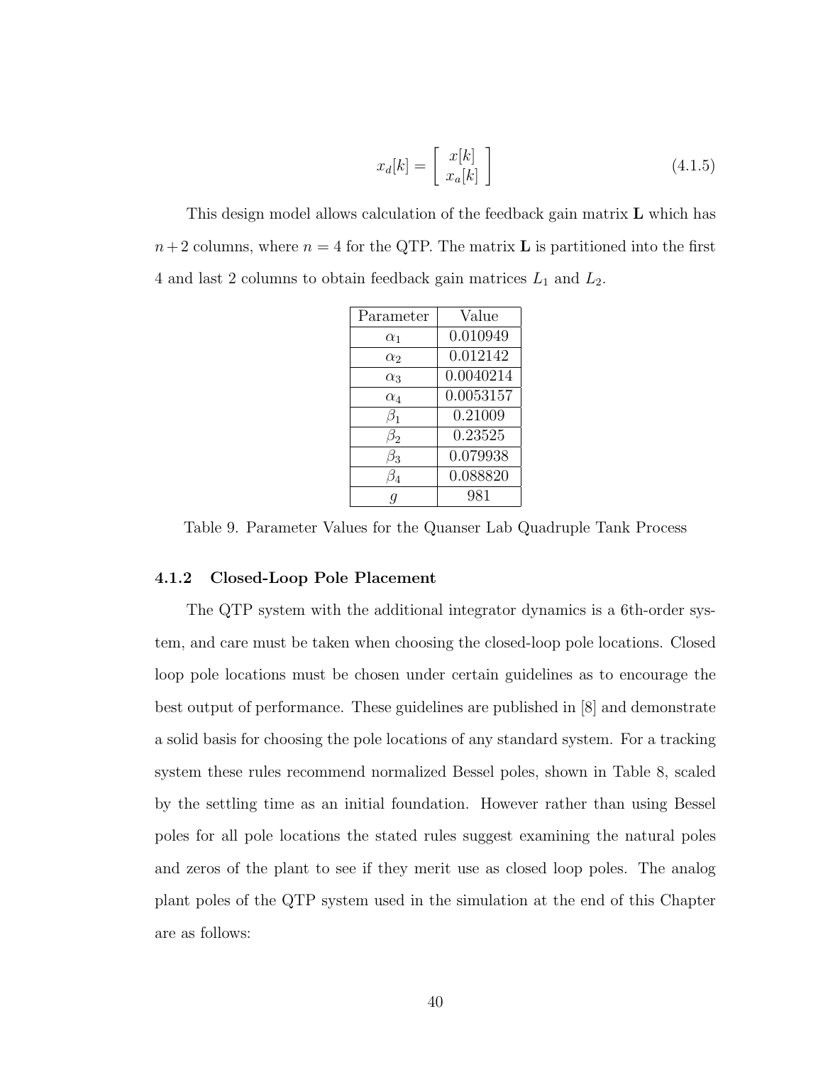$$x_d[k] = \begin{bmatrix} x[k] \\ x_a[k] \end{bmatrix} \tag{4.1.5}$$

This design model allows calculation of the feedback gain matrix $\mathbf{L}$ which has $n+2$ columns, where $n = 4$ for the QTP. The matrix $\mathbf{L}$ is partitioned into the first 4 and last 2 columns to obtain feedback gain matrices $L_1$ and $L_2$.

| Parameter | Value |
|---|---|
| $\alpha_1$ | 0.010949 |
| $\alpha_2$ | 0.012142 |
| $\alpha_3$ | 0.0040214 |
| $\alpha_4$ | 0.0053157 |
| $\beta_1$ | 0.21009 |
| $\beta_2$ | 0.23525 |
| $\beta_3$ | 0.079938 |
| $\beta_4$ | 0.088820 |
| $g$ | 981 |

Table 9. Parameter Values for the Quanser Lab Quadruple Tank Process

### 4.1.2 Closed-Loop Pole Placement

The QTP system with the additional integrator dynamics is a 6th-order system, and care must be taken when choosing the closed-loop pole locations. Closed loop pole locations must be chosen under certain guidelines as to encourage the best output of performance. These guidelines are published in [8] and demonstrate a solid basis for choosing the pole locations of any standard system. For a tracking system these rules recommend normalized Bessel poles, shown in Table 8, scaled by the settling time as an initial foundation. However rather than using Bessel poles for all pole locations the stated rules suggest examining the natural poles and zeros of the plant to see if they merit use as closed loop poles. The analog plant poles of the QTP system used in the simulation at the end of this Chapter are as follows: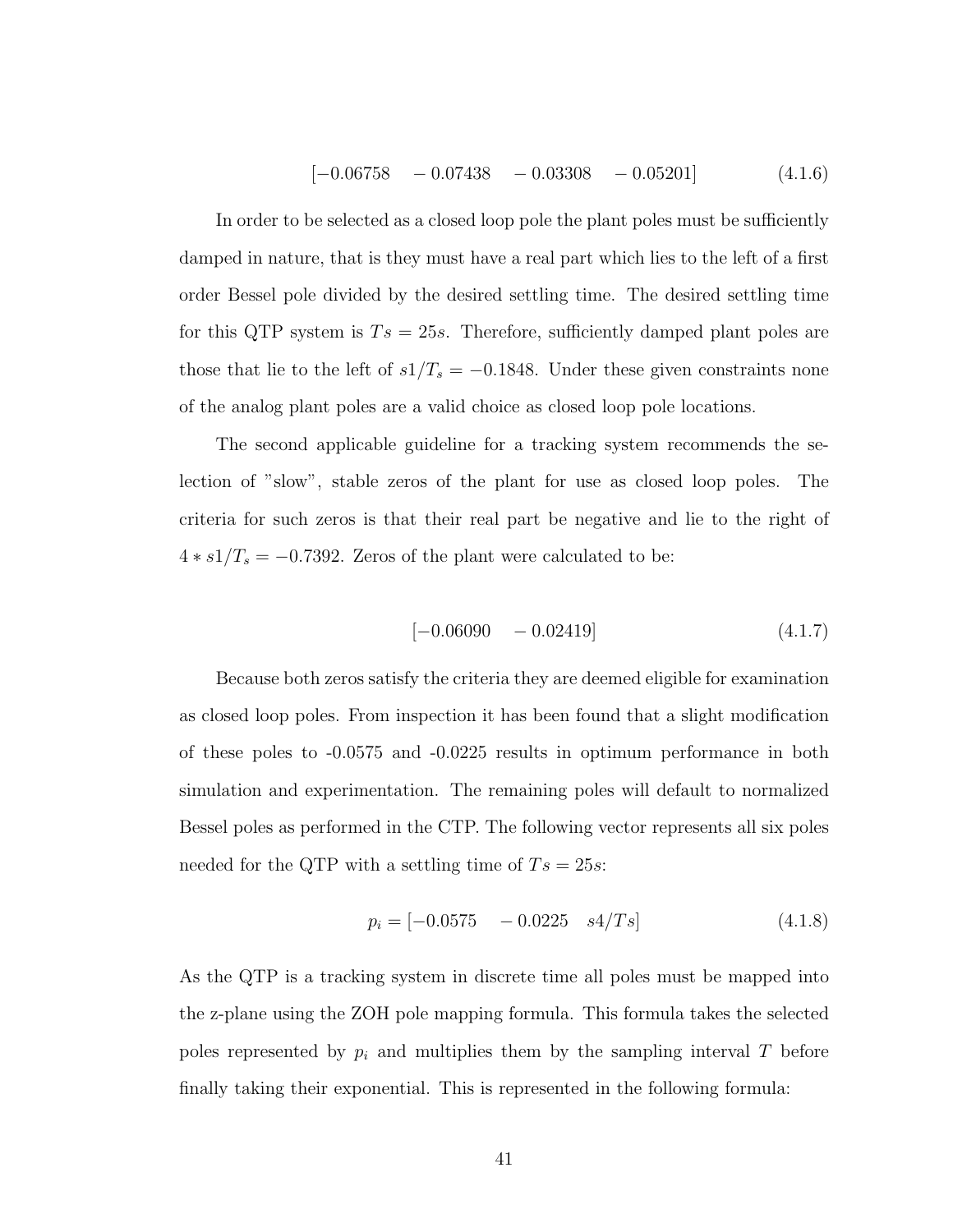$$[-0.06758 \quad -0.07438 \quad -0.03308 \quad -0.05201] \tag{4.1.6}$$

In order to be selected as a closed loop pole the plant poles must be sufficiently damped in nature, that is they must have a real part which lies to the left of a first order Bessel pole divided by the desired settling time. The desired settling time for this QTP system is $Ts = 25s$. Therefore, sufficiently damped plant poles are those that lie to the left of $s1/T_s = -0.1848$. Under these given constraints none of the analog plant poles are a valid choice as closed loop pole locations.

The second applicable guideline for a tracking system recommends the selection of "slow", stable zeros of the plant for use as closed loop poles. The criteria for such zeros is that their real part be negative and lie to the right of $4 * s1/T_s = -0.7392$. Zeros of the plant were calculated to be:

$$[-0.06090 \quad -0.02419] \tag{4.1.7}$$

Because both zeros satisfy the criteria they are deemed eligible for examination as closed loop poles. From inspection it has been found that a slight modification of these poles to -0.0575 and -0.0225 results in optimum performance in both simulation and experimentation. The remaining poles will default to normalized Bessel poles as performed in the CTP. The following vector represents all six poles needed for the QTP with a settling time of $Ts = 25s$:

$$p_i = [-0.0575 \quad -0.0225 \quad s4/Ts] \tag{4.1.8}$$

As the QTP is a tracking system in discrete time all poles must be mapped into the z-plane using the ZOH pole mapping formula. This formula takes the selected poles represented by $p_i$ and multiplies them by the sampling interval $T$ before finally taking their exponential. This is represented in the following formula: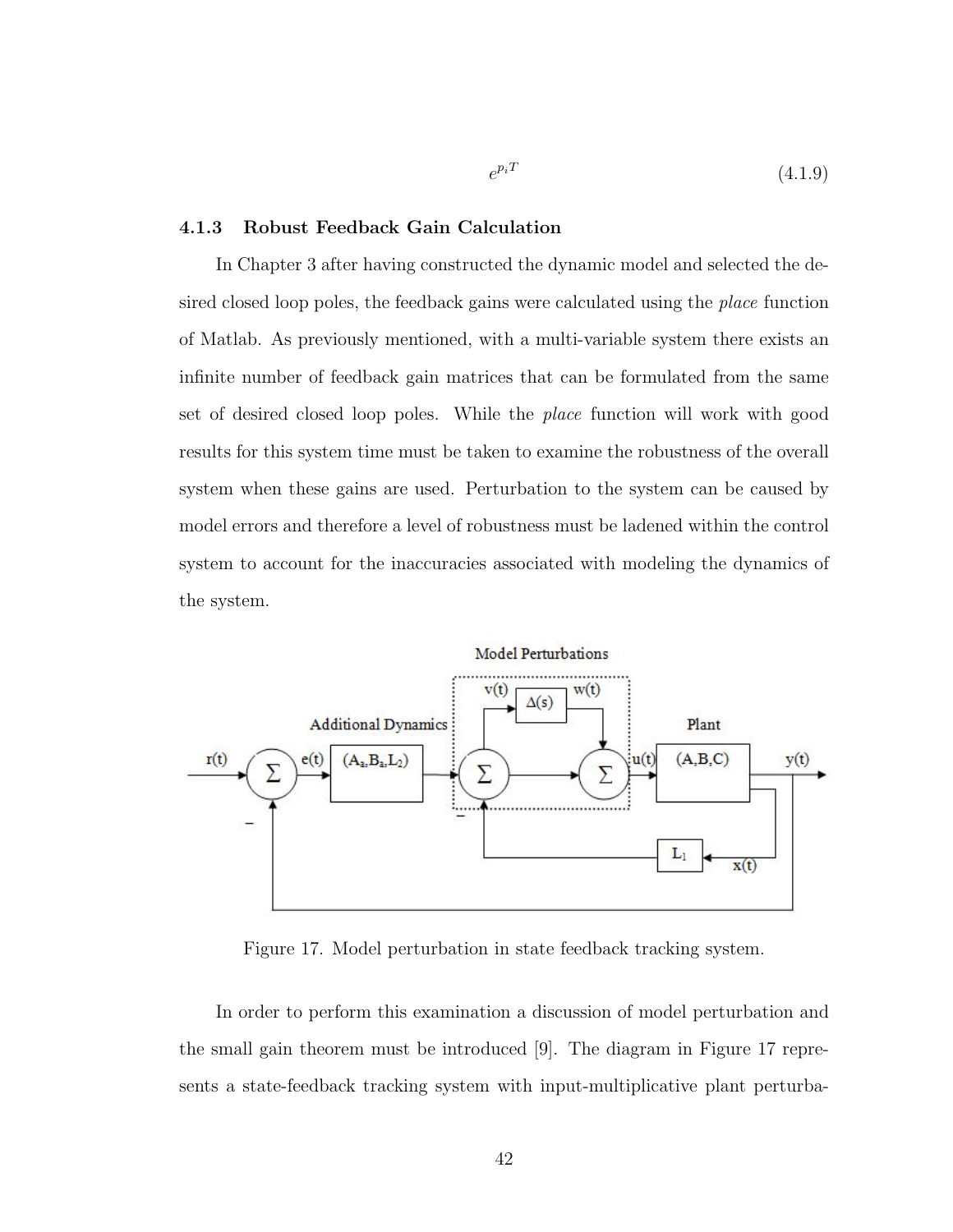$$e^{p_i T} \tag{4.1.9}$$

### 4.1.3 Robust Feedback Gain Calculation

In Chapter 3 after having constructed the dynamic model and selected the desired closed loop poles, the feedback gains were calculated using the *place* function of Matlab. As previously mentioned, with a multi-variable system there exists an infinite number of feedback gain matrices that can be formulated from the same set of desired closed loop poles. While the *place* function will work with good results for this system time must be taken to examine the robustness of the overall system when these gains are used. Perturbation to the system can be caused by model errors and therefore a level of robustness must be ladened within the control system to account for the inaccuracies associated with modeling the dynamics of the system.

Figure 17. Model perturbation in state feedback tracking system.

In order to perform this examination a discussion of model perturbation and the small gain theorem must be introduced [9]. The diagram in Figure 17 represents a state-feedback tracking system with input-multiplicative plant perturba-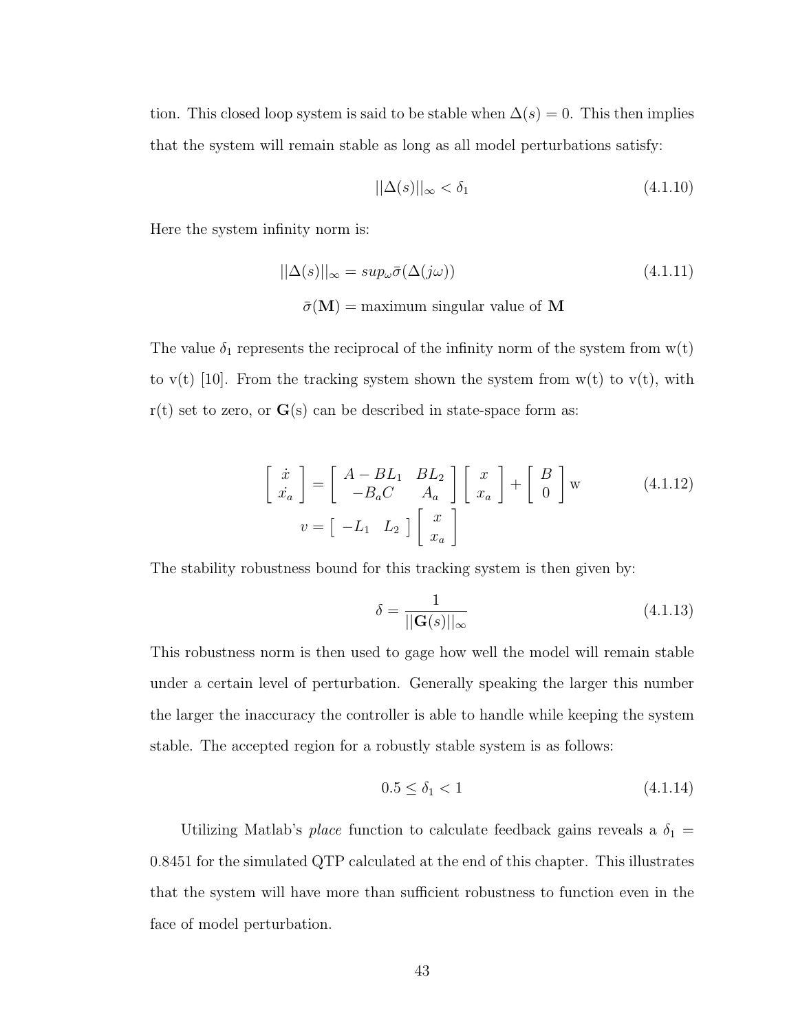tion. This closed loop system is said to be stable when $\Delta(s) = 0$. This then implies that the system will remain stable as long as all model perturbations satisfy:

$$||\Delta(s)||_\infty < \delta_1 \tag{4.1.10}$$

Here the system infinity norm is:

$$||\Delta(s)||_\infty = sup_\omega \bar{\sigma}(\Delta(j\omega)) \tag{4.1.11}$$

$$\bar{\sigma}(\mathbf{M}) = \text{maximum singular value of } \mathbf{M}$$

The value $\delta_1$ represents the reciprocal of the infinity norm of the system from w(t) to v(t) [10]. From the tracking system shown the system from w(t) to v(t), with r(t) set to zero, or $\mathbf{G}$(s) can be described in state-space form as:

$$\begin{bmatrix} \dot{x} \\ \dot{x_a} \end{bmatrix} = \begin{bmatrix} A - BL_1 & BL_2 \\ -B_a C & A_a \end{bmatrix} \begin{bmatrix} x \\ x_a \end{bmatrix} + \begin{bmatrix} B \\ 0 \end{bmatrix} \text{w} \tag{4.1.12}$$

$$v = \begin{bmatrix} -L_1 & L_2 \end{bmatrix} \begin{bmatrix} x \\ x_a \end{bmatrix}$$

The stability robustness bound for this tracking system is then given by:

$$\delta = \frac{1}{||\mathbf{G}(s)||_\infty} \tag{4.1.13}$$

This robustness norm is then used to gage how well the model will remain stable under a certain level of perturbation. Generally speaking the larger this number the larger the inaccuracy the controller is able to handle while keeping the system stable. The accepted region for a robustly stable system is as follows:

$$0.5 \leq \delta_1 < 1 \tag{4.1.14}$$

Utilizing Matlab's *place* function to calculate feedback gains reveals a $\delta_1 = 0.8451$ for the simulated QTP calculated at the end of this chapter. This illustrates that the system will have more than sufficient robustness to function even in the face of model perturbation.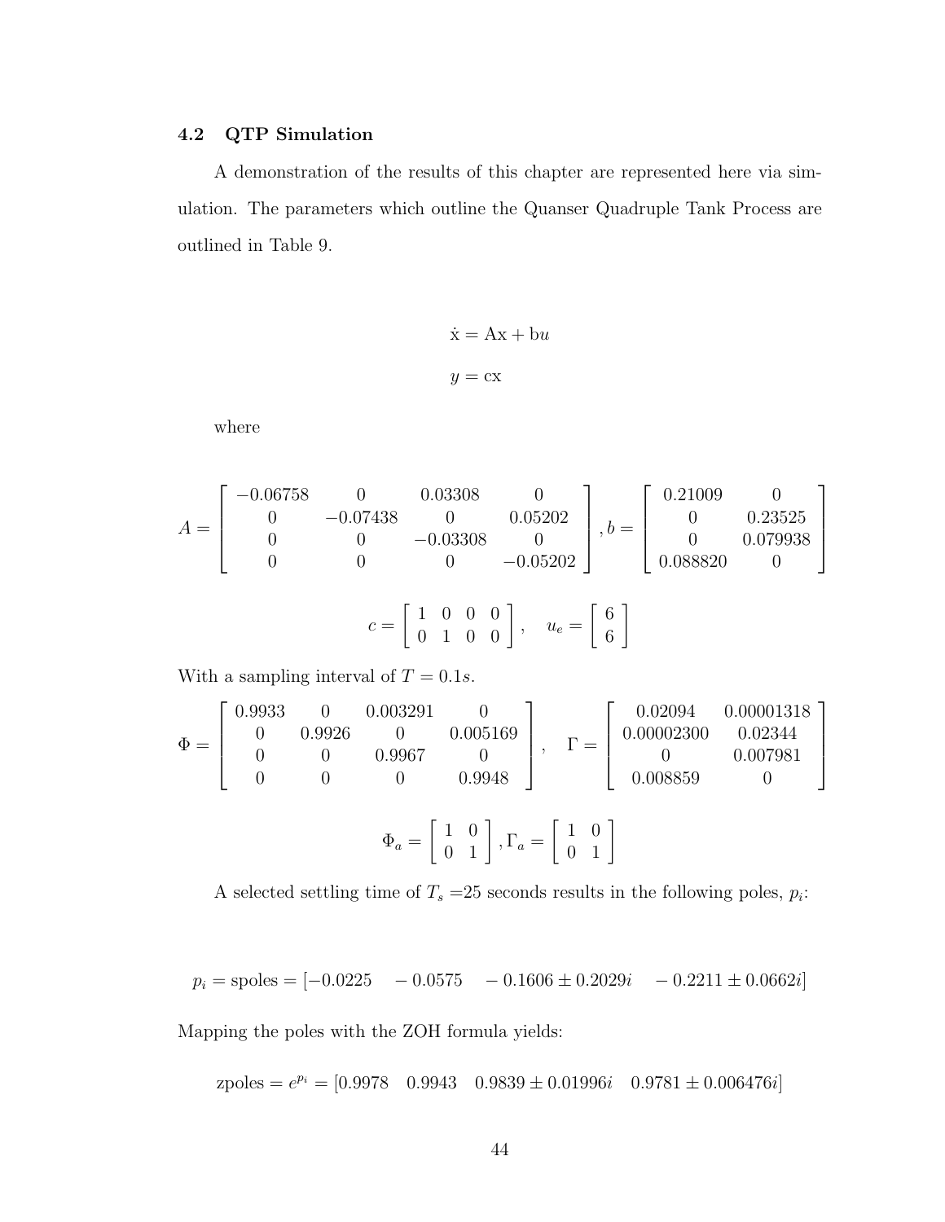### 4.2 QTP Simulation

A demonstration of the results of this chapter are represented here via simulation. The parameters which outline the Quanser Quadruple Tank Process are outlined in Table 9.

$$\dot{\mathrm{x}} = \mathrm{Ax} + \mathrm{b}u$$

$$y = \mathrm{cx}$$

where

$$A = \begin{bmatrix} -0.06758 & 0 & 0.03308 & 0 \\ 0 & -0.07438 & 0 & 0.05202 \\ 0 & 0 & -0.03308 & 0 \\ 0 & 0 & 0 & -0.05202 \end{bmatrix}, b = \begin{bmatrix} 0.21009 & 0 \\ 0 & 0.23525 \\ 0 & 0.079938 \\ 0.088820 & 0 \end{bmatrix}$$

$$c = \begin{bmatrix} 1 & 0 & 0 & 0 \\ 0 & 1 & 0 & 0 \end{bmatrix}, \quad u_e = \begin{bmatrix} 6 \\ 6 \end{bmatrix}$$

With a sampling interval of $T = 0.1s$.

$$\Phi = \begin{bmatrix} 0.9933 & 0 & 0.003291 & 0 \\ 0 & 0.9926 & 0 & 0.005169 \\ 0 & 0 & 0.9967 & 0 \\ 0 & 0 & 0 & 0.9948 \end{bmatrix}, \quad \Gamma = \begin{bmatrix} 0.02094 & 0.00001318 \\ 0.00002300 & 0.02344 \\ 0 & 0.007981 \\ 0.008859 & 0 \end{bmatrix}$$

$$\Phi_a = \begin{bmatrix} 1 & 0 \\ 0 & 1 \end{bmatrix}, \Gamma_a = \begin{bmatrix} 1 & 0 \\ 0 & 1 \end{bmatrix}$$

A selected settling time of $T_s$ =25 seconds results in the following poles, $p_i$:

$$p_i = \text{spoles} = [-0.0225 \quad -0.0575 \quad -0.1606 \pm 0.2029i \quad -0.2211 \pm 0.0662i]$$

Mapping the poles with the ZOH formula yields:

$$\text{zpoles} = e^{p_i} = [0.9978 \quad 0.9943 \quad 0.9839 \pm 0.01996i \quad 0.9781 \pm 0.006476i]$$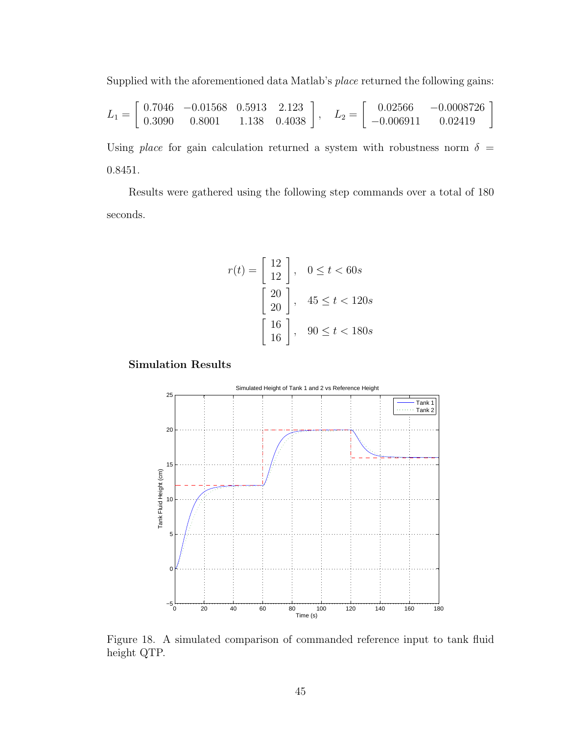Supplied with the aforementioned data Matlab's *place* returned the following gains:

$$L_1 = \begin{bmatrix} 0.7046 & -0.01568 & 0.5913 & 2.123 \\ 0.3090 & 0.8001 & 1.138 & 0.4038 \end{bmatrix}, \quad L_2 = \begin{bmatrix} 0.02566 & -0.0008726 \\ -0.006911 & 0.02419 \end{bmatrix}$$

Using *place* for gain calculation returned a system with robustness norm $\delta = 0.8451$.

Results were gathered using the following step commands over a total of 180 seconds.

$$r(t) = \begin{bmatrix} 12 \\ 12 \end{bmatrix}, \quad 0 \leq t < 60s$$
$$\begin{bmatrix} 20 \\ 20 \end{bmatrix}, \quad 45 \leq t < 120s$$
$$\begin{bmatrix} 16 \\ 16 \end{bmatrix}, \quad 90 \leq t < 180s$$

**Simulation Results**

Figure 18. A simulated comparison of commanded reference input to tank fluid height QTP.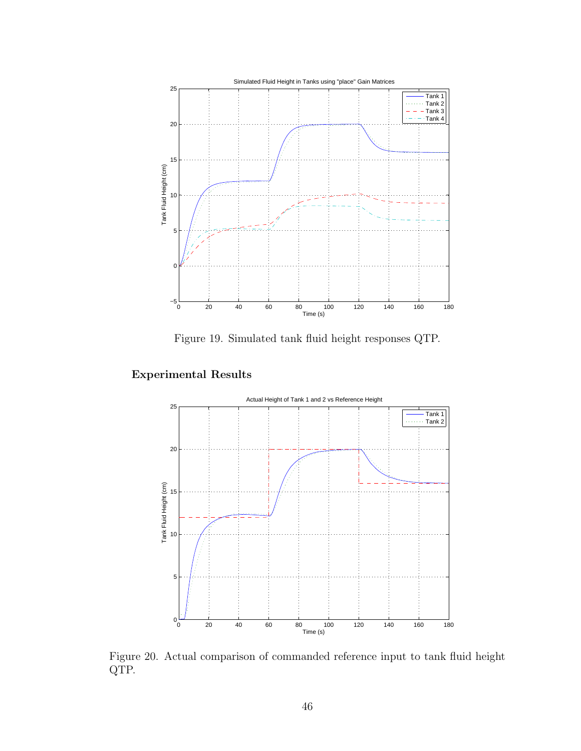Figure 19. Simulated tank fluid height responses QTP.

## Experimental Results

Figure 20. Actual comparison of commanded reference input to tank fluid height QTP.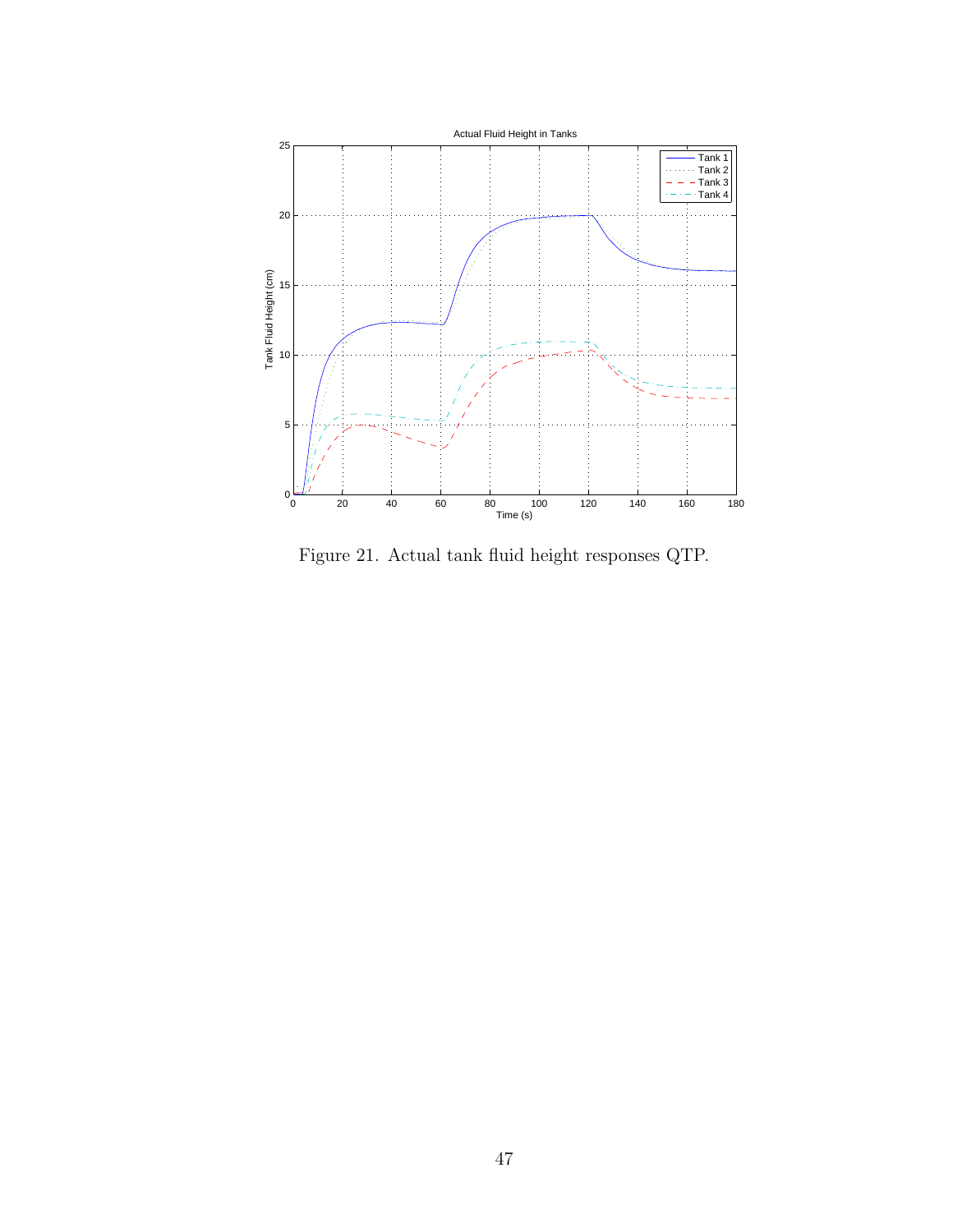Figure 21. Actual tank fluid height responses QTP.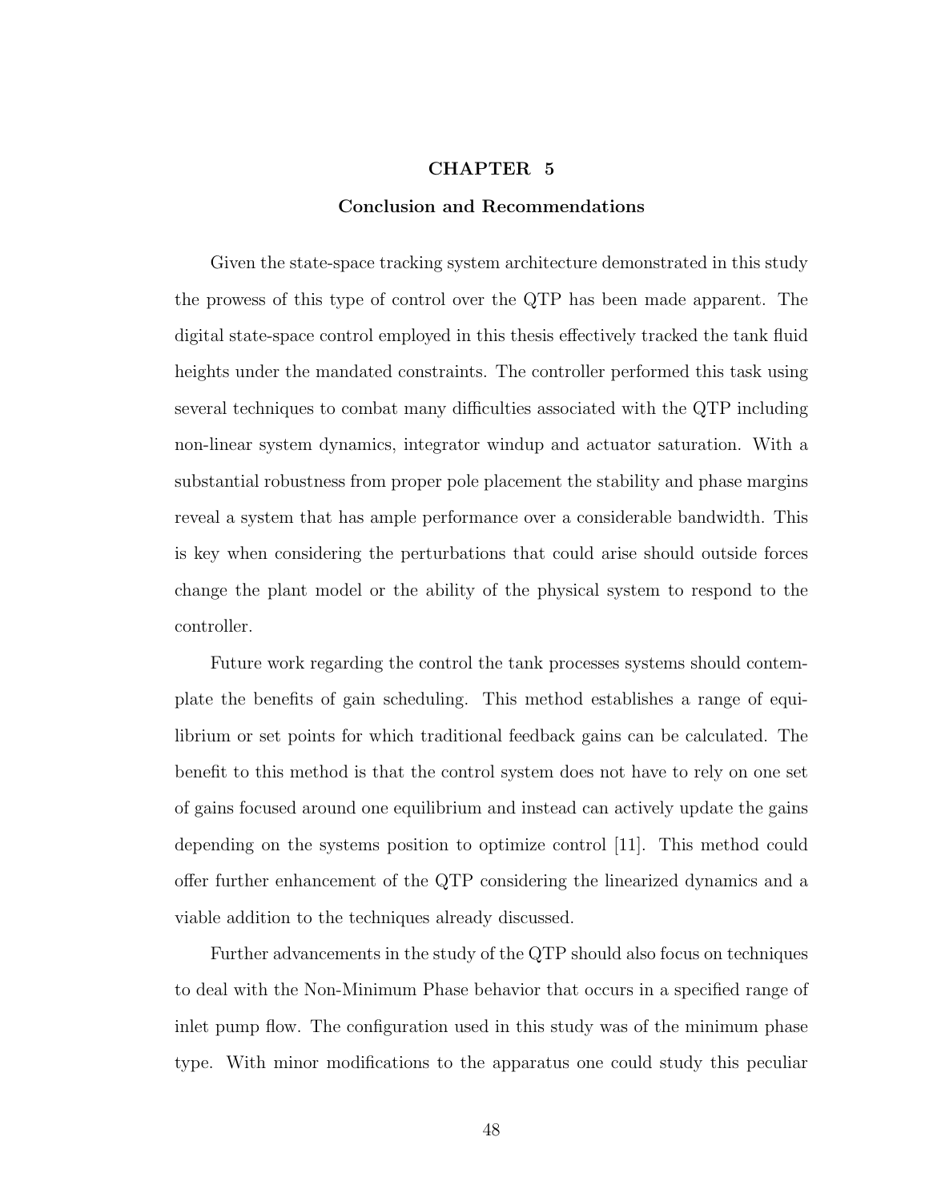# CHAPTER 5

## Conclusion and Recommendations

Given the state-space tracking system architecture demonstrated in this study the prowess of this type of control over the QTP has been made apparent. The digital state-space control employed in this thesis effectively tracked the tank fluid heights under the mandated constraints. The controller performed this task using several techniques to combat many difficulties associated with the QTP including non-linear system dynamics, integrator windup and actuator saturation. With a substantial robustness from proper pole placement the stability and phase margins reveal a system that has ample performance over a considerable bandwidth. This is key when considering the perturbations that could arise should outside forces change the plant model or the ability of the physical system to respond to the controller.

Future work regarding the control the tank processes systems should contemplate the benefits of gain scheduling. This method establishes a range of equilibrium or set points for which traditional feedback gains can be calculated. The benefit to this method is that the control system does not have to rely on one set of gains focused around one equilibrium and instead can actively update the gains depending on the systems position to optimize control [11]. This method could offer further enhancement of the QTP considering the linearized dynamics and a viable addition to the techniques already discussed.

Further advancements in the study of the QTP should also focus on techniques to deal with the Non-Minimum Phase behavior that occurs in a specified range of inlet pump flow. The configuration used in this study was of the minimum phase type. With minor modifications to the apparatus one could study this peculiar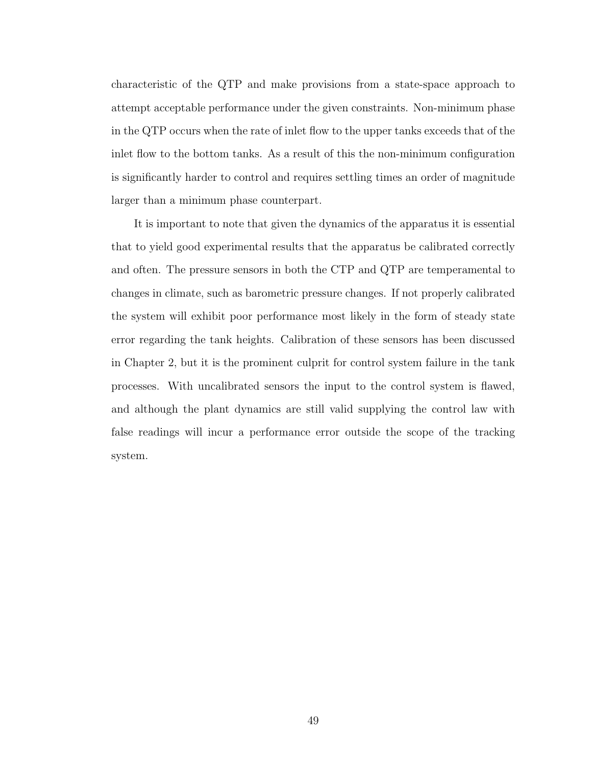characteristic of the QTP and make provisions from a state-space approach to attempt acceptable performance under the given constraints. Non-minimum phase in the QTP occurs when the rate of inlet flow to the upper tanks exceeds that of the inlet flow to the bottom tanks. As a result of this the non-minimum configuration is significantly harder to control and requires settling times an order of magnitude larger than a minimum phase counterpart.

It is important to note that given the dynamics of the apparatus it is essential that to yield good experimental results that the apparatus be calibrated correctly and often. The pressure sensors in both the CTP and QTP are temperamental to changes in climate, such as barometric pressure changes. If not properly calibrated the system will exhibit poor performance most likely in the form of steady state error regarding the tank heights. Calibration of these sensors has been discussed in Chapter 2, but it is the prominent culprit for control system failure in the tank processes. With uncalibrated sensors the input to the control system is flawed, and although the plant dynamics are still valid supplying the control law with false readings will incur a performance error outside the scope of the tracking system.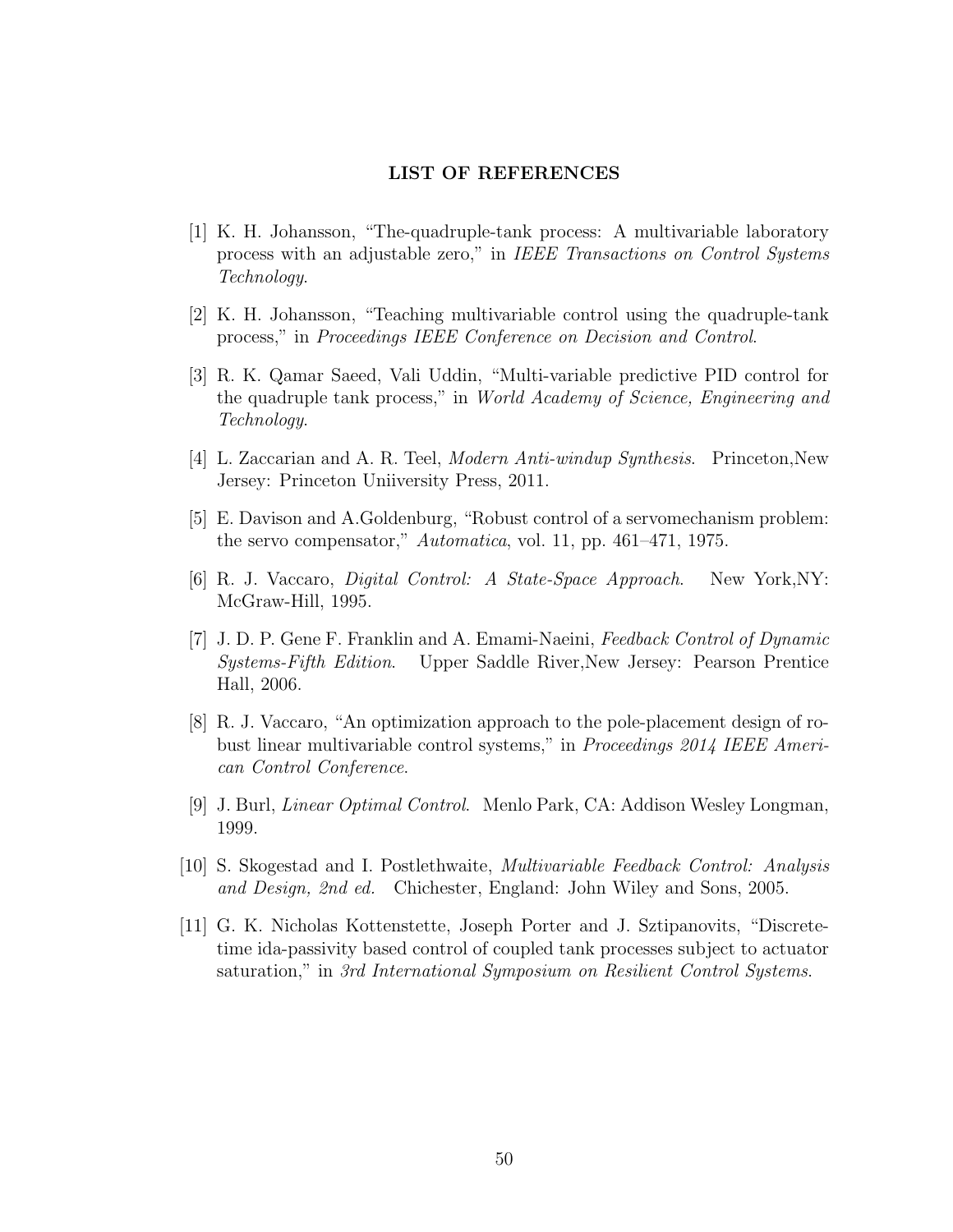## LIST OF REFERENCES

[1] K. H. Johansson, "The-quadruple-tank process: A multivariable laboratory process with an adjustable zero," in *IEEE Transactions on Control Systems Technology*.

[2] K. H. Johansson, "Teaching multivariable control using the quadruple-tank process," in *Proceedings IEEE Conference on Decision and Control*.

[3] R. K. Qamar Saeed, Vali Uddin, "Multi-variable predictive PID control for the quadruple tank process," in *World Academy of Science, Engineering and Technology*.

[4] L. Zaccarian and A. R. Teel, *Modern Anti-windup Synthesis*. Princeton,New Jersey: Princeton Uniiversity Press, 2011.

[5] E. Davison and A.Goldenburg, "Robust control of a servomechanism problem: the servo compensator," *Automatica*, vol. 11, pp. 461–471, 1975.

[6] R. J. Vaccaro, *Digital Control: A State-Space Approach*. New York,NY: McGraw-Hill, 1995.

[7] J. D. P. Gene F. Franklin and A. Emami-Naeini, *Feedback Control of Dynamic Systems-Fifth Edition*. Upper Saddle River,New Jersey: Pearson Prentice Hall, 2006.

[8] R. J. Vaccaro, "An optimization approach to the pole-placement design of robust linear multivariable control systems," in *Proceedings 2014 IEEE American Control Conference*.

[9] J. Burl, *Linear Optimal Control*. Menlo Park, CA: Addison Wesley Longman, 1999.

[10] S. Skogestad and I. Postlethwaite, *Multivariable Feedback Control: Analysis and Design, 2nd ed.* Chichester, England: John Wiley and Sons, 2005.

[11] G. K. Nicholas Kottenstette, Joseph Porter and J. Sztipanovits, "Discrete-time ida-passivity based control of coupled tank processes subject to actuator saturation," in *3rd International Symposium on Resilient Control Systems*.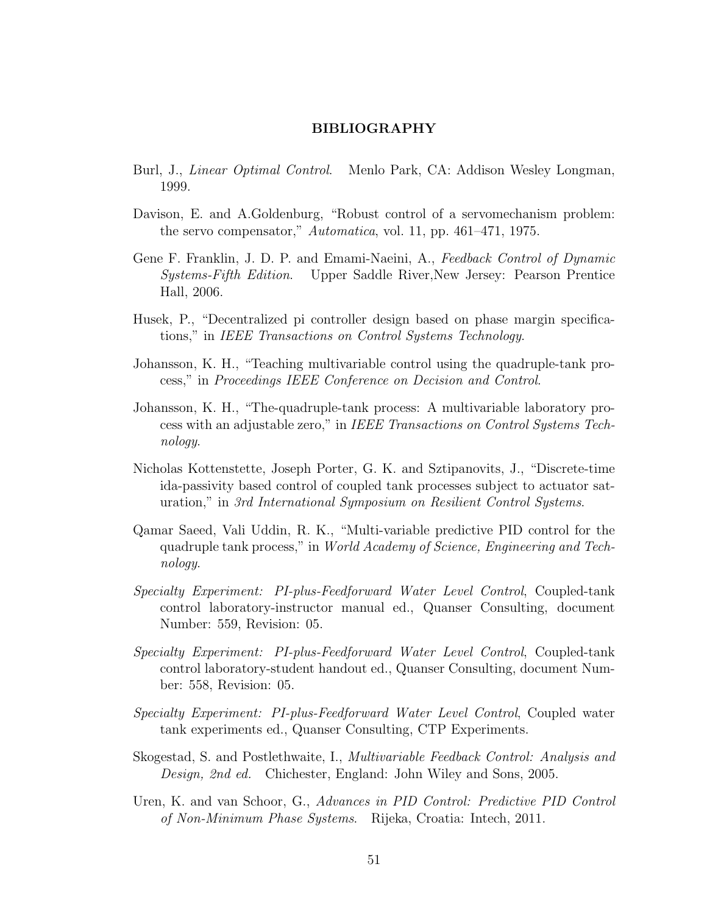# BIBLIOGRAPHY

Burl, J., *Linear Optimal Control*. Menlo Park, CA: Addison Wesley Longman, 1999.

Davison, E. and A.Goldenburg, "Robust control of a servomechanism problem: the servo compensator," *Automatica*, vol. 11, pp. 461–471, 1975.

Gene F. Franklin, J. D. P. and Emami-Naeini, A., *Feedback Control of Dynamic Systems-Fifth Edition*. Upper Saddle River,New Jersey: Pearson Prentice Hall, 2006.

Husek, P., "Decentralized pi controller design based on phase margin specifications," in *IEEE Transactions on Control Systems Technology*.

Johansson, K. H., "Teaching multivariable control using the quadruple-tank process," in *Proceedings IEEE Conference on Decision and Control*.

Johansson, K. H., "The-quadruple-tank process: A multivariable laboratory process with an adjustable zero," in *IEEE Transactions on Control Systems Technology*.

Nicholas Kottenstette, Joseph Porter, G. K. and Sztipanovits, J., "Discrete-time ida-passivity based control of coupled tank processes subject to actuator saturation," in *3rd International Symposium on Resilient Control Systems*.

Qamar Saeed, Vali Uddin, R. K., "Multi-variable predictive PID control for the quadruple tank process," in *World Academy of Science, Engineering and Technology*.

*Specialty Experiment: PI-plus-Feedforward Water Level Control*, Coupled-tank control laboratory-instructor manual ed., Quanser Consulting, document Number: 559, Revision: 05.

*Specialty Experiment: PI-plus-Feedforward Water Level Control*, Coupled-tank control laboratory-student handout ed., Quanser Consulting, document Number: 558, Revision: 05.

*Specialty Experiment: PI-plus-Feedforward Water Level Control*, Coupled water tank experiments ed., Quanser Consulting, CTP Experiments.

Skogestad, S. and Postlethwaite, I., *Multivariable Feedback Control: Analysis and Design, 2nd ed.* Chichester, England: John Wiley and Sons, 2005.

Uren, K. and van Schoor, G., *Advances in PID Control: Predictive PID Control of Non-Minimum Phase Systems*. Rijeka, Croatia: Intech, 2011.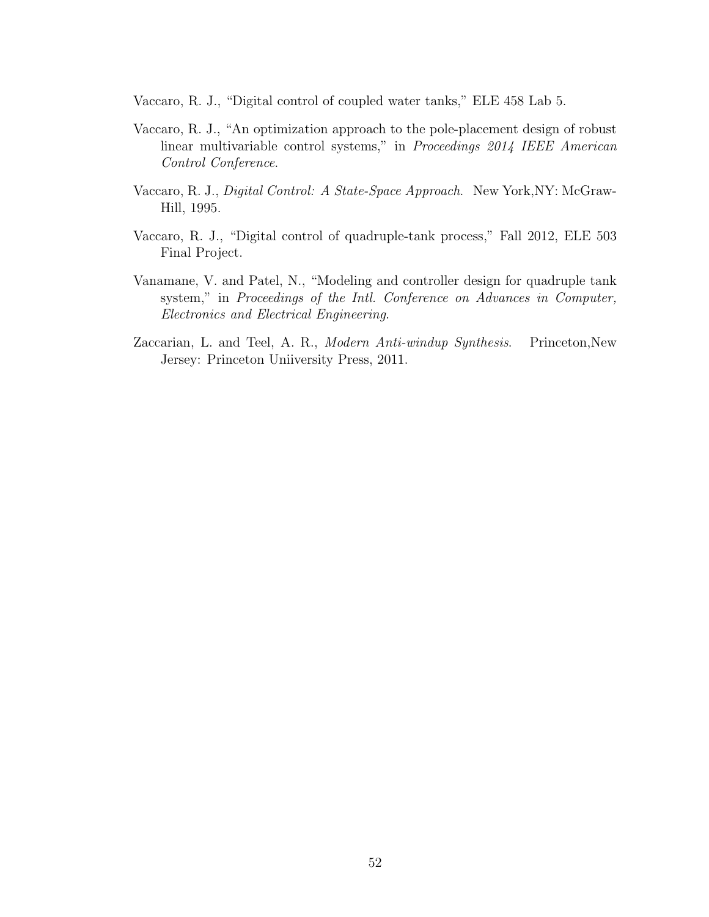Vaccaro, R. J., "Digital control of coupled water tanks," ELE 458 Lab 5.

Vaccaro, R. J., "An optimization approach to the pole-placement design of robust linear multivariable control systems," in *Proceedings 2014 IEEE American Control Conference*.

Vaccaro, R. J., *Digital Control: A State-Space Approach*. New York,NY: McGraw-Hill, 1995.

Vaccaro, R. J., "Digital control of quadruple-tank process," Fall 2012, ELE 503 Final Project.

Vanamane, V. and Patel, N., "Modeling and controller design for quadruple tank system," in *Proceedings of the Intl. Conference on Advances in Computer, Electronics and Electrical Engineering*.

Zaccarian, L. and Teel, A. R., *Modern Anti-windup Synthesis*. Princeton,New Jersey: Princeton Uniiversity Press, 2011.